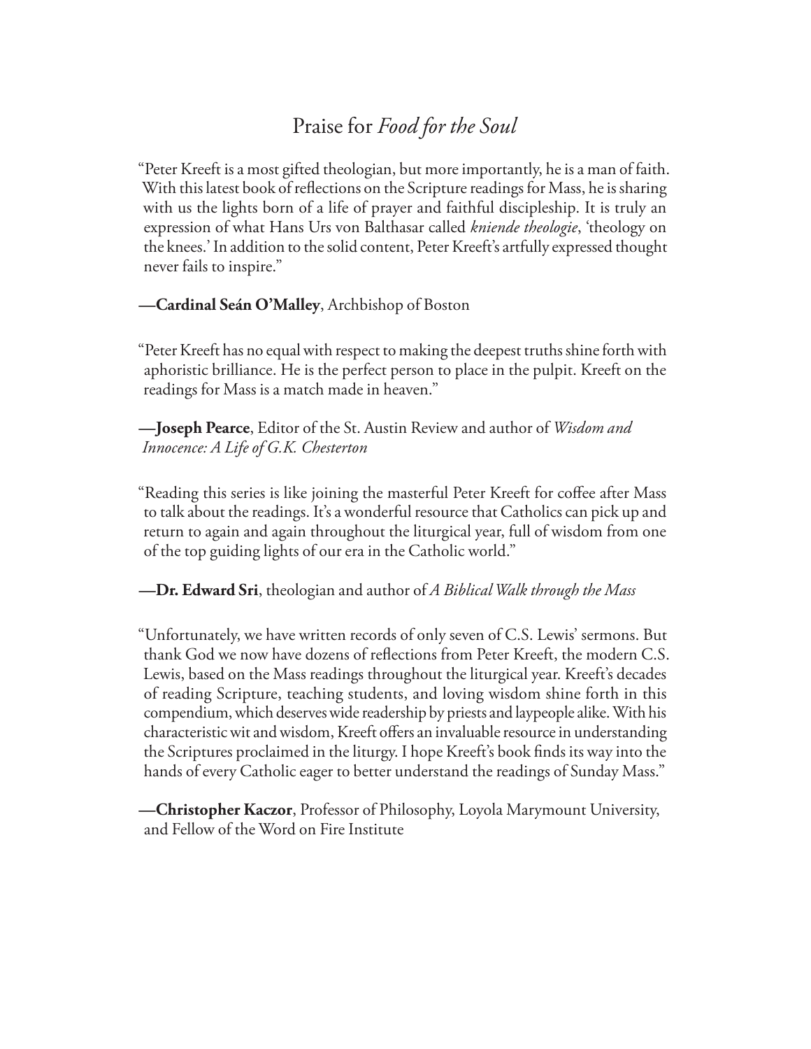# Praise for *Food for the Soul*

"Peter Kreeft is a most gifted theologian, but more importantly, he is a man of faith. With this latest book of reflections on the Scripture readings for Mass, he is sharing with us the lights born of a life of prayer and faithful discipleship. It is truly an expression of what Hans Urs von Balthasar called *kniende theologie*, 'theology on the knees.' In addition to the solid content, Peter Kreeft's artfully expressed thought never fails to inspire."

**—Cardinal Seán O'Malley**, Archbishop of Boston

"Peter Kreeft has no equal with respect to making the deepest truths shine forth with aphoristic brilliance. He is the perfect person to place in the pulpit. Kreeft on the readings for Mass is a match made in heaven."

**—Joseph Pearce**, Editor of the St. Austin Review and author of *Wisdom and Innocence: A Life of G.K. Chesterton*

"Reading this series is like joining the masterful Peter Kreeft for coffee after Mass to talk about the readings. It's a wonderful resource that Catholics can pick up and return to again and again throughout the liturgical year, full of wisdom from one of the top guiding lights of our era in the Catholic world."

**—Dr. Edward Sri**, theologian and author of *A Biblical Walk through the Mass*

"Unfortunately, we have written records of only seven of C.S. Lewis' sermons. But thank God we now have dozens of reflections from Peter Kreeft, the modern C.S. Lewis, based on the Mass readings throughout the liturgical year. Kreeft's decades of reading Scripture, teaching students, and loving wisdom shine forth in this compendium, which deserves wide readership by priests and laypeople alike. With his characteristic wit and wisdom, Kreeft offers an invaluable resource in understanding the Scriptures proclaimed in the liturgy. I hope Kreeft's book finds its way into the hands of every Catholic eager to better understand the readings of Sunday Mass."

**—Christopher Kaczor**, Professor of Philosophy, Loyola Marymount University, and Fellow of the Word on Fire Institute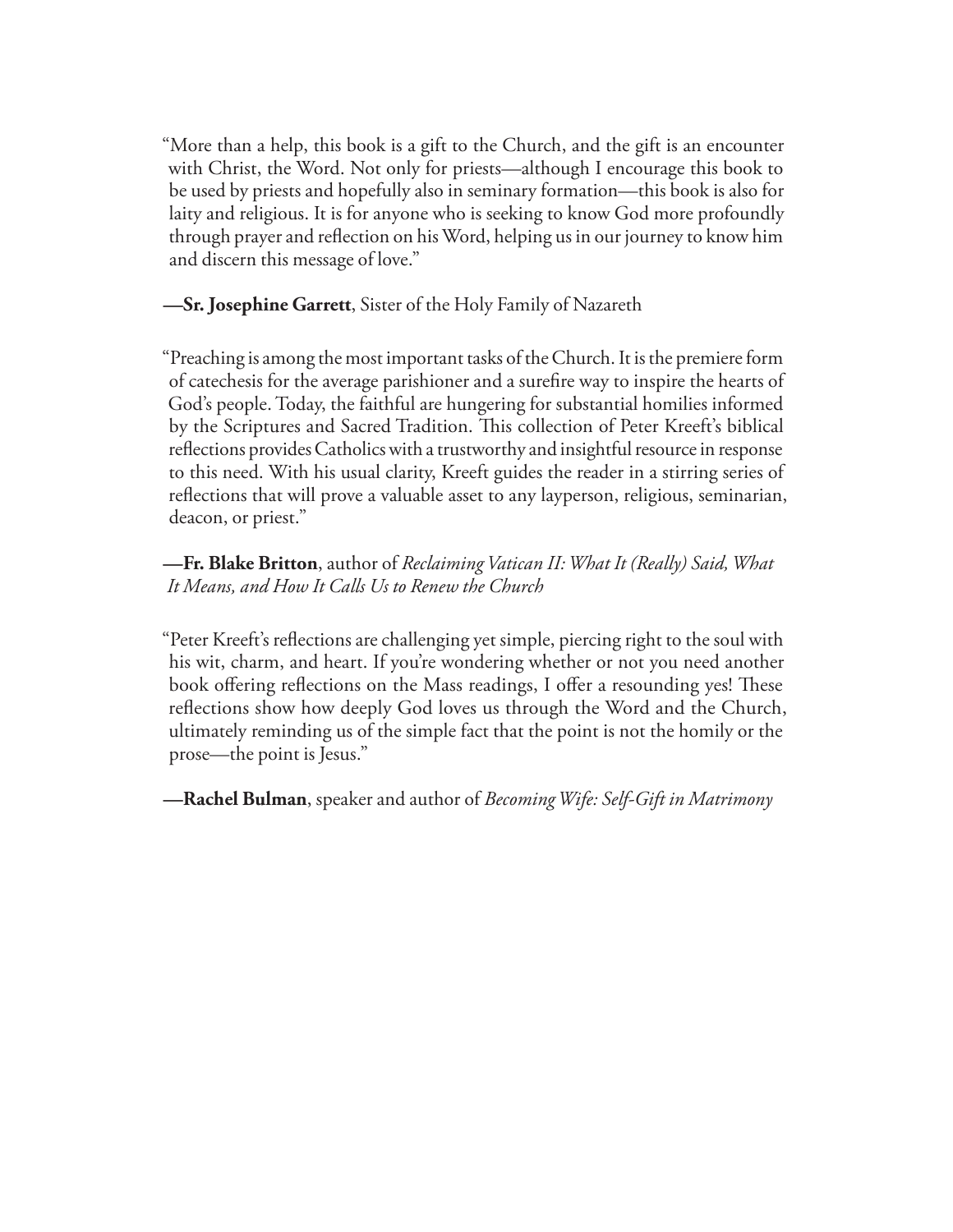"More than a help, this book is a gift to the Church, and the gift is an encounter with Christ, the Word. Not only for priests—although I encourage this book to be used by priests and hopefully also in seminary formation—this book is also for laity and religious. It is for anyone who is seeking to know God more profoundly through prayer and reflection on his Word, helping us in our journey to know him and discern this message of love."

—**Sr. Josephine Garrett**, Sister of the Holy Family of Nazareth

"Preaching is among the most important tasks of the Church. It is the premiere form of catechesis for the average parishioner and a surefire way to inspire the hearts of God's people. Today, the faithful are hungering for substantial homilies informed by the Scriptures and Sacred Tradition. This collection of Peter Kreeft's biblical reflections provides Catholics with a trustworthy and insightful resource in response to this need. With his usual clarity, Kreeft guides the reader in a stirring series of reflections that will prove a valuable asset to any layperson, religious, seminarian, deacon, or priest."

—**Fr. Blake Britton**, author of *Reclaiming Vatican II: What It (Really) Said, What It Means, and How It Calls Us to Renew the Church*

"Peter Kreeft's reflections are challenging yet simple, piercing right to the soul with his wit, charm, and heart. If you're wondering whether or not you need another book offering reflections on the Mass readings, I offer a resounding yes! These reflections show how deeply God loves us through the Word and the Church, ultimately reminding us of the simple fact that the point is not the homily or the prose—the point is Jesus."

—**Rachel Bulman**, speaker and author of *Becoming Wife: Self-Gift in Matrimony*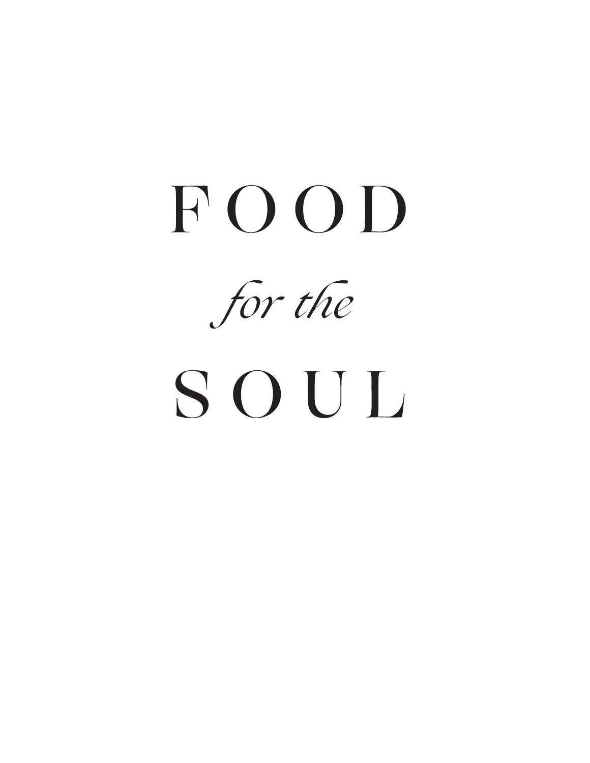# FOOD

*for the*

# SOUL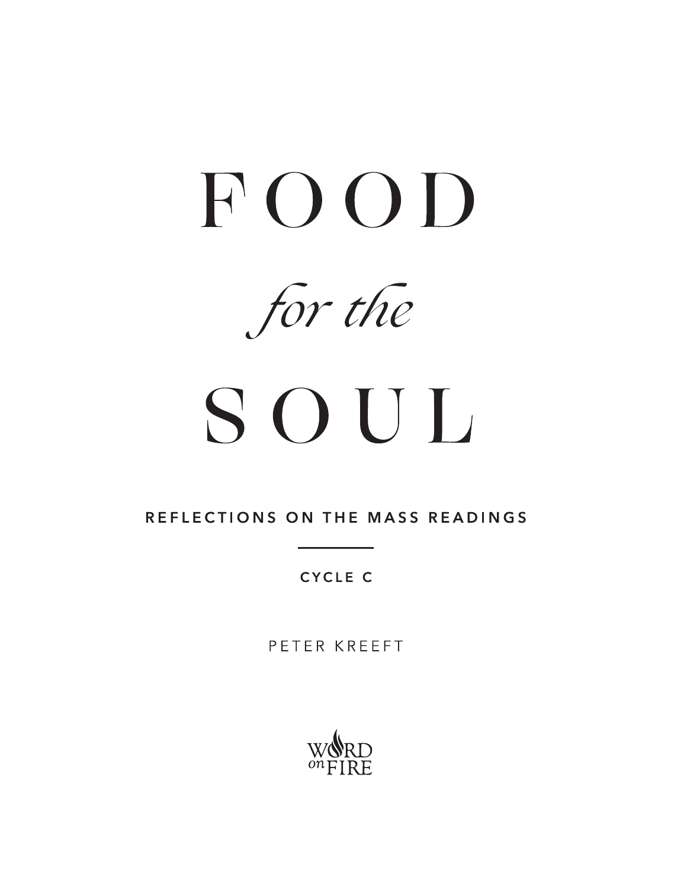# FOOD

*for the*

# SOUL

**REFLECTIONS ON THE MASS READINGS**

---

**CYCLE C**

PETER KREEFT

WORD on FIRE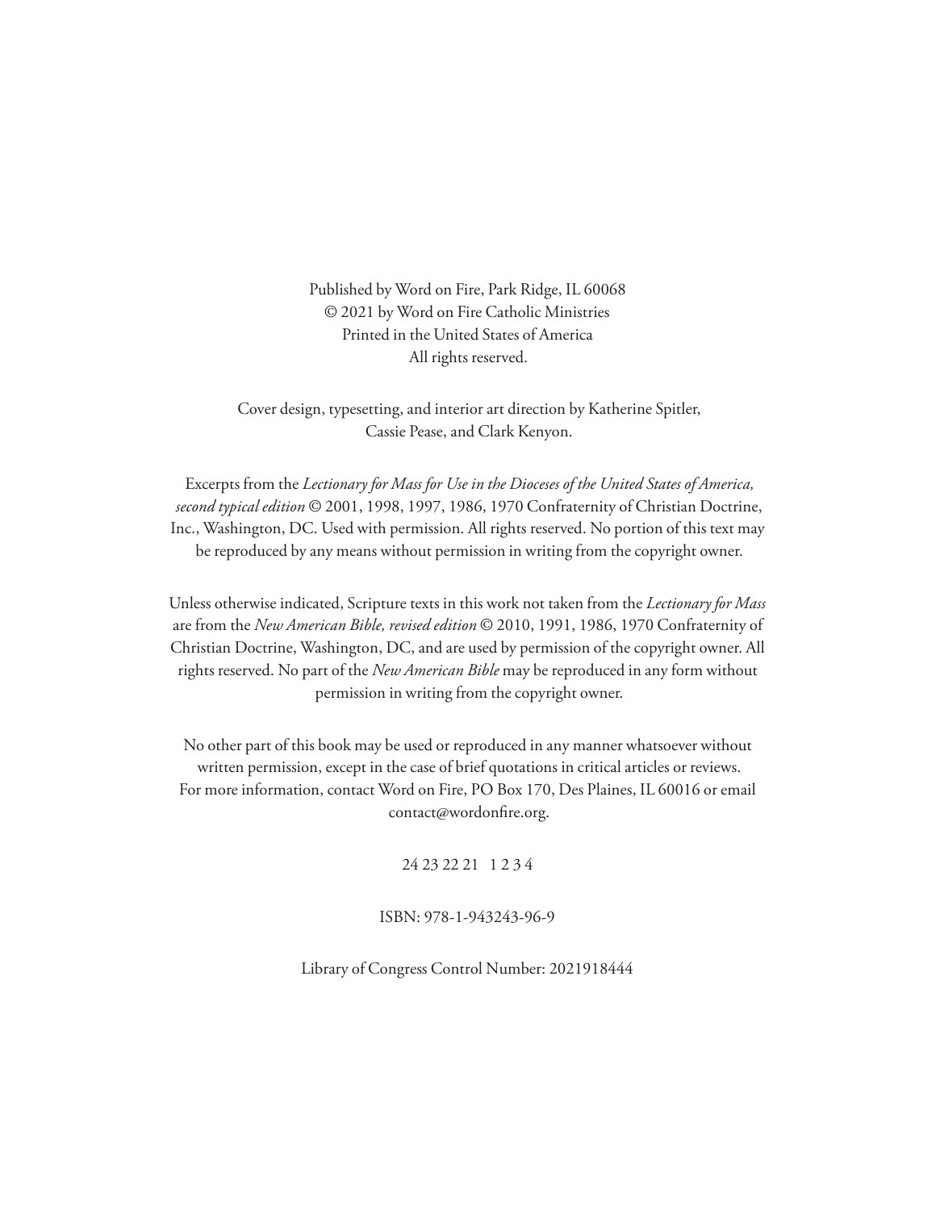Published by Word on Fire, Park Ridge, IL 60068
© 2021 by Word on Fire Catholic Ministries
Printed in the United States of America
All rights reserved.

Cover design, typesetting, and interior art direction by Katherine Spitler, Cassie Pease, and Clark Kenyon.

Excerpts from the *Lectionary for Mass for Use in the Dioceses of the United States of America, second typical edition* © 2001, 1998, 1997, 1986, 1970 Confraternity of Christian Doctrine, Inc., Washington, DC. Used with permission. All rights reserved. No portion of this text may be reproduced by any means without permission in writing from the copyright owner.

Unless otherwise indicated, Scripture texts in this work not taken from the *Lectionary for Mass* are from the *New American Bible, revised edition* © 2010, 1991, 1986, 1970 Confraternity of Christian Doctrine, Washington, DC, and are used by permission of the copyright owner. All rights reserved. No part of the *New American Bible* may be reproduced in any form without permission in writing from the copyright owner.

No other part of this book may be used or reproduced in any manner whatsoever without written permission, except in the case of brief quotations in critical articles or reviews. For more information, contact Word on Fire, PO Box 170, Des Plaines, IL 60016 or email contact@wordonfire.org.

24 23 22 21   1 2 3 4

ISBN: 978-1-943243-96-9

Library of Congress Control Number: 2021918444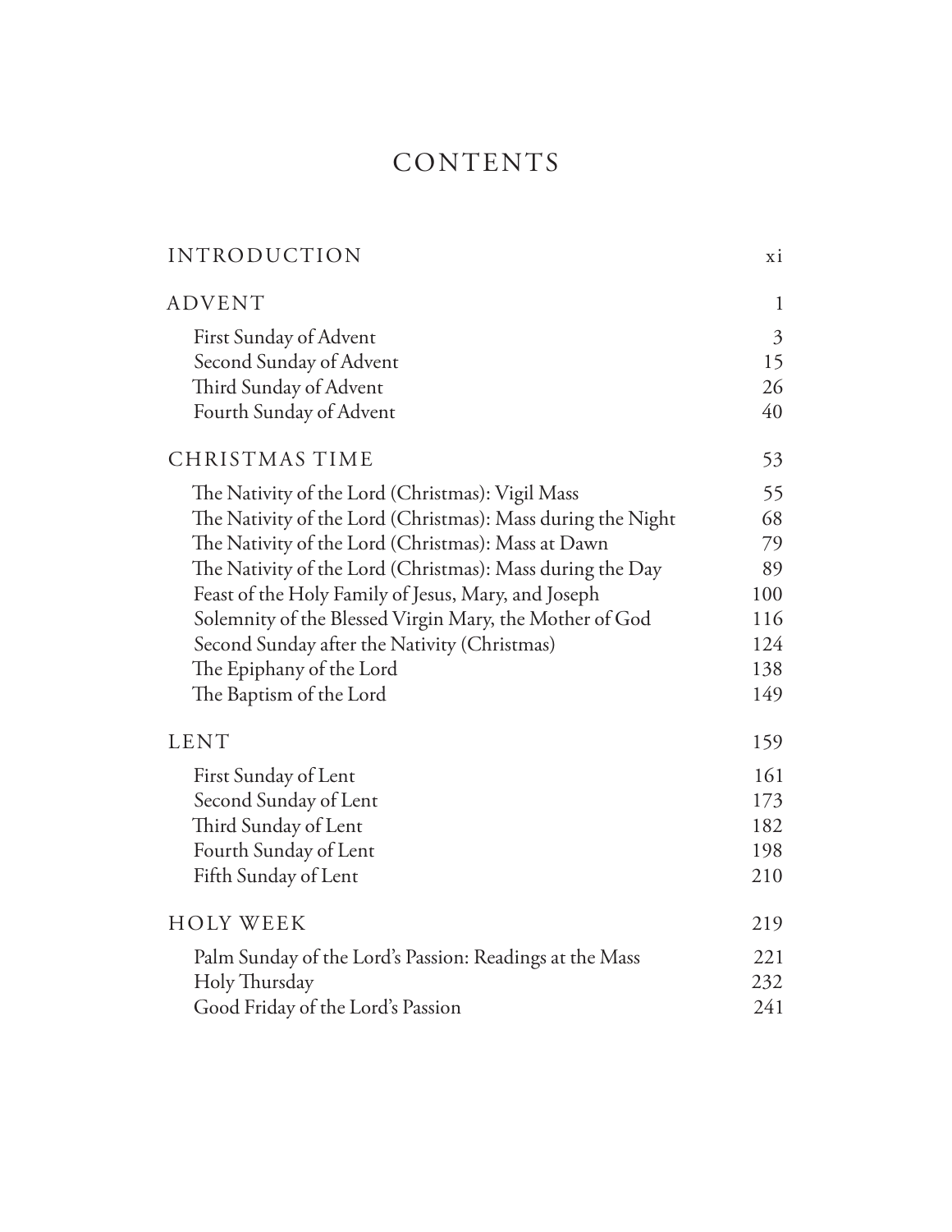# CONTENTS

| | |
|---|---|
| INTRODUCTION | xi |
| ADVENT | 1 |
| First Sunday of Advent | 3 |
| Second Sunday of Advent | 15 |
| Third Sunday of Advent | 26 |
| Fourth Sunday of Advent | 40 |
| CHRISTMAS TIME | 53 |
| The Nativity of the Lord (Christmas): Vigil Mass | 55 |
| The Nativity of the Lord (Christmas): Mass during the Night | 68 |
| The Nativity of the Lord (Christmas): Mass at Dawn | 79 |
| The Nativity of the Lord (Christmas): Mass during the Day | 89 |
| Feast of the Holy Family of Jesus, Mary, and Joseph | 100 |
| Solemnity of the Blessed Virgin Mary, the Mother of God | 116 |
| Second Sunday after the Nativity (Christmas) | 124 |
| The Epiphany of the Lord | 138 |
| The Baptism of the Lord | 149 |
| LENT | 159 |
| First Sunday of Lent | 161 |
| Second Sunday of Lent | 173 |
| Third Sunday of Lent | 182 |
| Fourth Sunday of Lent | 198 |
| Fifth Sunday of Lent | 210 |
| HOLY WEEK | 219 |
| Palm Sunday of the Lord's Passion: Readings at the Mass | 221 |
| Holy Thursday | 232 |
| Good Friday of the Lord's Passion | 241 |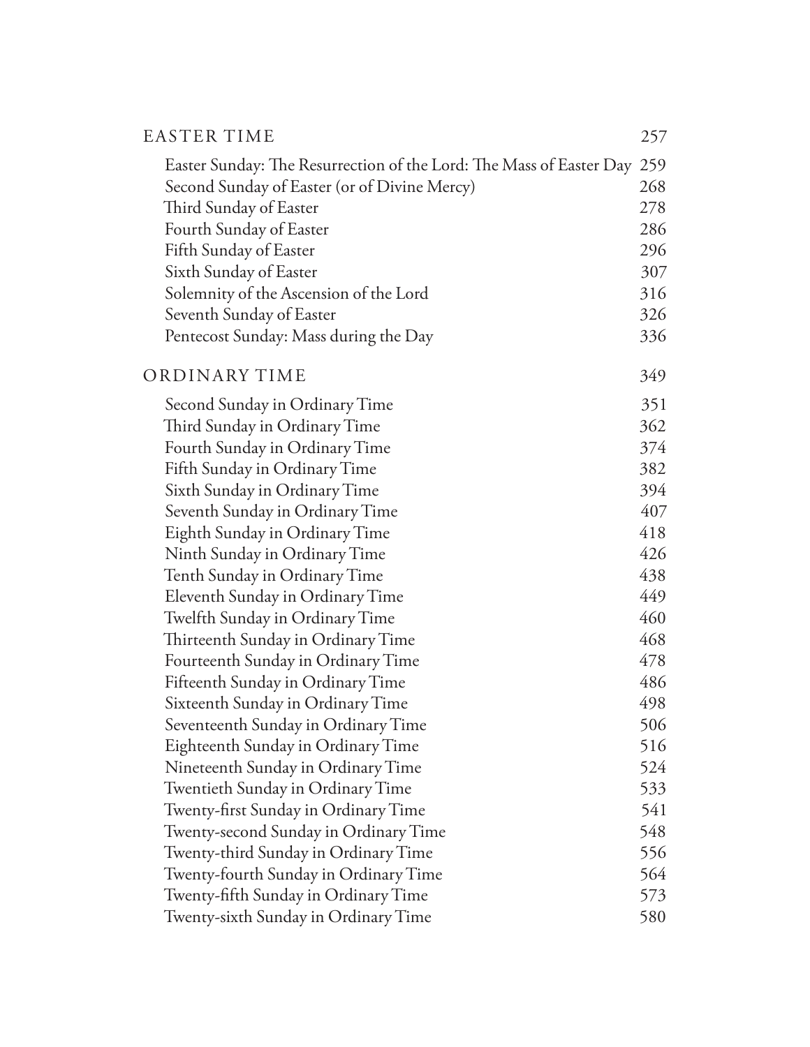EASTER TIME 257

Easter Sunday: The Resurrection of the Lord: The Mass of Easter Day 259
Second Sunday of Easter (or of Divine Mercy) 268
Third Sunday of Easter 278
Fourth Sunday of Easter 286
Fifth Sunday of Easter 296
Sixth Sunday of Easter 307
Solemnity of the Ascension of the Lord 316
Seventh Sunday of Easter 326
Pentecost Sunday: Mass during the Day 336

ORDINARY TIME 349

Second Sunday in Ordinary Time 351
Third Sunday in Ordinary Time 362
Fourth Sunday in Ordinary Time 374
Fifth Sunday in Ordinary Time 382
Sixth Sunday in Ordinary Time 394
Seventh Sunday in Ordinary Time 407
Eighth Sunday in Ordinary Time 418
Ninth Sunday in Ordinary Time 426
Tenth Sunday in Ordinary Time 438
Eleventh Sunday in Ordinary Time 449
Twelfth Sunday in Ordinary Time 460
Thirteenth Sunday in Ordinary Time 468
Fourteenth Sunday in Ordinary Time 478
Fifteenth Sunday in Ordinary Time 486
Sixteenth Sunday in Ordinary Time 498
Seventeenth Sunday in Ordinary Time 506
Eighteenth Sunday in Ordinary Time 516
Nineteenth Sunday in Ordinary Time 524
Twentieth Sunday in Ordinary Time 533
Twenty-first Sunday in Ordinary Time 541
Twenty-second Sunday in Ordinary Time 548
Twenty-third Sunday in Ordinary Time 556
Twenty-fourth Sunday in Ordinary Time 564
Twenty-fifth Sunday in Ordinary Time 573
Twenty-sixth Sunday in Ordinary Time 580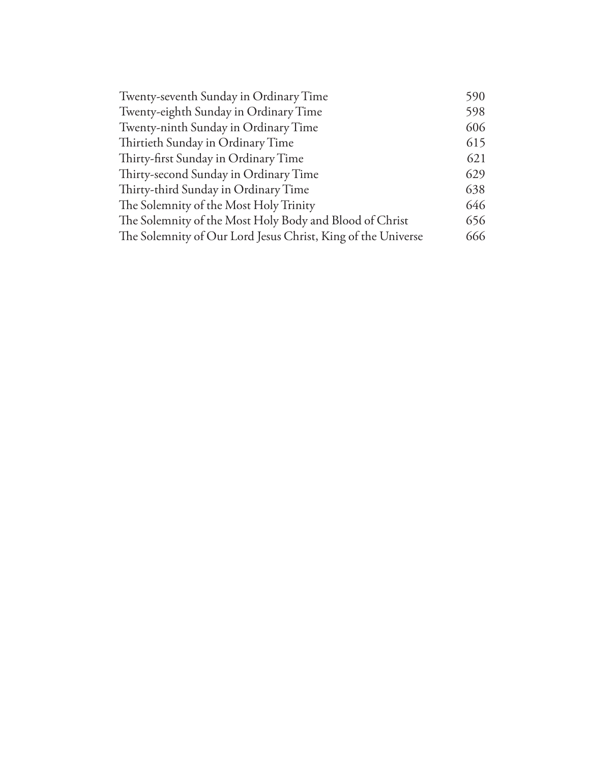| | |
|---|---|
| Twenty-seventh Sunday in Ordinary Time | 590 |
| Twenty-eighth Sunday in Ordinary Time | 598 |
| Twenty-ninth Sunday in Ordinary Time | 606 |
| Thirtieth Sunday in Ordinary Time | 615 |
| Thirty-first Sunday in Ordinary Time | 621 |
| Thirty-second Sunday in Ordinary Time | 629 |
| Thirty-third Sunday in Ordinary Time | 638 |
| The Solemnity of the Most Holy Trinity | 646 |
| The Solemnity of the Most Holy Body and Blood of Christ | 656 |
| The Solemnity of Our Lord Jesus Christ, King of the Universe | 666 |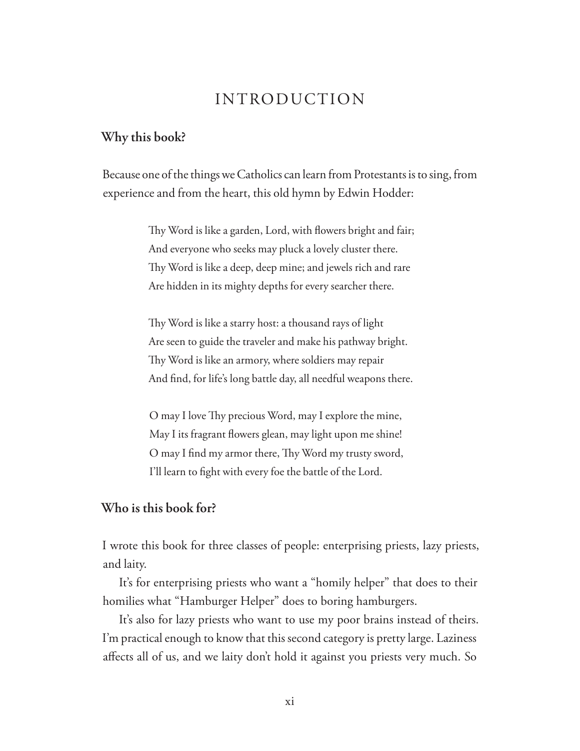# INTRODUCTION

### Why this book?

Because one of the things we Catholics can learn from Protestants is to sing, from experience and from the heart, this old hymn by Edwin Hodder:

> Thy Word is like a garden, Lord, with flowers bright and fair;
> And everyone who seeks may pluck a lovely cluster there.
> Thy Word is like a deep, deep mine; and jewels rich and rare
> Are hidden in its mighty depths for every searcher there.
>
> Thy Word is like a starry host: a thousand rays of light
> Are seen to guide the traveler and make his pathway bright.
> Thy Word is like an armory, where soldiers may repair
> And find, for life's long battle day, all needful weapons there.
>
> O may I love Thy precious Word, may I explore the mine,
> May I its fragrant flowers glean, may light upon me shine!
> O may I find my armor there, Thy Word my trusty sword,
> I'll learn to fight with every foe the battle of the Lord.

### Who is this book for?

I wrote this book for three classes of people: enterprising priests, lazy priests, and laity.

It's for enterprising priests who want a "homily helper" that does to their homilies what "Hamburger Helper" does to boring hamburgers.

It's also for lazy priests who want to use my poor brains instead of theirs. I'm practical enough to know that this second category is pretty large. Laziness affects all of us, and we laity don't hold it against you priests very much. So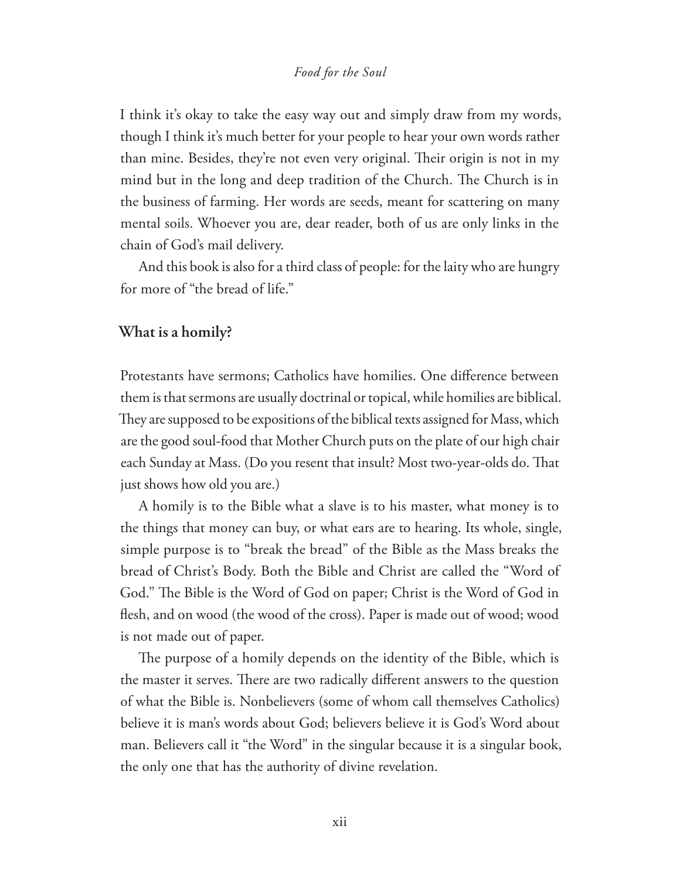I think it's okay to take the easy way out and simply draw from my words, though I think it's much better for your people to hear your own words rather than mine. Besides, they're not even very original. Their origin is not in my mind but in the long and deep tradition of the Church. The Church is in the business of farming. Her words are seeds, meant for scattering on many mental soils. Whoever you are, dear reader, both of us are only links in the chain of God's mail delivery.

And this book is also for a third class of people: for the laity who are hungry for more of "the bread of life."

### What is a homily?

Protestants have sermons; Catholics have homilies. One difference between them is that sermons are usually doctrinal or topical, while homilies are biblical. They are supposed to be expositions of the biblical texts assigned for Mass, which are the good soul-food that Mother Church puts on the plate of our high chair each Sunday at Mass. (Do you resent that insult? Most two-year-olds do. That just shows how old you are.)

A homily is to the Bible what a slave is to his master, what money is to the things that money can buy, or what ears are to hearing. Its whole, single, simple purpose is to "break the bread" of the Bible as the Mass breaks the bread of Christ's Body. Both the Bible and Christ are called the "Word of God." The Bible is the Word of God on paper; Christ is the Word of God in flesh, and on wood (the wood of the cross). Paper is made out of wood; wood is not made out of paper.

The purpose of a homily depends on the identity of the Bible, which is the master it serves. There are two radically different answers to the question of what the Bible is. Nonbelievers (some of whom call themselves Catholics) believe it is man's words about God; believers believe it is God's Word about man. Believers call it "the Word" in the singular because it is a singular book, the only one that has the authority of divine revelation.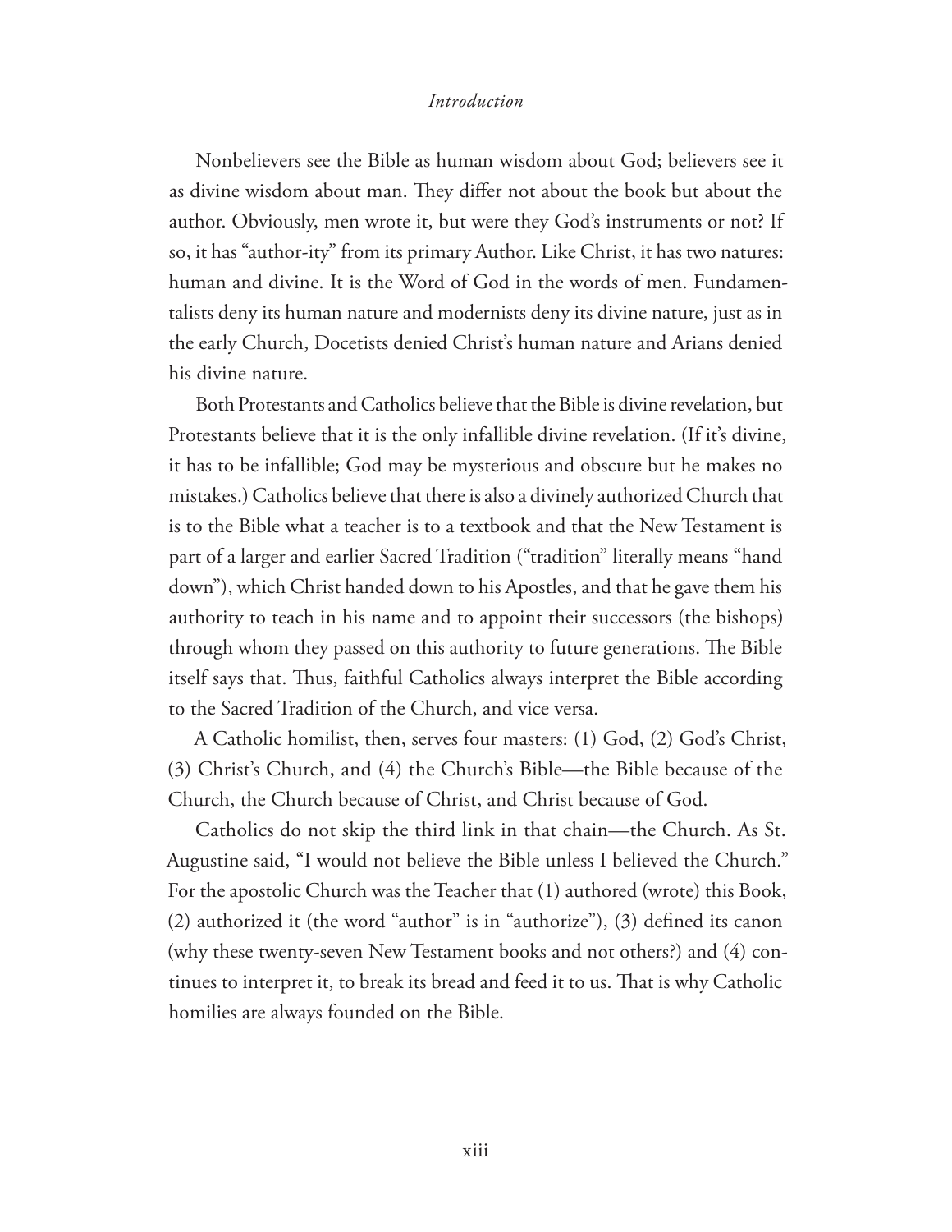Nonbelievers see the Bible as human wisdom about God; believers see it as divine wisdom about man. They differ not about the book but about the author. Obviously, men wrote it, but were they God's instruments or not? If so, it has "author-ity" from its primary Author. Like Christ, it has two natures: human and divine. It is the Word of God in the words of men. Fundamentalists deny its human nature and modernists deny its divine nature, just as in the early Church, Docetists denied Christ's human nature and Arians denied his divine nature.

Both Protestants and Catholics believe that the Bible is divine revelation, but Protestants believe that it is the only infallible divine revelation. (If it's divine, it has to be infallible; God may be mysterious and obscure but he makes no mistakes.) Catholics believe that there is also a divinely authorized Church that is to the Bible what a teacher is to a textbook and that the New Testament is part of a larger and earlier Sacred Tradition ("tradition" literally means "hand down"), which Christ handed down to his Apostles, and that he gave them his authority to teach in his name and to appoint their successors (the bishops) through whom they passed on this authority to future generations. The Bible itself says that. Thus, faithful Catholics always interpret the Bible according to the Sacred Tradition of the Church, and vice versa.

A Catholic homilist, then, serves four masters: (1) God, (2) God's Christ, (3) Christ's Church, and (4) the Church's Bible—the Bible because of the Church, the Church because of Christ, and Christ because of God.

Catholics do not skip the third link in that chain—the Church. As St. Augustine said, "I would not believe the Bible unless I believed the Church." For the apostolic Church was the Teacher that (1) authored (wrote) this Book, (2) authorized it (the word "author" is in "authorize"), (3) defined its canon (why these twenty-seven New Testament books and not others?) and (4) continues to interpret it, to break its bread and feed it to us. That is why Catholic homilies are always founded on the Bible.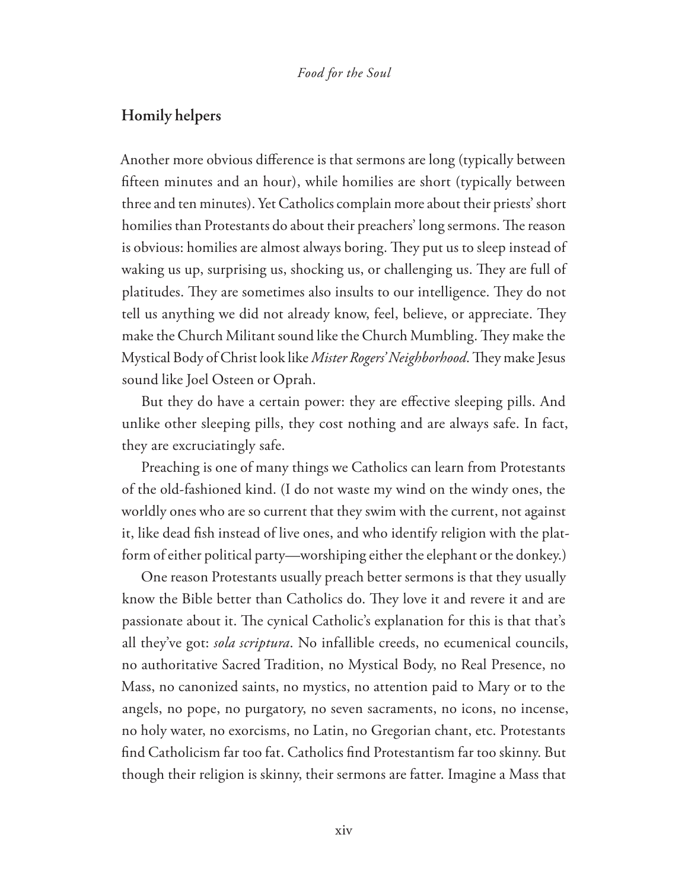## Homily helpers

Another more obvious difference is that sermons are long (typically between fifteen minutes and an hour), while homilies are short (typically between three and ten minutes). Yet Catholics complain more about their priests' short homilies than Protestants do about their preachers' long sermons. The reason is obvious: homilies are almost always boring. They put us to sleep instead of waking us up, surprising us, shocking us, or challenging us. They are full of platitudes. They are sometimes also insults to our intelligence. They do not tell us anything we did not already know, feel, believe, or appreciate. They make the Church Militant sound like the Church Mumbling. They make the Mystical Body of Christ look like *Mister Rogers' Neighborhood*. They make Jesus sound like Joel Osteen or Oprah.

But they do have a certain power: they are effective sleeping pills. And unlike other sleeping pills, they cost nothing and are always safe. In fact, they are excruciatingly safe.

Preaching is one of many things we Catholics can learn from Protestants of the old-fashioned kind. (I do not waste my wind on the windy ones, the worldly ones who are so current that they swim with the current, not against it, like dead fish instead of live ones, and who identify religion with the platform of either political party—worshiping either the elephant or the donkey.)

One reason Protestants usually preach better sermons is that they usually know the Bible better than Catholics do. They love it and revere it and are passionate about it. The cynical Catholic's explanation for this is that that's all they've got: *sola scriptura*. No infallible creeds, no ecumenical councils, no authoritative Sacred Tradition, no Mystical Body, no Real Presence, no Mass, no canonized saints, no mystics, no attention paid to Mary or to the angels, no pope, no purgatory, no seven sacraments, no icons, no incense, no holy water, no exorcisms, no Latin, no Gregorian chant, etc. Protestants find Catholicism far too fat. Catholics find Protestantism far too skinny. But though their religion is skinny, their sermons are fatter. Imagine a Mass that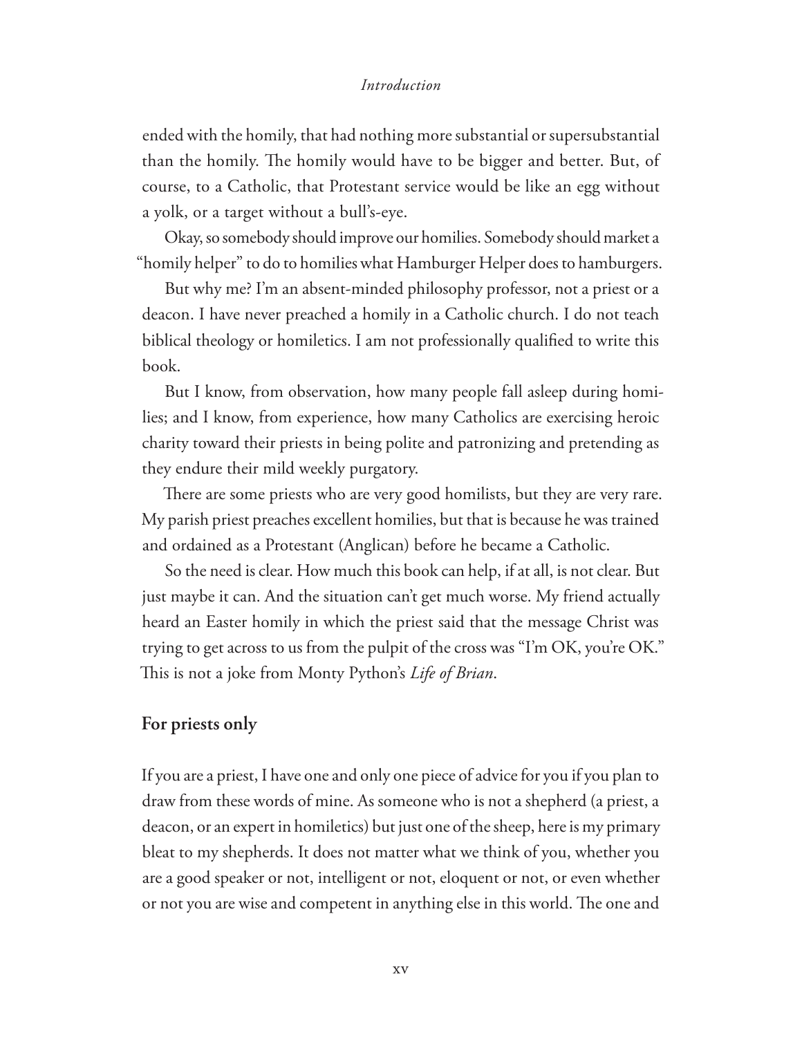ended with the homily, that had nothing more substantial or supersubstantial than the homily. The homily would have to be bigger and better. But, of course, to a Catholic, that Protestant service would be like an egg without a yolk, or a target without a bull's-eye.

Okay, so somebody should improve our homilies. Somebody should market a "homily helper" to do to homilies what Hamburger Helper does to hamburgers.

But why me? I'm an absent-minded philosophy professor, not a priest or a deacon. I have never preached a homily in a Catholic church. I do not teach biblical theology or homiletics. I am not professionally qualified to write this book.

But I know, from observation, how many people fall asleep during homilies; and I know, from experience, how many Catholics are exercising heroic charity toward their priests in being polite and patronizing and pretending as they endure their mild weekly purgatory.

There are some priests who are very good homilists, but they are very rare. My parish priest preaches excellent homilies, but that is because he was trained and ordained as a Protestant (Anglican) before he became a Catholic.

So the need is clear. How much this book can help, if at all, is not clear. But just maybe it can. And the situation can't get much worse. My friend actually heard an Easter homily in which the priest said that the message Christ was trying to get across to us from the pulpit of the cross was "I'm OK, you're OK." This is not a joke from Monty Python's *Life of Brian*.

## For priests only

If you are a priest, I have one and only one piece of advice for you if you plan to draw from these words of mine. As someone who is not a shepherd (a priest, a deacon, or an expert in homiletics) but just one of the sheep, here is my primary bleat to my shepherds. It does not matter what we think of you, whether you are a good speaker or not, intelligent or not, eloquent or not, or even whether or not you are wise and competent in anything else in this world. The one and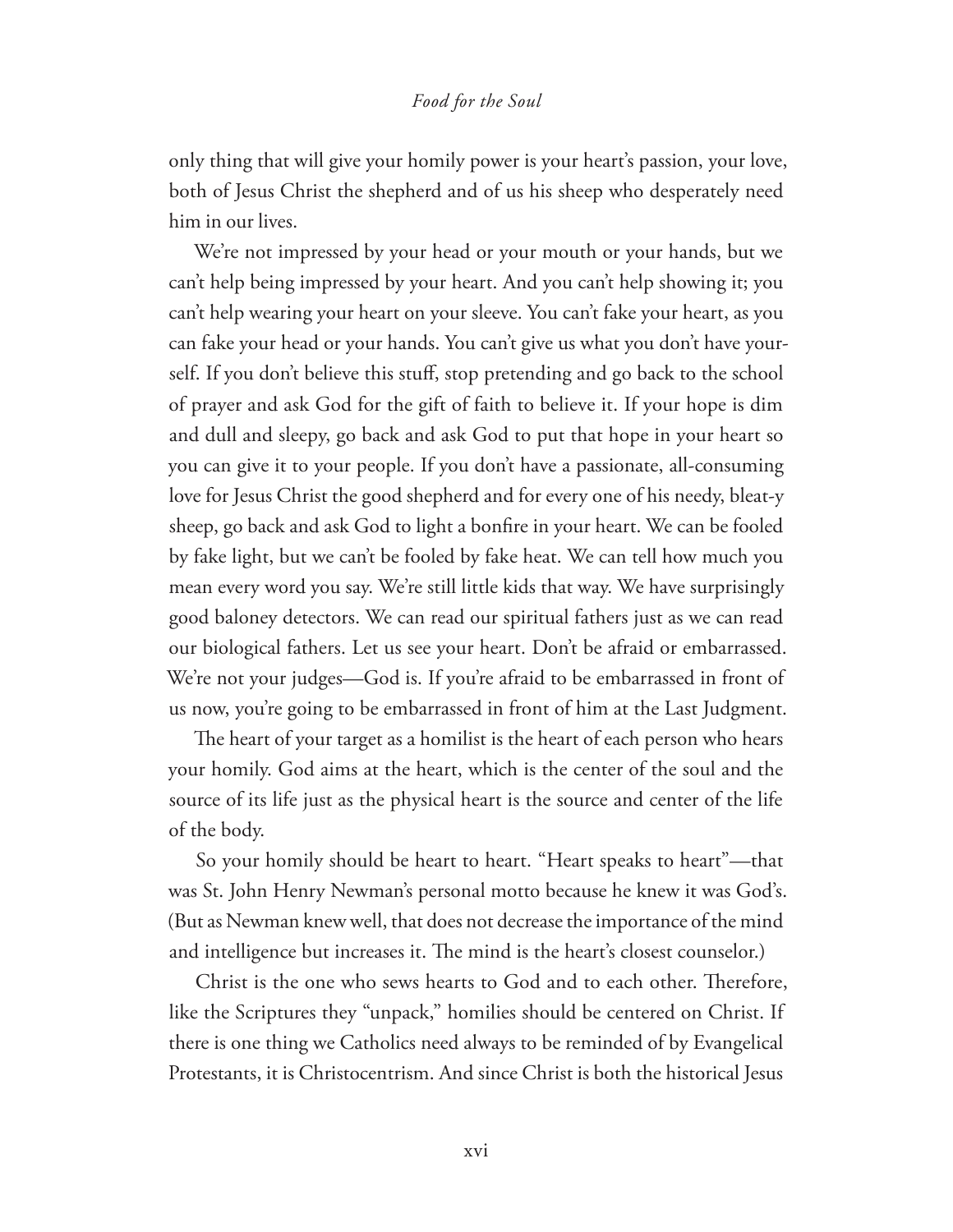only thing that will give your homily power is your heart's passion, your love, both of Jesus Christ the shepherd and of us his sheep who desperately need him in our lives.

We're not impressed by your head or your mouth or your hands, but we can't help being impressed by your heart. And you can't help showing it; you can't help wearing your heart on your sleeve. You can't fake your heart, as you can fake your head or your hands. You can't give us what you don't have yourself. If you don't believe this stuff, stop pretending and go back to the school of prayer and ask God for the gift of faith to believe it. If your hope is dim and dull and sleepy, go back and ask God to put that hope in your heart so you can give it to your people. If you don't have a passionate, all-consuming love for Jesus Christ the good shepherd and for every one of his needy, bleat-y sheep, go back and ask God to light a bonfire in your heart. We can be fooled by fake light, but we can't be fooled by fake heat. We can tell how much you mean every word you say. We're still little kids that way. We have surprisingly good baloney detectors. We can read our spiritual fathers just as we can read our biological fathers. Let us see your heart. Don't be afraid or embarrassed. We're not your judges—God is. If you're afraid to be embarrassed in front of us now, you're going to be embarrassed in front of him at the Last Judgment.

The heart of your target as a homilist is the heart of each person who hears your homily. God aims at the heart, which is the center of the soul and the source of its life just as the physical heart is the source and center of the life of the body.

So your homily should be heart to heart. "Heart speaks to heart"—that was St. John Henry Newman's personal motto because he knew it was God's. (But as Newman knew well, that does not decrease the importance of the mind and intelligence but increases it. The mind is the heart's closest counselor.)

Christ is the one who sews hearts to God and to each other. Therefore, like the Scriptures they "unpack," homilies should be centered on Christ. If there is one thing we Catholics need always to be reminded of by Evangelical Protestants, it is Christocentrism. And since Christ is both the historical Jesus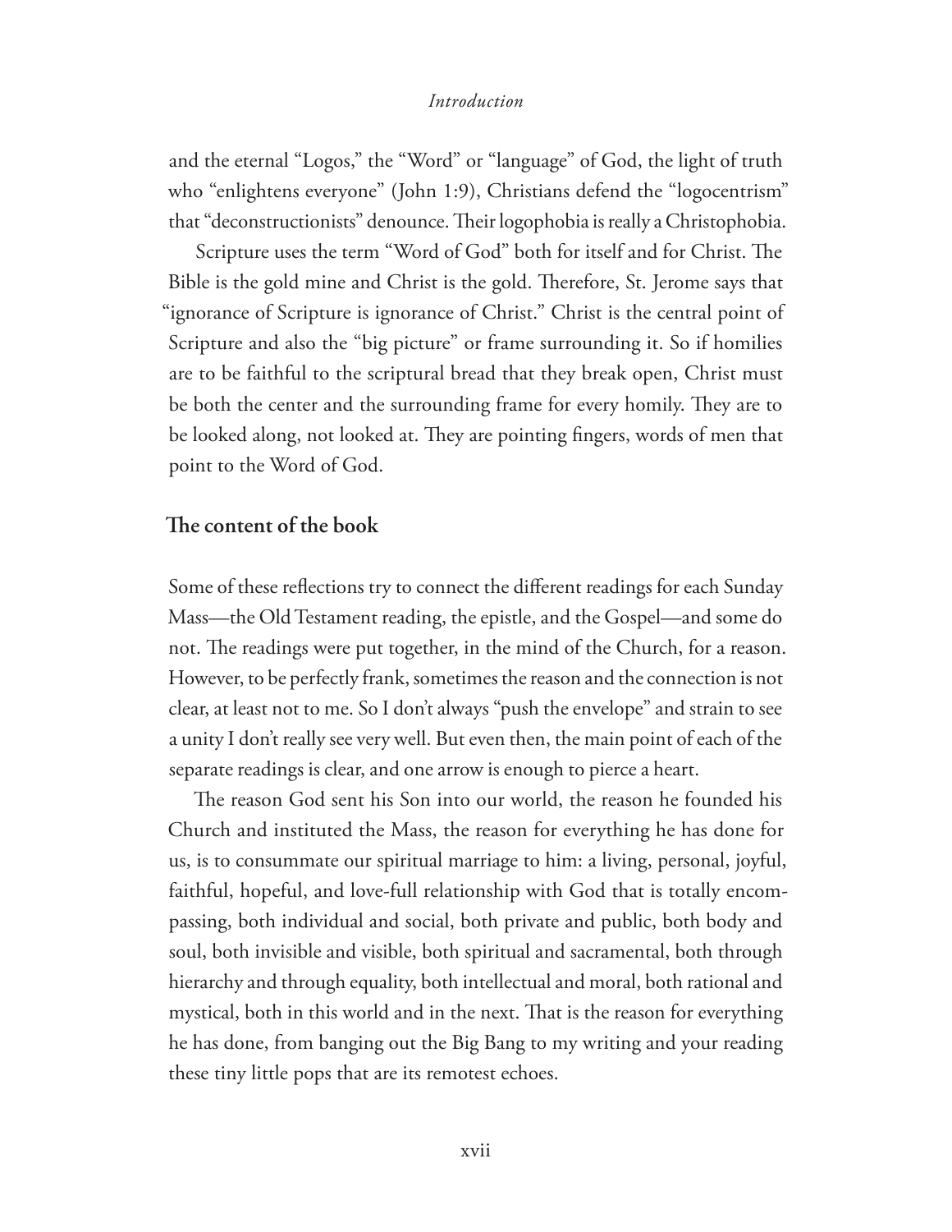and the eternal "Logos," the "Word" or "language" of God, the light of truth who "enlightens everyone" (John 1:9), Christians defend the "logocentrism" that "deconstructionists" denounce. Their logophobia is really a Christophobia.

Scripture uses the term "Word of God" both for itself and for Christ. The Bible is the gold mine and Christ is the gold. Therefore, St. Jerome says that "ignorance of Scripture is ignorance of Christ." Christ is the central point of Scripture and also the "big picture" or frame surrounding it. So if homilies are to be faithful to the scriptural bread that they break open, Christ must be both the center and the surrounding frame for every homily. They are to be looked along, not looked at. They are pointing fingers, words of men that point to the Word of God.

## The content of the book

Some of these reflections try to connect the different readings for each Sunday Mass—the Old Testament reading, the epistle, and the Gospel—and some do not. The readings were put together, in the mind of the Church, for a reason. However, to be perfectly frank, sometimes the reason and the connection is not clear, at least not to me. So I don't always "push the envelope" and strain to see a unity I don't really see very well. But even then, the main point of each of the separate readings is clear, and one arrow is enough to pierce a heart.

The reason God sent his Son into our world, the reason he founded his Church and instituted the Mass, the reason for everything he has done for us, is to consummate our spiritual marriage to him: a living, personal, joyful, faithful, hopeful, and love-full relationship with God that is totally encompassing, both individual and social, both private and public, both body and soul, both invisible and visible, both spiritual and sacramental, both through hierarchy and through equality, both intellectual and moral, both rational and mystical, both in this world and in the next. That is the reason for everything he has done, from banging out the Big Bang to my writing and your reading these tiny little pops that are its remotest echoes.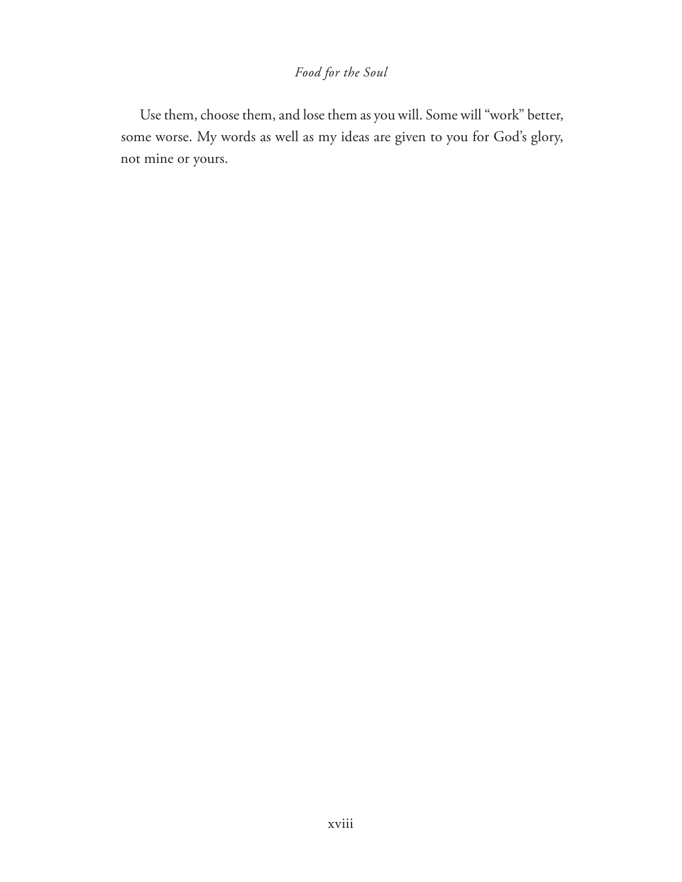Use them, choose them, and lose them as you will. Some will "work" better, some worse. My words as well as my ideas are given to you for God's glory, not mine or yours.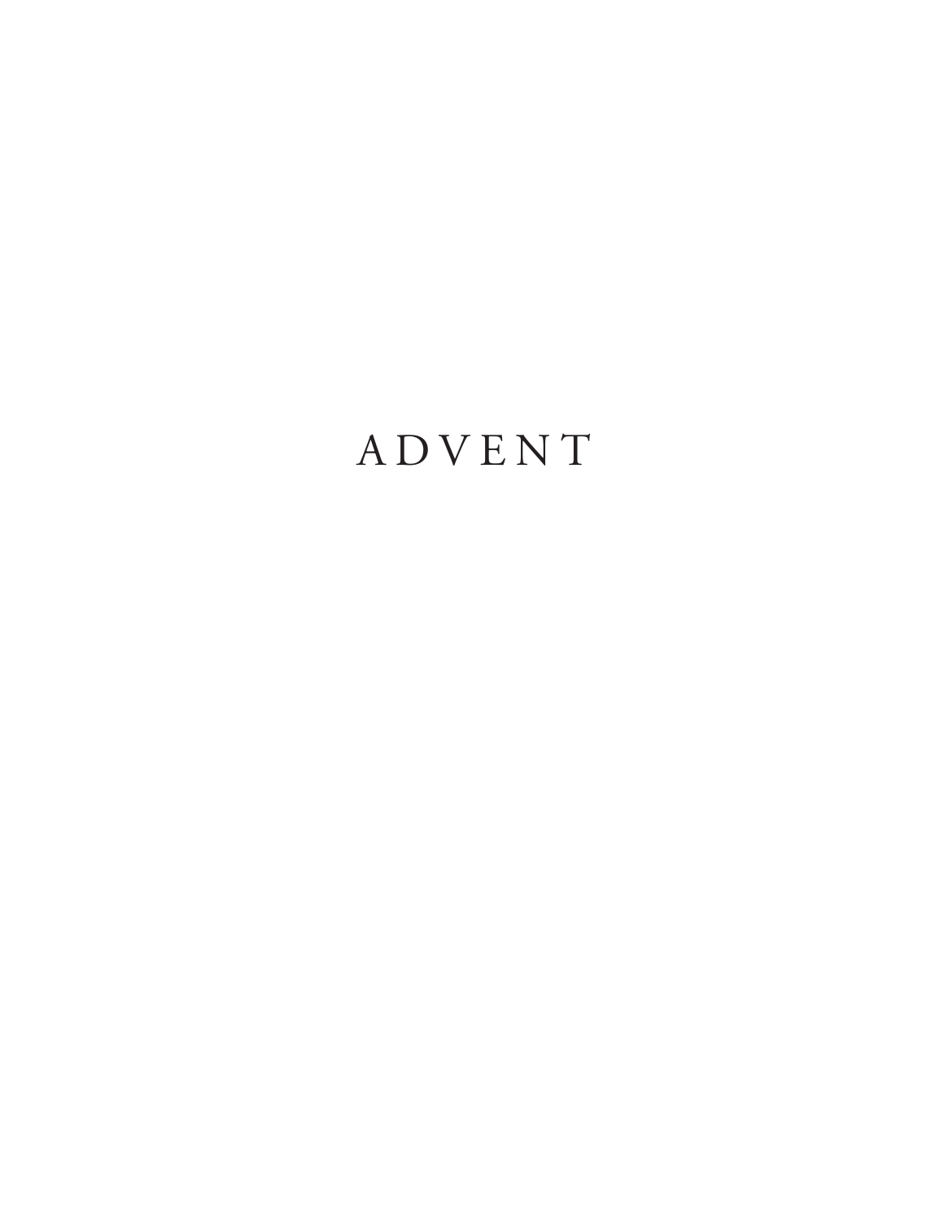# ADVENT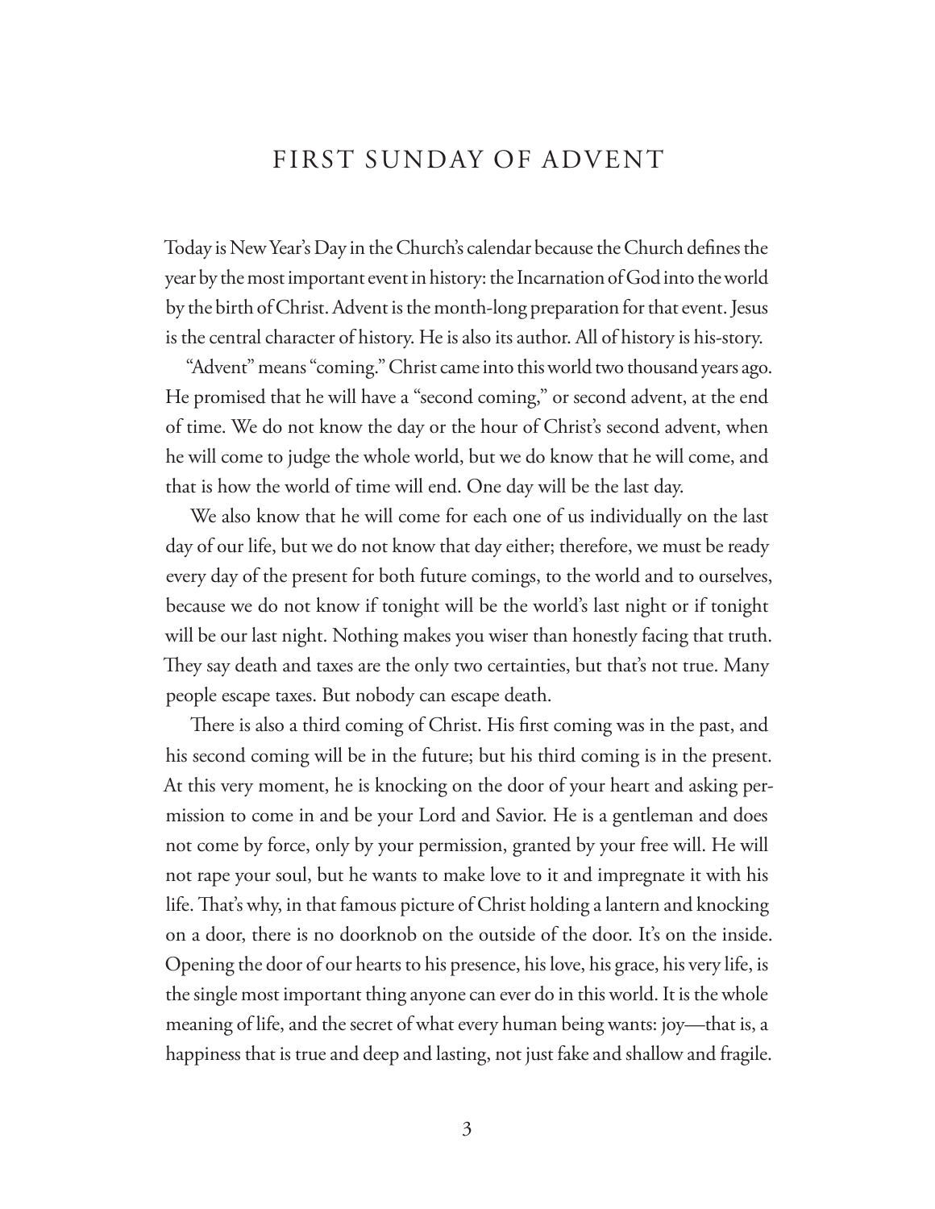# FIRST SUNDAY OF ADVENT

Today is New Year's Day in the Church's calendar because the Church defines the year by the most important event in history: the Incarnation of God into the world by the birth of Christ. Advent is the month-long preparation for that event. Jesus is the central character of history. He is also its author. All of history is his-story.

"Advent" means "coming." Christ came into this world two thousand years ago. He promised that he will have a "second coming," or second advent, at the end of time. We do not know the day or the hour of Christ's second advent, when he will come to judge the whole world, but we do know that he will come, and that is how the world of time will end. One day will be the last day.

We also know that he will come for each one of us individually on the last day of our life, but we do not know that day either; therefore, we must be ready every day of the present for both future comings, to the world and to ourselves, because we do not know if tonight will be the world's last night or if tonight will be our last night. Nothing makes you wiser than honestly facing that truth. They say death and taxes are the only two certainties, but that's not true. Many people escape taxes. But nobody can escape death.

There is also a third coming of Christ. His first coming was in the past, and his second coming will be in the future; but his third coming is in the present. At this very moment, he is knocking on the door of your heart and asking permission to come in and be your Lord and Savior. He is a gentleman and does not come by force, only by your permission, granted by your free will. He will not rape your soul, but he wants to make love to it and impregnate it with his life. That's why, in that famous picture of Christ holding a lantern and knocking on a door, there is no doorknob on the outside of the door. It's on the inside. Opening the door of our hearts to his presence, his love, his grace, his very life, is the single most important thing anyone can ever do in this world. It is the whole meaning of life, and the secret of what every human being wants: joy—that is, a happiness that is true and deep and lasting, not just fake and shallow and fragile.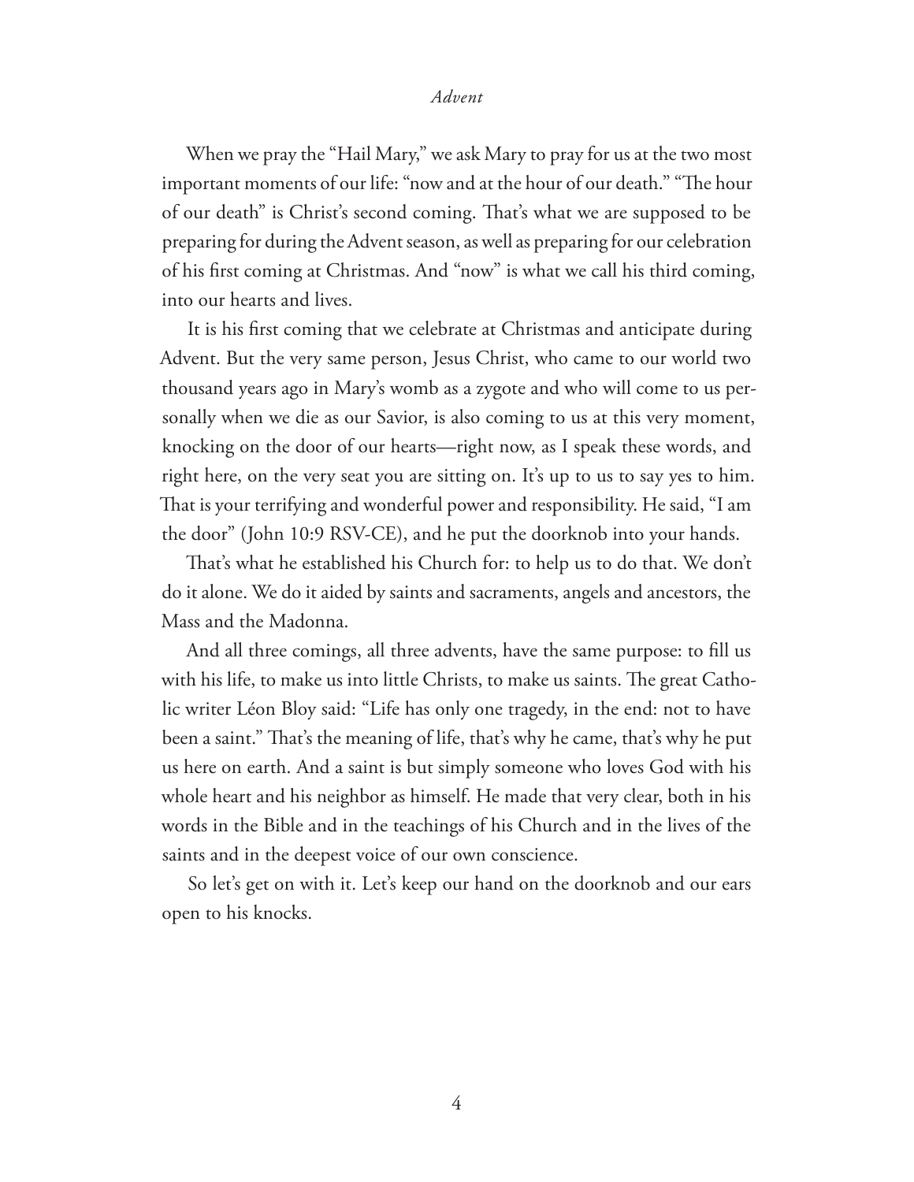When we pray the "Hail Mary," we ask Mary to pray for us at the two most important moments of our life: "now and at the hour of our death." "The hour of our death" is Christ's second coming. That's what we are supposed to be preparing for during the Advent season, as well as preparing for our celebration of his first coming at Christmas. And "now" is what we call his third coming, into our hearts and lives.

It is his first coming that we celebrate at Christmas and anticipate during Advent. But the very same person, Jesus Christ, who came to our world two thousand years ago in Mary's womb as a zygote and who will come to us personally when we die as our Savior, is also coming to us at this very moment, knocking on the door of our hearts—right now, as I speak these words, and right here, on the very seat you are sitting on. It's up to us to say yes to him. That is your terrifying and wonderful power and responsibility. He said, "I am the door" (John 10:9 RSV-CE), and he put the doorknob into your hands.

That's what he established his Church for: to help us to do that. We don't do it alone. We do it aided by saints and sacraments, angels and ancestors, the Mass and the Madonna.

And all three comings, all three advents, have the same purpose: to fill us with his life, to make us into little Christs, to make us saints. The great Catholic writer Léon Bloy said: "Life has only one tragedy, in the end: not to have been a saint." That's the meaning of life, that's why he came, that's why he put us here on earth. And a saint is but simply someone who loves God with his whole heart and his neighbor as himself. He made that very clear, both in his words in the Bible and in the teachings of his Church and in the lives of the saints and in the deepest voice of our own conscience.

So let's get on with it. Let's keep our hand on the doorknob and our ears open to his knocks.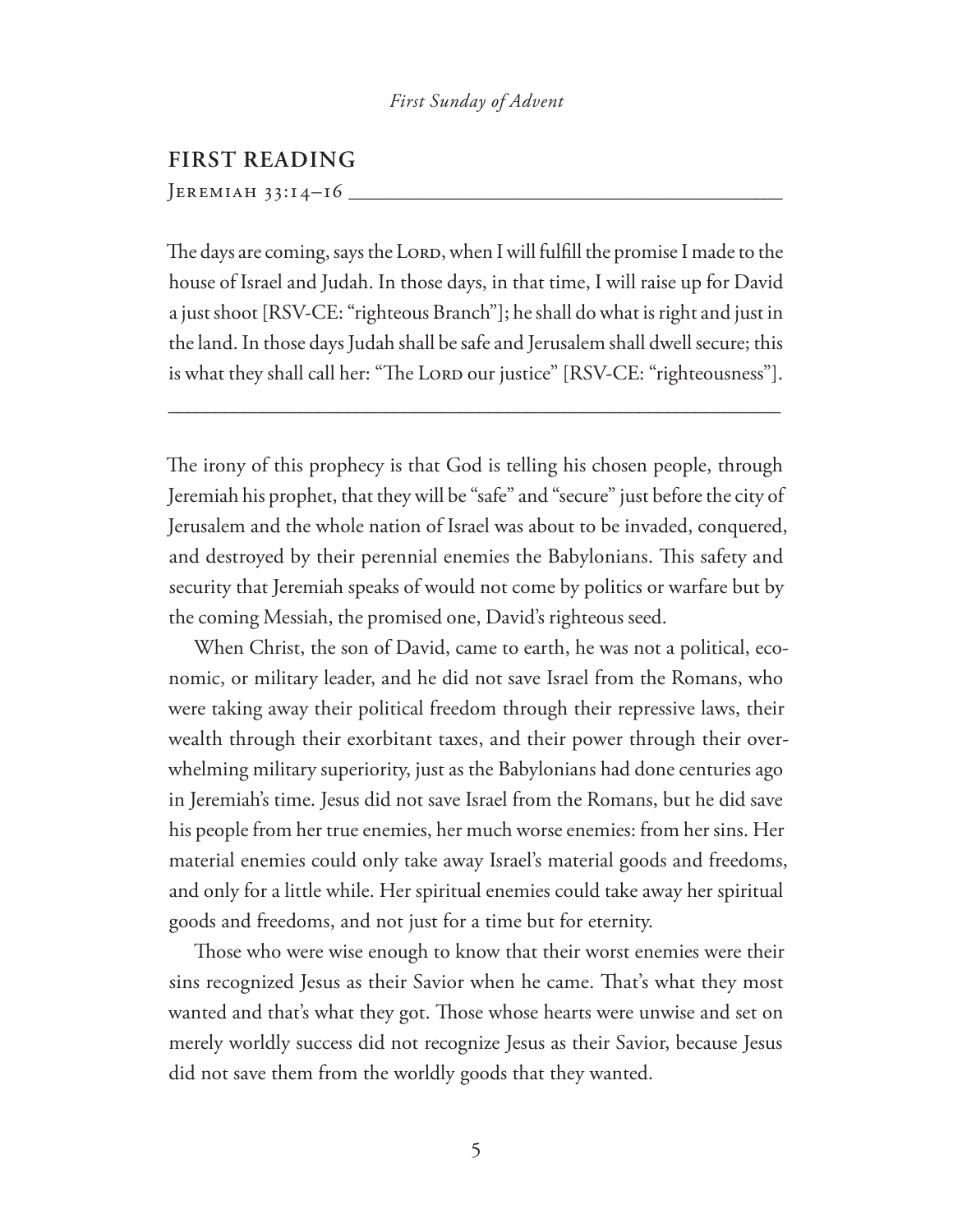## FIRST READING

Jeremiah 33:14–16

The days are coming, says the Lord, when I will fulfill the promise I made to the house of Israel and Judah. In those days, in that time, I will raise up for David a just shoot [RSV-CE: "righteous Branch"]; he shall do what is right and just in the land. In those days Judah shall be safe and Jerusalem shall dwell secure; this is what they shall call her: "The Lord our justice" [RSV-CE: "righteousness"].

---

The irony of this prophecy is that God is telling his chosen people, through Jeremiah his prophet, that they will be "safe" and "secure" just before the city of Jerusalem and the whole nation of Israel was about to be invaded, conquered, and destroyed by their perennial enemies the Babylonians. This safety and security that Jeremiah speaks of would not come by politics or warfare but by the coming Messiah, the promised one, David's righteous seed.

When Christ, the son of David, came to earth, he was not a political, economic, or military leader, and he did not save Israel from the Romans, who were taking away their political freedom through their repressive laws, their wealth through their exorbitant taxes, and their power through their overwhelming military superiority, just as the Babylonians had done centuries ago in Jeremiah's time. Jesus did not save Israel from the Romans, but he did save his people from her true enemies, her much worse enemies: from her sins. Her material enemies could only take away Israel's material goods and freedoms, and only for a little while. Her spiritual enemies could take away her spiritual goods and freedoms, and not just for a time but for eternity.

Those who were wise enough to know that their worst enemies were their sins recognized Jesus as their Savior when he came. That's what they most wanted and that's what they got. Those whose hearts were unwise and set on merely worldly success did not recognize Jesus as their Savior, because Jesus did not save them from the worldly goods that they wanted.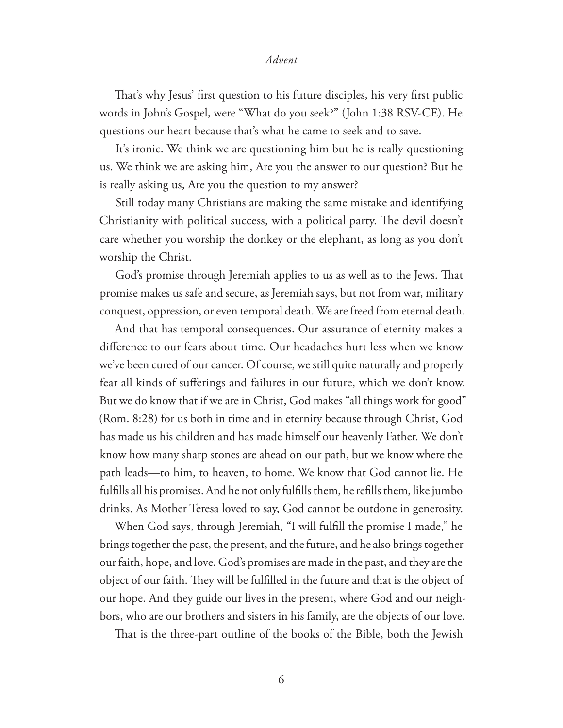That's why Jesus' first question to his future disciples, his very first public words in John's Gospel, were "What do you seek?" (John 1:38 RSV-CE). He questions our heart because that's what he came to seek and to save.

It's ironic. We think we are questioning him but he is really questioning us. We think we are asking him, Are you the answer to our question? But he is really asking us, Are you the question to my answer?

Still today many Christians are making the same mistake and identifying Christianity with political success, with a political party. The devil doesn't care whether you worship the donkey or the elephant, as long as you don't worship the Christ.

God's promise through Jeremiah applies to us as well as to the Jews. That promise makes us safe and secure, as Jeremiah says, but not from war, military conquest, oppression, or even temporal death. We are freed from eternal death.

And that has temporal consequences. Our assurance of eternity makes a difference to our fears about time. Our headaches hurt less when we know we've been cured of our cancer. Of course, we still quite naturally and properly fear all kinds of sufferings and failures in our future, which we don't know. But we do know that if we are in Christ, God makes "all things work for good" (Rom. 8:28) for us both in time and in eternity because through Christ, God has made us his children and has made himself our heavenly Father. We don't know how many sharp stones are ahead on our path, but we know where the path leads—to him, to heaven, to home. We know that God cannot lie. He fulfills all his promises. And he not only fulfills them, he refills them, like jumbo drinks. As Mother Teresa loved to say, God cannot be outdone in generosity.

When God says, through Jeremiah, "I will fulfill the promise I made," he brings together the past, the present, and the future, and he also brings together our faith, hope, and love. God's promises are made in the past, and they are the object of our faith. They will be fulfilled in the future and that is the object of our hope. And they guide our lives in the present, where God and our neighbors, who are our brothers and sisters in his family, are the objects of our love.

That is the three-part outline of the books of the Bible, both the Jewish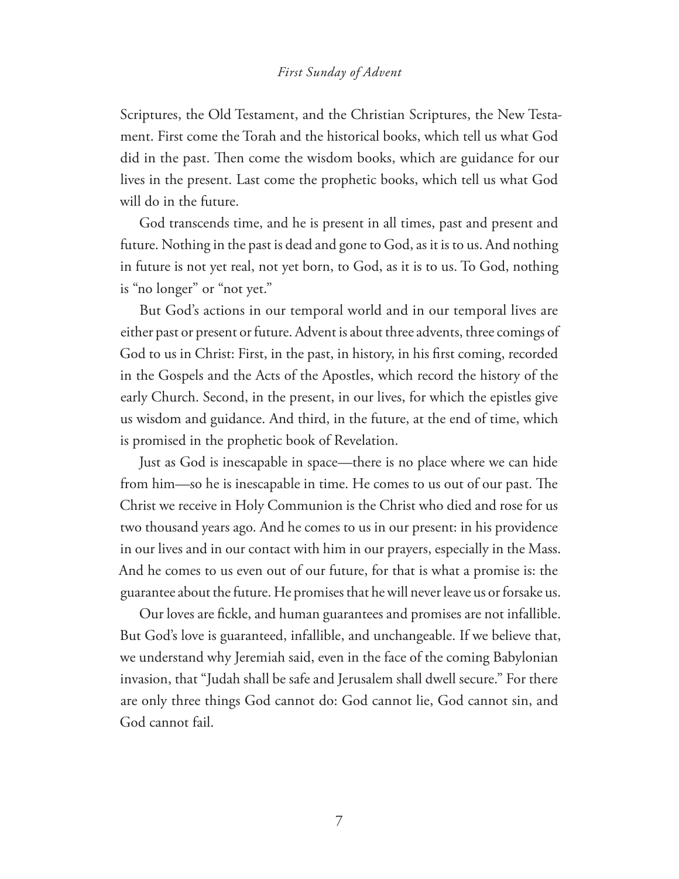Scriptures, the Old Testament, and the Christian Scriptures, the New Testament. First come the Torah and the historical books, which tell us what God did in the past. Then come the wisdom books, which are guidance for our lives in the present. Last come the prophetic books, which tell us what God will do in the future.

God transcends time, and he is present in all times, past and present and future. Nothing in the past is dead and gone to God, as it is to us. And nothing in future is not yet real, not yet born, to God, as it is to us. To God, nothing is "no longer" or "not yet."

But God's actions in our temporal world and in our temporal lives are either past or present or future. Advent is about three advents, three comings of God to us in Christ: First, in the past, in history, in his first coming, recorded in the Gospels and the Acts of the Apostles, which record the history of the early Church. Second, in the present, in our lives, for which the epistles give us wisdom and guidance. And third, in the future, at the end of time, which is promised in the prophetic book of Revelation.

Just as God is inescapable in space—there is no place where we can hide from him—so he is inescapable in time. He comes to us out of our past. The Christ we receive in Holy Communion is the Christ who died and rose for us two thousand years ago. And he comes to us in our present: in his providence in our lives and in our contact with him in our prayers, especially in the Mass. And he comes to us even out of our future, for that is what a promise is: the guarantee about the future. He promises that he will never leave us or forsake us.

Our loves are fickle, and human guarantees and promises are not infallible. But God's love is guaranteed, infallible, and unchangeable. If we believe that, we understand why Jeremiah said, even in the face of the coming Babylonian invasion, that "Judah shall be safe and Jerusalem shall dwell secure." For there are only three things God cannot do: God cannot lie, God cannot sin, and God cannot fail.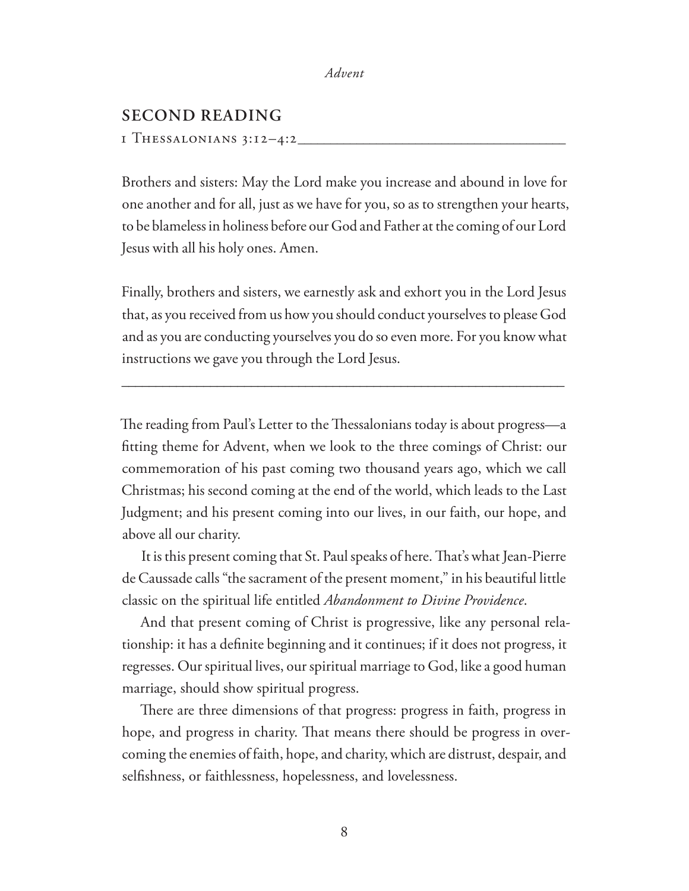## SECOND READING

1 Thessalonians 3:12–4:2

Brothers and sisters: May the Lord make you increase and abound in love for one another and for all, just as we have for you, so as to strengthen your hearts, to be blameless in holiness before our God and Father at the coming of our Lord Jesus with all his holy ones. Amen.

Finally, brothers and sisters, we earnestly ask and exhort you in the Lord Jesus that, as you received from us how you should conduct yourselves to please God and as you are conducting yourselves you do so even more. For you know what instructions we gave you through the Lord Jesus.

---

The reading from Paul's Letter to the Thessalonians today is about progress—a fitting theme for Advent, when we look to the three comings of Christ: our commemoration of his past coming two thousand years ago, which we call Christmas; his second coming at the end of the world, which leads to the Last Judgment; and his present coming into our lives, in our faith, our hope, and above all our charity.

It is this present coming that St. Paul speaks of here. That's what Jean-Pierre de Caussade calls "the sacrament of the present moment," in his beautiful little classic on the spiritual life entitled *Abandonment to Divine Providence*.

And that present coming of Christ is progressive, like any personal relationship: it has a definite beginning and it continues; if it does not progress, it regresses. Our spiritual lives, our spiritual marriage to God, like a good human marriage, should show spiritual progress.

There are three dimensions of that progress: progress in faith, progress in hope, and progress in charity. That means there should be progress in overcoming the enemies of faith, hope, and charity, which are distrust, despair, and selfishness, or faithlessness, hopelessness, and lovelessness.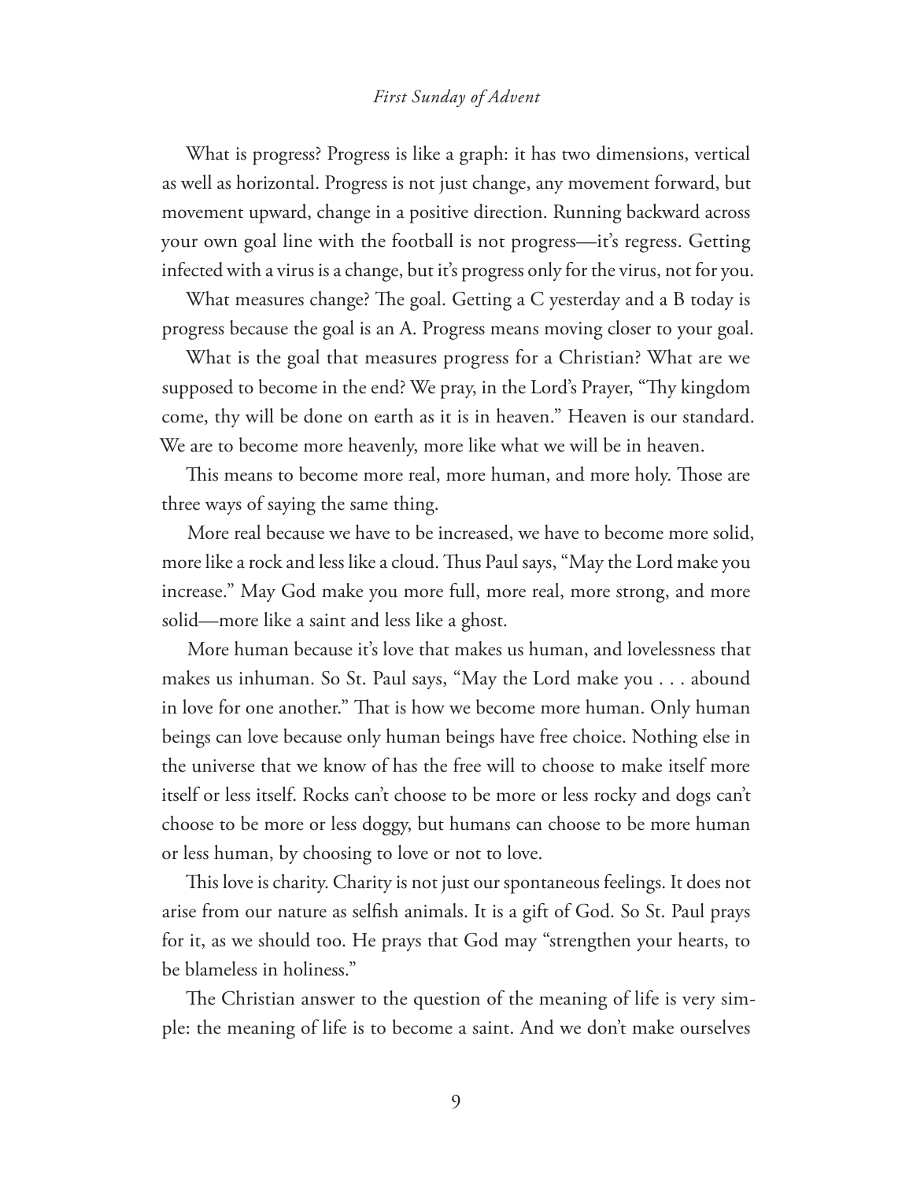What is progress? Progress is like a graph: it has two dimensions, vertical as well as horizontal. Progress is not just change, any movement forward, but movement upward, change in a positive direction. Running backward across your own goal line with the football is not progress—it's regress. Getting infected with a virus is a change, but it's progress only for the virus, not for you.

What measures change? The goal. Getting a C yesterday and a B today is progress because the goal is an A. Progress means moving closer to your goal.

What is the goal that measures progress for a Christian? What are we supposed to become in the end? We pray, in the Lord's Prayer, "Thy kingdom come, thy will be done on earth as it is in heaven." Heaven is our standard. We are to become more heavenly, more like what we will be in heaven.

This means to become more real, more human, and more holy. Those are three ways of saying the same thing.

More real because we have to be increased, we have to become more solid, more like a rock and less like a cloud. Thus Paul says, "May the Lord make you increase." May God make you more full, more real, more strong, and more solid—more like a saint and less like a ghost.

More human because it's love that makes us human, and lovelessness that makes us inhuman. So St. Paul says, "May the Lord make you . . . abound in love for one another." That is how we become more human. Only human beings can love because only human beings have free choice. Nothing else in the universe that we know of has the free will to choose to make itself more itself or less itself. Rocks can't choose to be more or less rocky and dogs can't choose to be more or less doggy, but humans can choose to be more human or less human, by choosing to love or not to love.

This love is charity. Charity is not just our spontaneous feelings. It does not arise from our nature as selfish animals. It is a gift of God. So St. Paul prays for it, as we should too. He prays that God may "strengthen your hearts, to be blameless in holiness."

The Christian answer to the question of the meaning of life is very simple: the meaning of life is to become a saint. And we don't make ourselves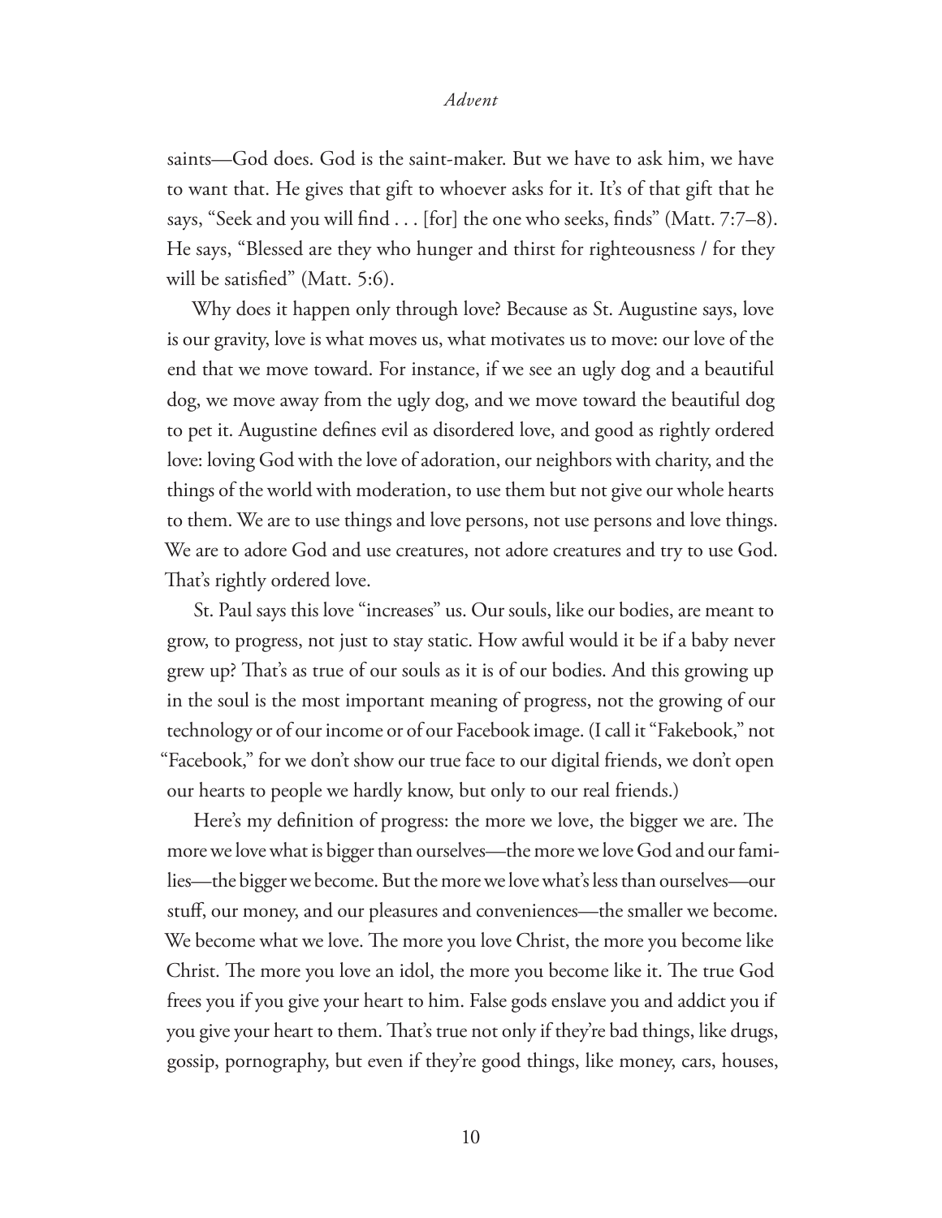saints—God does. God is the saint-maker. But we have to ask him, we have to want that. He gives that gift to whoever asks for it. It's of that gift that he says, "Seek and you will find . . . [for] the one who seeks, finds" (Matt. 7:7–8). He says, "Blessed are they who hunger and thirst for righteousness / for they will be satisfied" (Matt. 5:6).

Why does it happen only through love? Because as St. Augustine says, love is our gravity, love is what moves us, what motivates us to move: our love of the end that we move toward. For instance, if we see an ugly dog and a beautiful dog, we move away from the ugly dog, and we move toward the beautiful dog to pet it. Augustine defines evil as disordered love, and good as rightly ordered love: loving God with the love of adoration, our neighbors with charity, and the things of the world with moderation, to use them but not give our whole hearts to them. We are to use things and love persons, not use persons and love things. We are to adore God and use creatures, not adore creatures and try to use God. That's rightly ordered love.

St. Paul says this love "increases" us. Our souls, like our bodies, are meant to grow, to progress, not just to stay static. How awful would it be if a baby never grew up? That's as true of our souls as it is of our bodies. And this growing up in the soul is the most important meaning of progress, not the growing of our technology or of our income or of our Facebook image. (I call it "Fakebook," not "Facebook," for we don't show our true face to our digital friends, we don't open our hearts to people we hardly know, but only to our real friends.)

Here's my definition of progress: the more we love, the bigger we are. The more we love what is bigger than ourselves—the more we love God and our families—the bigger we become. But the more we love what's less than ourselves—our stuff, our money, and our pleasures and conveniences—the smaller we become. We become what we love. The more you love Christ, the more you become like Christ. The more you love an idol, the more you become like it. The true God frees you if you give your heart to him. False gods enslave you and addict you if you give your heart to them. That's true not only if they're bad things, like drugs, gossip, pornography, but even if they're good things, like money, cars, houses,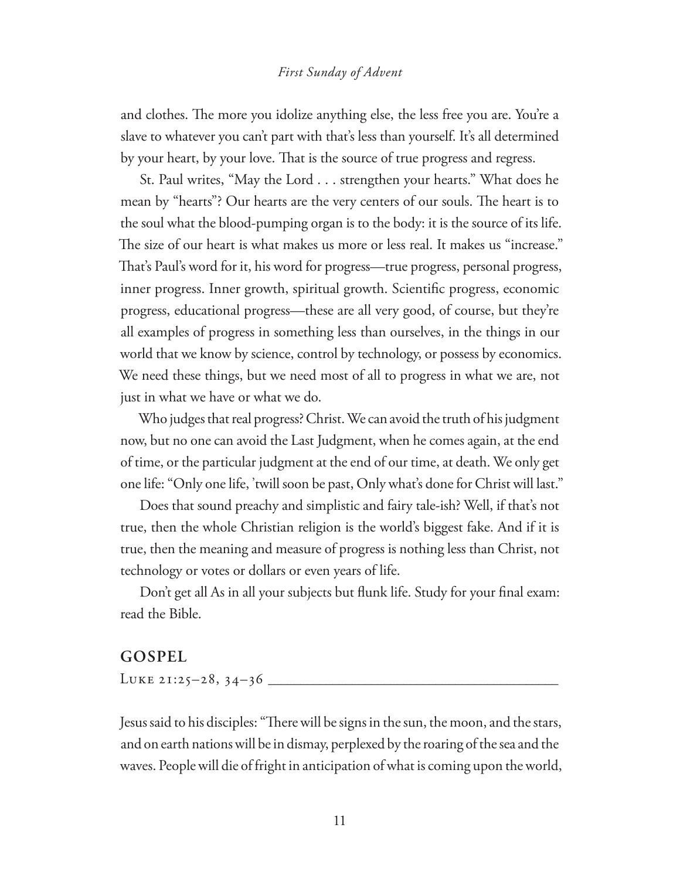and clothes. The more you idolize anything else, the less free you are. You're a slave to whatever you can't part with that's less than yourself. It's all determined by your heart, by your love. That is the source of true progress and regress.

St. Paul writes, "May the Lord . . . strengthen your hearts." What does he mean by "hearts"? Our hearts are the very centers of our souls. The heart is to the soul what the blood-pumping organ is to the body: it is the source of its life. The size of our heart is what makes us more or less real. It makes us "increase." That's Paul's word for it, his word for progress—true progress, personal progress, inner progress. Inner growth, spiritual growth. Scientific progress, economic progress, educational progress—these are all very good, of course, but they're all examples of progress in something less than ourselves, in the things in our world that we know by science, control by technology, or possess by economics. We need these things, but we need most of all to progress in what we are, not just in what we have or what we do.

Who judges that real progress? Christ. We can avoid the truth of his judgment now, but no one can avoid the Last Judgment, when he comes again, at the end of time, or the particular judgment at the end of our time, at death. We only get one life: "Only one life, 'twill soon be past, Only what's done for Christ will last."

Does that sound preachy and simplistic and fairy tale-ish? Well, if that's not true, then the whole Christian religion is the world's biggest fake. And if it is true, then the meaning and measure of progress is nothing less than Christ, not technology or votes or dollars or even years of life.

Don't get all As in all your subjects but flunk life. Study for your final exam: read the Bible.

## GOSPEL

LUKE 21:25–28, 34–36

Jesus said to his disciples: "There will be signs in the sun, the moon, and the stars, and on earth nations will be in dismay, perplexed by the roaring of the sea and the waves. People will die of fright in anticipation of what is coming upon the world,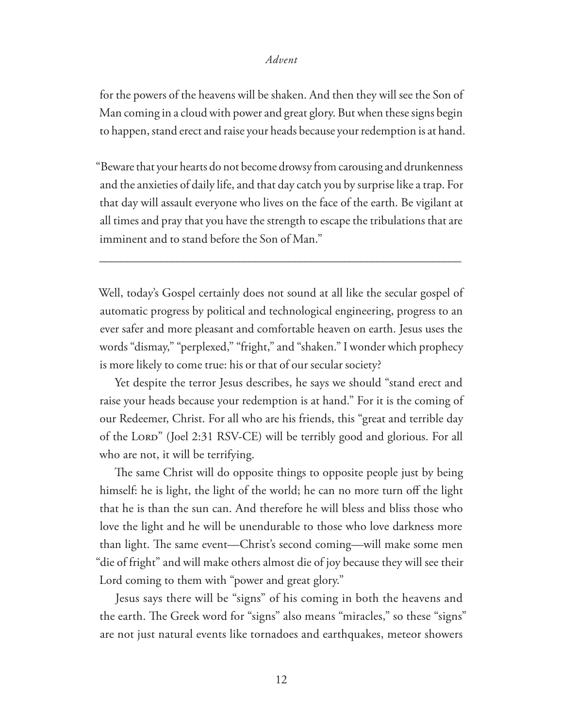for the powers of the heavens will be shaken. And then they will see the Son of Man coming in a cloud with power and great glory. But when these signs begin to happen, stand erect and raise your heads because your redemption is at hand.

"Beware that your hearts do not become drowsy from carousing and drunkenness and the anxieties of daily life, and that day catch you by surprise like a trap. For that day will assault everyone who lives on the face of the earth. Be vigilant at all times and pray that you have the strength to escape the tribulations that are imminent and to stand before the Son of Man."

---

Well, today's Gospel certainly does not sound at all like the secular gospel of automatic progress by political and technological engineering, progress to an ever safer and more pleasant and comfortable heaven on earth. Jesus uses the words "dismay," "perplexed," "fright," and "shaken." I wonder which prophecy is more likely to come true: his or that of our secular society?

Yet despite the terror Jesus describes, he says we should "stand erect and raise your heads because your redemption is at hand." For it is the coming of our Redeemer, Christ. For all who are his friends, this "great and terrible day of the Lord" (Joel 2:31 RSV-CE) will be terribly good and glorious. For all who are not, it will be terrifying.

The same Christ will do opposite things to opposite people just by being himself: he is light, the light of the world; he can no more turn off the light that he is than the sun can. And therefore he will bless and bliss those who love the light and he will be unendurable to those who love darkness more than light. The same event—Christ's second coming—will make some men "die of fright" and will make others almost die of joy because they will see their Lord coming to them with "power and great glory."

Jesus says there will be "signs" of his coming in both the heavens and the earth. The Greek word for "signs" also means "miracles," so these "signs" are not just natural events like tornadoes and earthquakes, meteor showers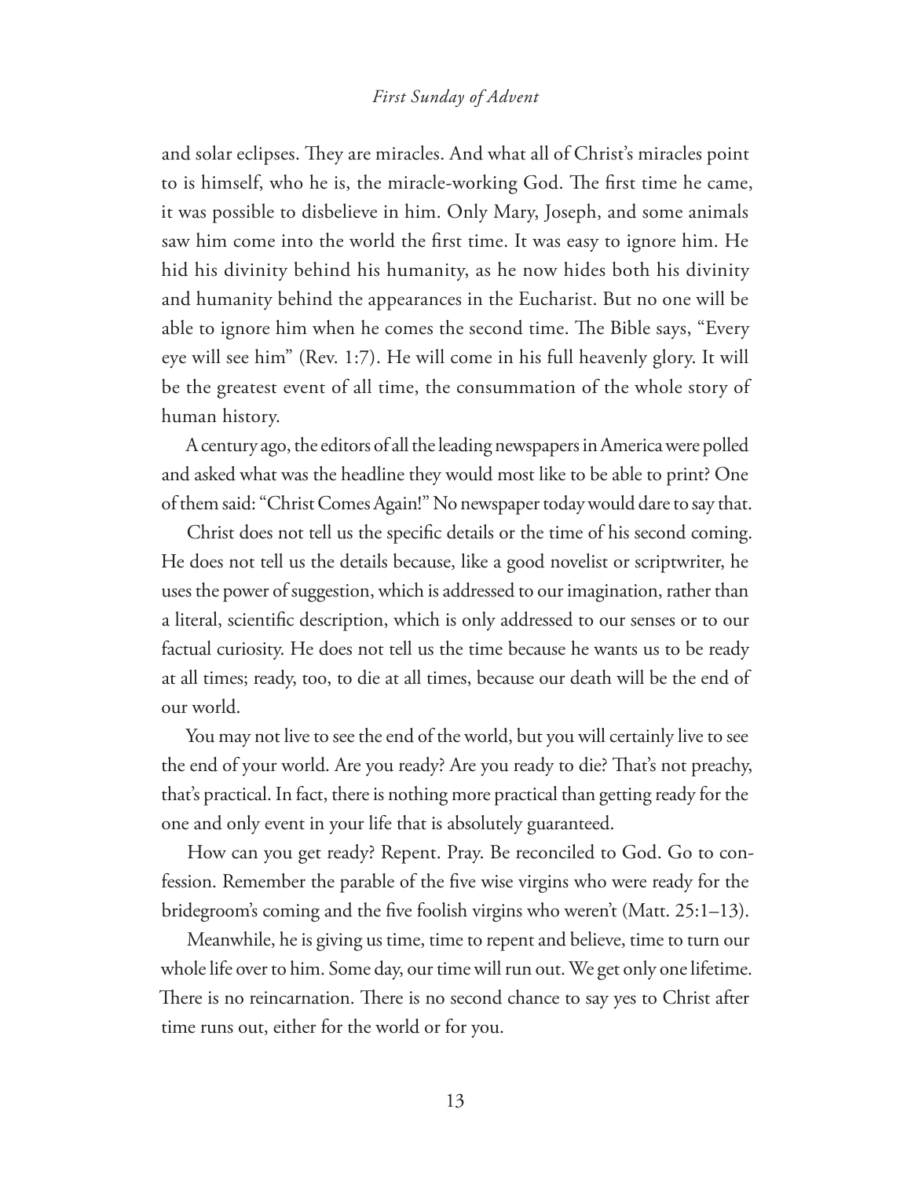and solar eclipses. They are miracles. And what all of Christ's miracles point to is himself, who he is, the miracle-working God. The first time he came, it was possible to disbelieve in him. Only Mary, Joseph, and some animals saw him come into the world the first time. It was easy to ignore him. He hid his divinity behind his humanity, as he now hides both his divinity and humanity behind the appearances in the Eucharist. But no one will be able to ignore him when he comes the second time. The Bible says, "Every eye will see him" (Rev. 1:7). He will come in his full heavenly glory. It will be the greatest event of all time, the consummation of the whole story of human history.

A century ago, the editors of all the leading newspapers in America were polled and asked what was the headline they would most like to be able to print? One of them said: "Christ Comes Again!" No newspaper today would dare to say that.

Christ does not tell us the specific details or the time of his second coming. He does not tell us the details because, like a good novelist or scriptwriter, he uses the power of suggestion, which is addressed to our imagination, rather than a literal, scientific description, which is only addressed to our senses or to our factual curiosity. He does not tell us the time because he wants us to be ready at all times; ready, too, to die at all times, because our death will be the end of our world.

You may not live to see the end of the world, but you will certainly live to see the end of your world. Are you ready? Are you ready to die? That's not preachy, that's practical. In fact, there is nothing more practical than getting ready for the one and only event in your life that is absolutely guaranteed.

How can you get ready? Repent. Pray. Be reconciled to God. Go to confession. Remember the parable of the five wise virgins who were ready for the bridegroom's coming and the five foolish virgins who weren't (Matt. 25:1–13).

Meanwhile, he is giving us time, time to repent and believe, time to turn our whole life over to him. Some day, our time will run out. We get only one lifetime. There is no reincarnation. There is no second chance to say yes to Christ after time runs out, either for the world or for you.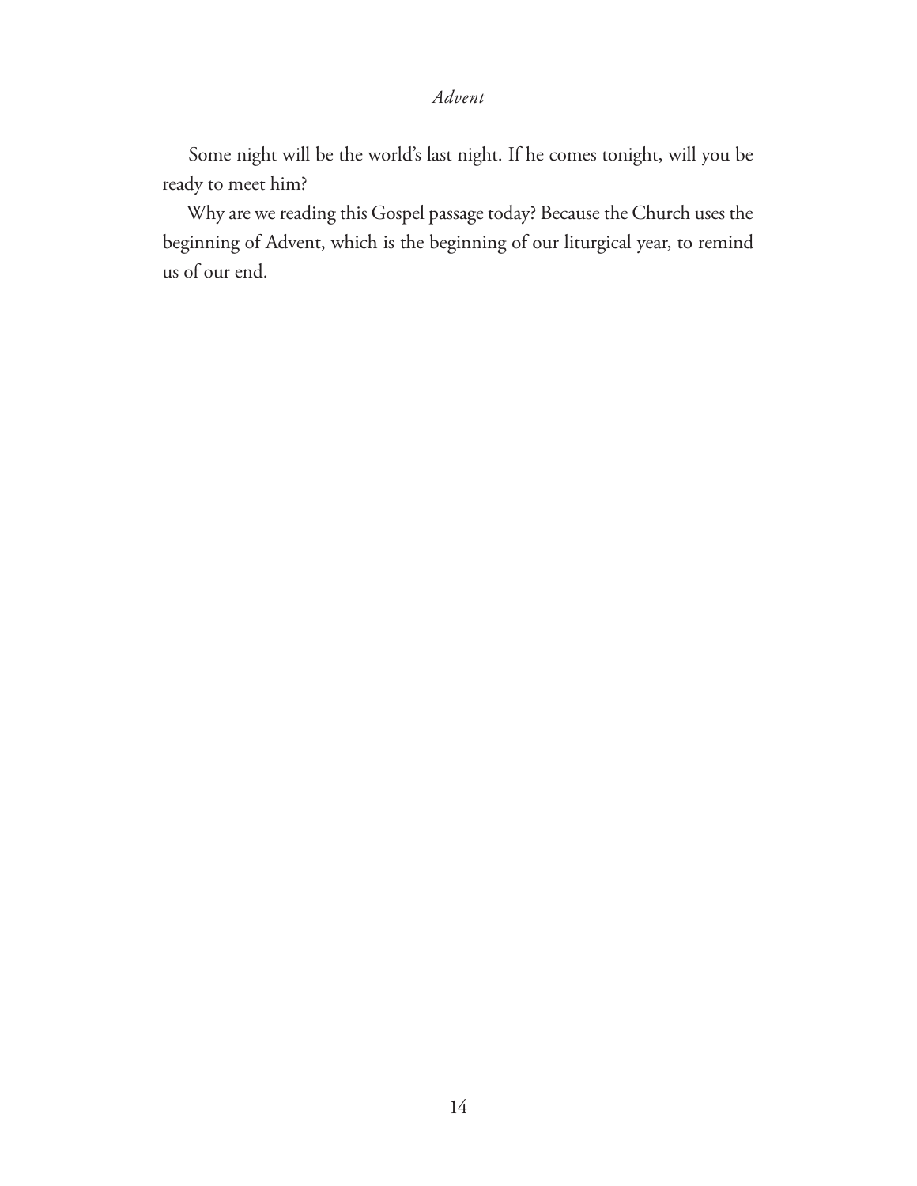Some night will be the world's last night. If he comes tonight, will you be ready to meet him?

Why are we reading this Gospel passage today? Because the Church uses the beginning of Advent, which is the beginning of our liturgical year, to remind us of our end.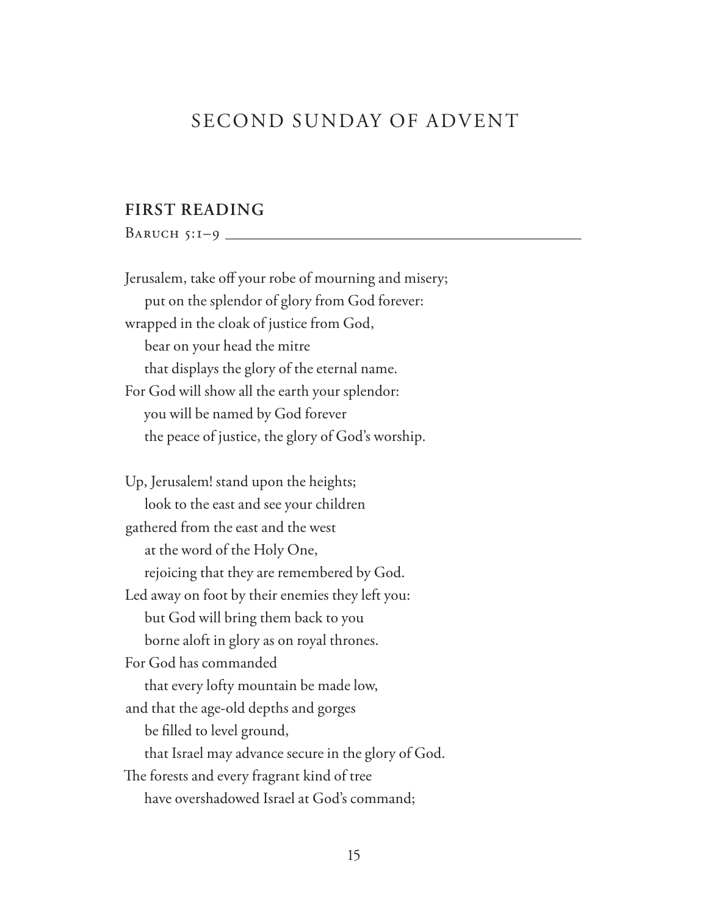# SECOND SUNDAY OF ADVENT

## FIRST READING

Baruch 5:1–9

Jerusalem, take off your robe of mourning and misery;
 put on the splendor of glory from God forever:
wrapped in the cloak of justice from God,
 bear on your head the mitre
 that displays the glory of the eternal name.
For God will show all the earth your splendor:
 you will be named by God forever
 the peace of justice, the glory of God's worship.

Up, Jerusalem! stand upon the heights;
 look to the east and see your children
gathered from the east and the west
 at the word of the Holy One,
 rejoicing that they are remembered by God.
Led away on foot by their enemies they left you:
 but God will bring them back to you
 borne aloft in glory as on royal thrones.
For God has commanded
 that every lofty mountain be made low,
and that the age-old depths and gorges
 be filled to level ground,
 that Israel may advance secure in the glory of God.
The forests and every fragrant kind of tree
 have overshadowed Israel at God's command;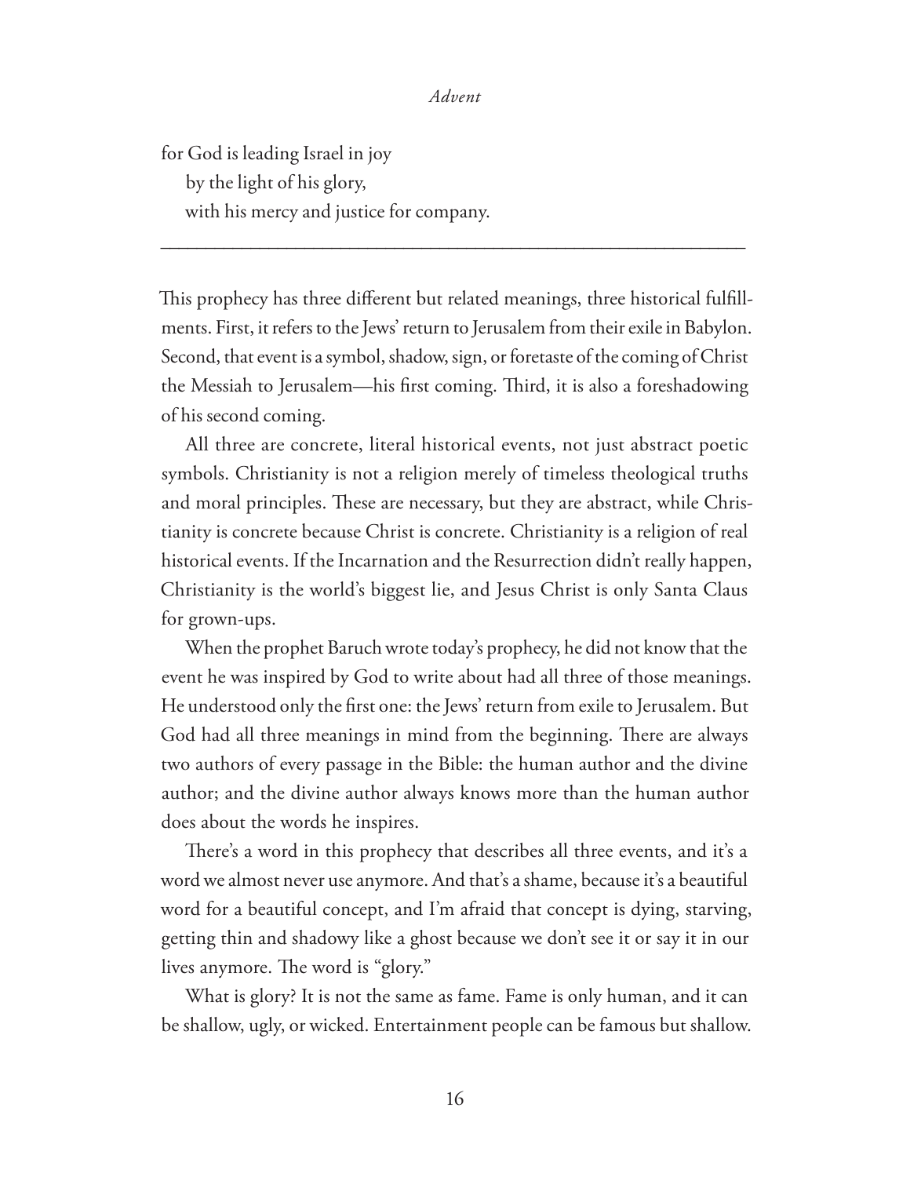for God is leading Israel in joy
  by the light of his glory,
  with his mercy and justice for company.

---

This prophecy has three different but related meanings, three historical fulfillments. First, it refers to the Jews' return to Jerusalem from their exile in Babylon. Second, that event is a symbol, shadow, sign, or foretaste of the coming of Christ the Messiah to Jerusalem—his first coming. Third, it is also a foreshadowing of his second coming.

All three are concrete, literal historical events, not just abstract poetic symbols. Christianity is not a religion merely of timeless theological truths and moral principles. These are necessary, but they are abstract, while Christianity is concrete because Christ is concrete. Christianity is a religion of real historical events. If the Incarnation and the Resurrection didn't really happen, Christianity is the world's biggest lie, and Jesus Christ is only Santa Claus for grown-ups.

When the prophet Baruch wrote today's prophecy, he did not know that the event he was inspired by God to write about had all three of those meanings. He understood only the first one: the Jews' return from exile to Jerusalem. But God had all three meanings in mind from the beginning. There are always two authors of every passage in the Bible: the human author and the divine author; and the divine author always knows more than the human author does about the words he inspires.

There's a word in this prophecy that describes all three events, and it's a word we almost never use anymore. And that's a shame, because it's a beautiful word for a beautiful concept, and I'm afraid that concept is dying, starving, getting thin and shadowy like a ghost because we don't see it or say it in our lives anymore. The word is "glory."

What is glory? It is not the same as fame. Fame is only human, and it can be shallow, ugly, or wicked. Entertainment people can be famous but shallow.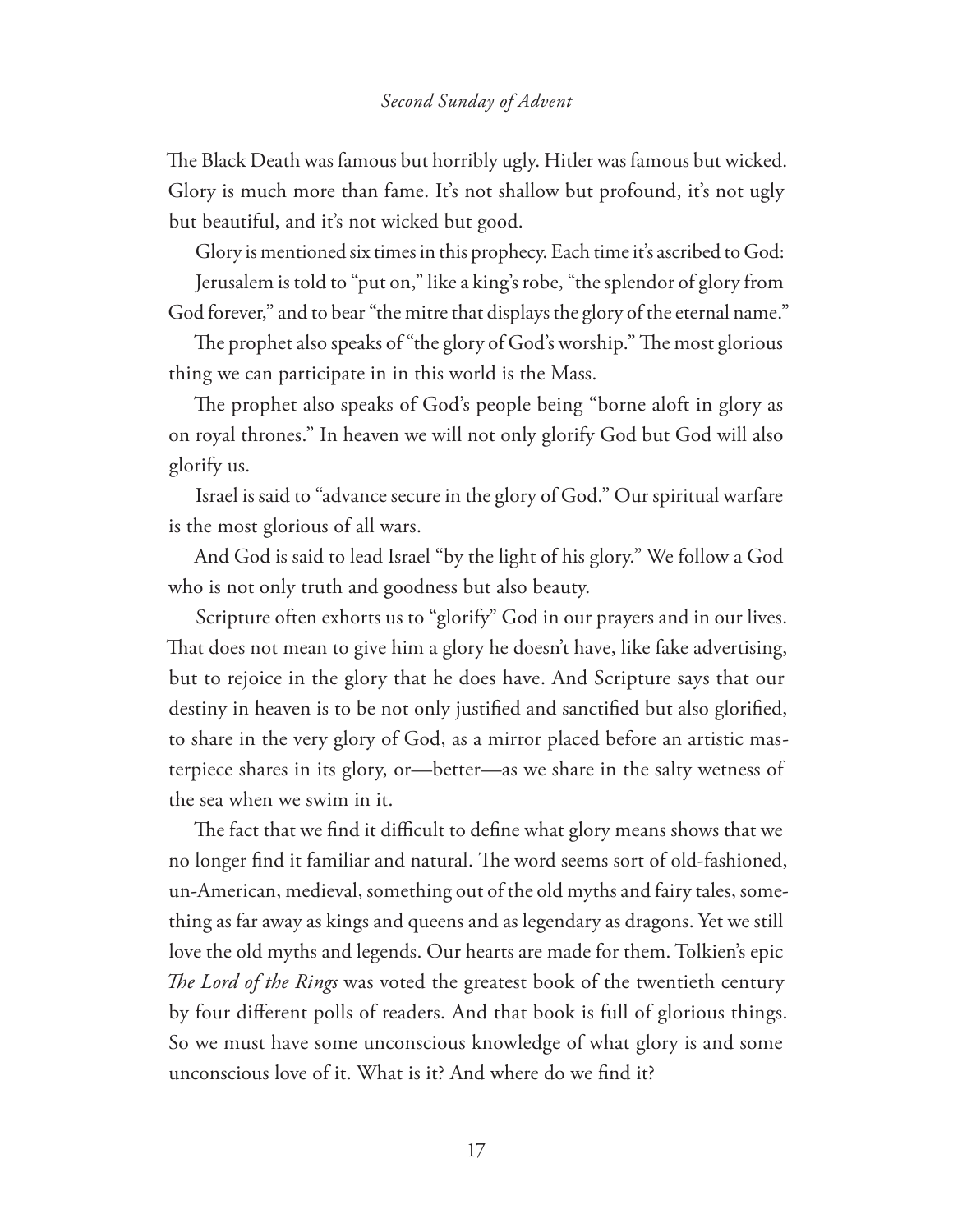The Black Death was famous but horribly ugly. Hitler was famous but wicked. Glory is much more than fame. It's not shallow but profound, it's not ugly but beautiful, and it's not wicked but good.

Glory is mentioned six times in this prophecy. Each time it's ascribed to God:

Jerusalem is told to "put on," like a king's robe, "the splendor of glory from God forever," and to bear "the mitre that displays the glory of the eternal name."

The prophet also speaks of "the glory of God's worship." The most glorious thing we can participate in in this world is the Mass.

The prophet also speaks of God's people being "borne aloft in glory as on royal thrones." In heaven we will not only glorify God but God will also glorify us.

Israel is said to "advance secure in the glory of God." Our spiritual warfare is the most glorious of all wars.

And God is said to lead Israel "by the light of his glory." We follow a God who is not only truth and goodness but also beauty.

Scripture often exhorts us to "glorify" God in our prayers and in our lives. That does not mean to give him a glory he doesn't have, like fake advertising, but to rejoice in the glory that he does have. And Scripture says that our destiny in heaven is to be not only justified and sanctified but also glorified, to share in the very glory of God, as a mirror placed before an artistic masterpiece shares in its glory, or—better—as we share in the salty wetness of the sea when we swim in it.

The fact that we find it difficult to define what glory means shows that we no longer find it familiar and natural. The word seems sort of old-fashioned, un-American, medieval, something out of the old myths and fairy tales, something as far away as kings and queens and as legendary as dragons. Yet we still love the old myths and legends. Our hearts are made for them. Tolkien's epic *The Lord of the Rings* was voted the greatest book of the twentieth century by four different polls of readers. And that book is full of glorious things. So we must have some unconscious knowledge of what glory is and some unconscious love of it. What is it? And where do we find it?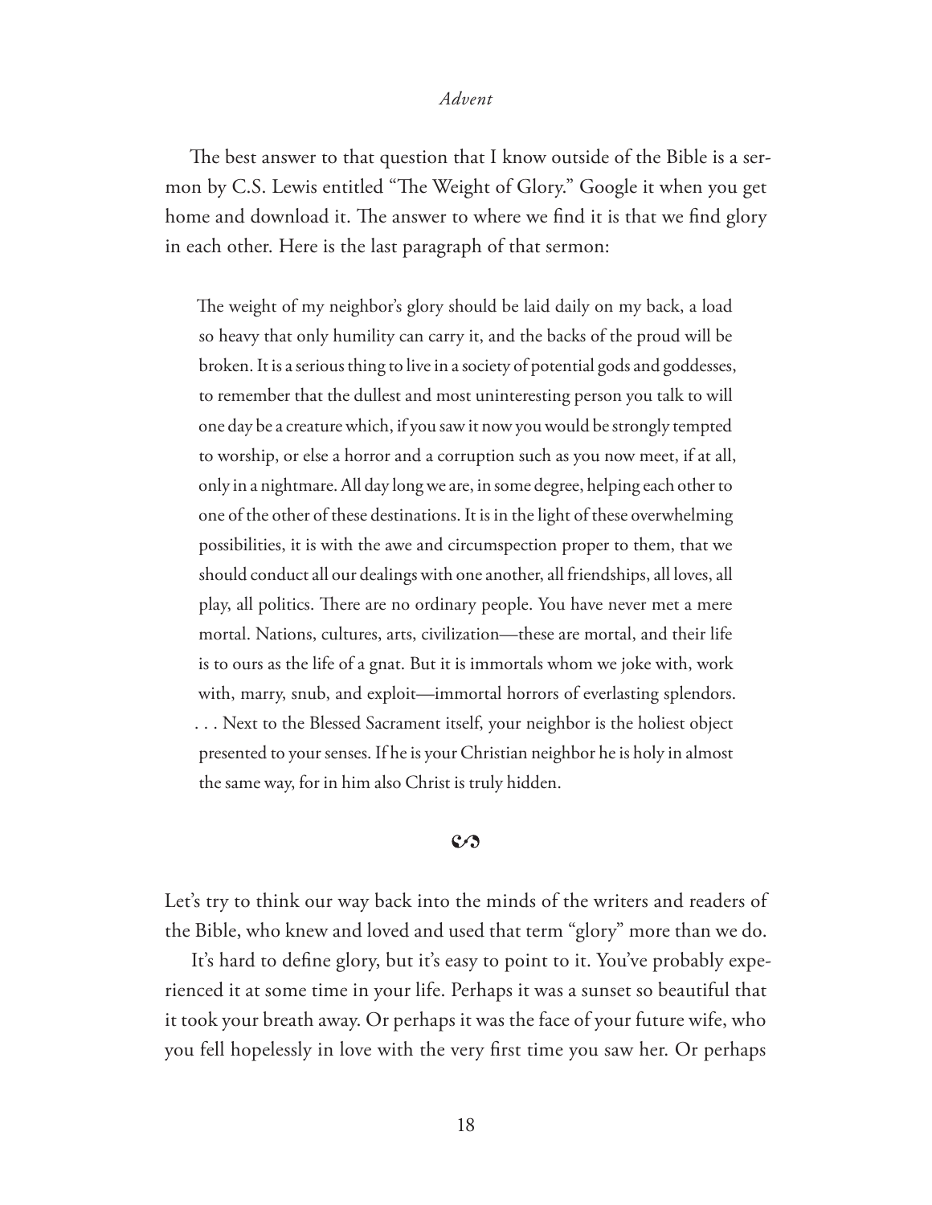The best answer to that question that I know outside of the Bible is a sermon by C.S. Lewis entitled "The Weight of Glory." Google it when you get home and download it. The answer to where we find it is that we find glory in each other. Here is the last paragraph of that sermon:

> The weight of my neighbor's glory should be laid daily on my back, a load so heavy that only humility can carry it, and the backs of the proud will be broken. It is a serious thing to live in a society of potential gods and goddesses, to remember that the dullest and most uninteresting person you talk to will one day be a creature which, if you saw it now you would be strongly tempted to worship, or else a horror and a corruption such as you now meet, if at all, only in a nightmare. All day long we are, in some degree, helping each other to one of the other of these destinations. It is in the light of these overwhelming possibilities, it is with the awe and circumspection proper to them, that we should conduct all our dealings with one another, all friendships, all loves, all play, all politics. There are no ordinary people. You have never met a mere mortal. Nations, cultures, arts, civilization—these are mortal, and their life is to ours as the life of a gnat. But it is immortals whom we joke with, work with, marry, snub, and exploit—immortal horrors of everlasting splendors. . . . Next to the Blessed Sacrament itself, your neighbor is the holiest object presented to your senses. If he is your Christian neighbor he is holy in almost the same way, for in him also Christ is truly hidden.

ᔓ

Let's try to think our way back into the minds of the writers and readers of the Bible, who knew and loved and used that term "glory" more than we do.

It's hard to define glory, but it's easy to point to it. You've probably experienced it at some time in your life. Perhaps it was a sunset so beautiful that it took your breath away. Or perhaps it was the face of your future wife, who you fell hopelessly in love with the very first time you saw her. Or perhaps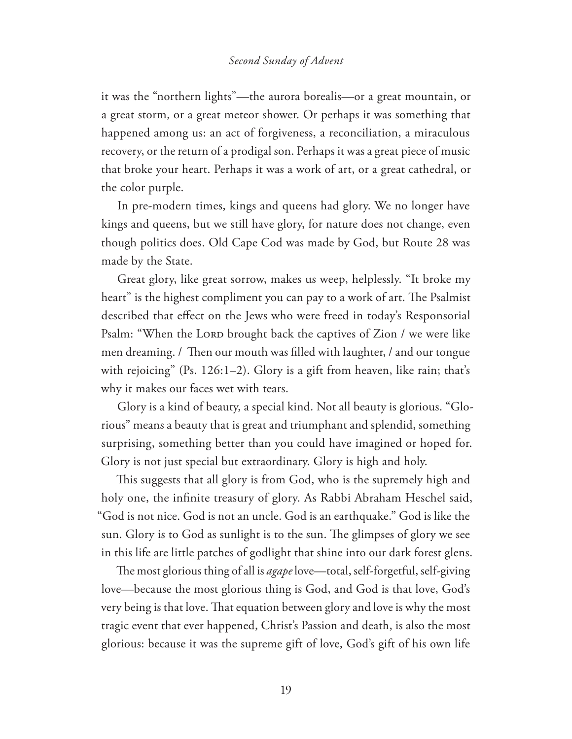it was the "northern lights"—the aurora borealis—or a great mountain, or a great storm, or a great meteor shower. Or perhaps it was something that happened among us: an act of forgiveness, a reconciliation, a miraculous recovery, or the return of a prodigal son. Perhaps it was a great piece of music that broke your heart. Perhaps it was a work of art, or a great cathedral, or the color purple.

In pre-modern times, kings and queens had glory. We no longer have kings and queens, but we still have glory, for nature does not change, even though politics does. Old Cape Cod was made by God, but Route 28 was made by the State.

Great glory, like great sorrow, makes us weep, helplessly. "It broke my heart" is the highest compliment you can pay to a work of art. The Psalmist described that effect on the Jews who were freed in today's Responsorial Psalm: "When the LORD brought back the captives of Zion / we were like men dreaming. / Then our mouth was filled with laughter, / and our tongue with rejoicing" (Ps. 126:1–2). Glory is a gift from heaven, like rain; that's why it makes our faces wet with tears.

Glory is a kind of beauty, a special kind. Not all beauty is glorious. "Glorious" means a beauty that is great and triumphant and splendid, something surprising, something better than you could have imagined or hoped for. Glory is not just special but extraordinary. Glory is high and holy.

This suggests that all glory is from God, who is the supremely high and holy one, the infinite treasury of glory. As Rabbi Abraham Heschel said, "God is not nice. God is not an uncle. God is an earthquake." God is like the sun. Glory is to God as sunlight is to the sun. The glimpses of glory we see in this life are little patches of godlight that shine into our dark forest glens.

The most glorious thing of all is *agape* love—total, self-forgetful, self-giving love—because the most glorious thing is God, and God is that love, God's very being is that love. That equation between glory and love is why the most tragic event that ever happened, Christ's Passion and death, is also the most glorious: because it was the supreme gift of love, God's gift of his own life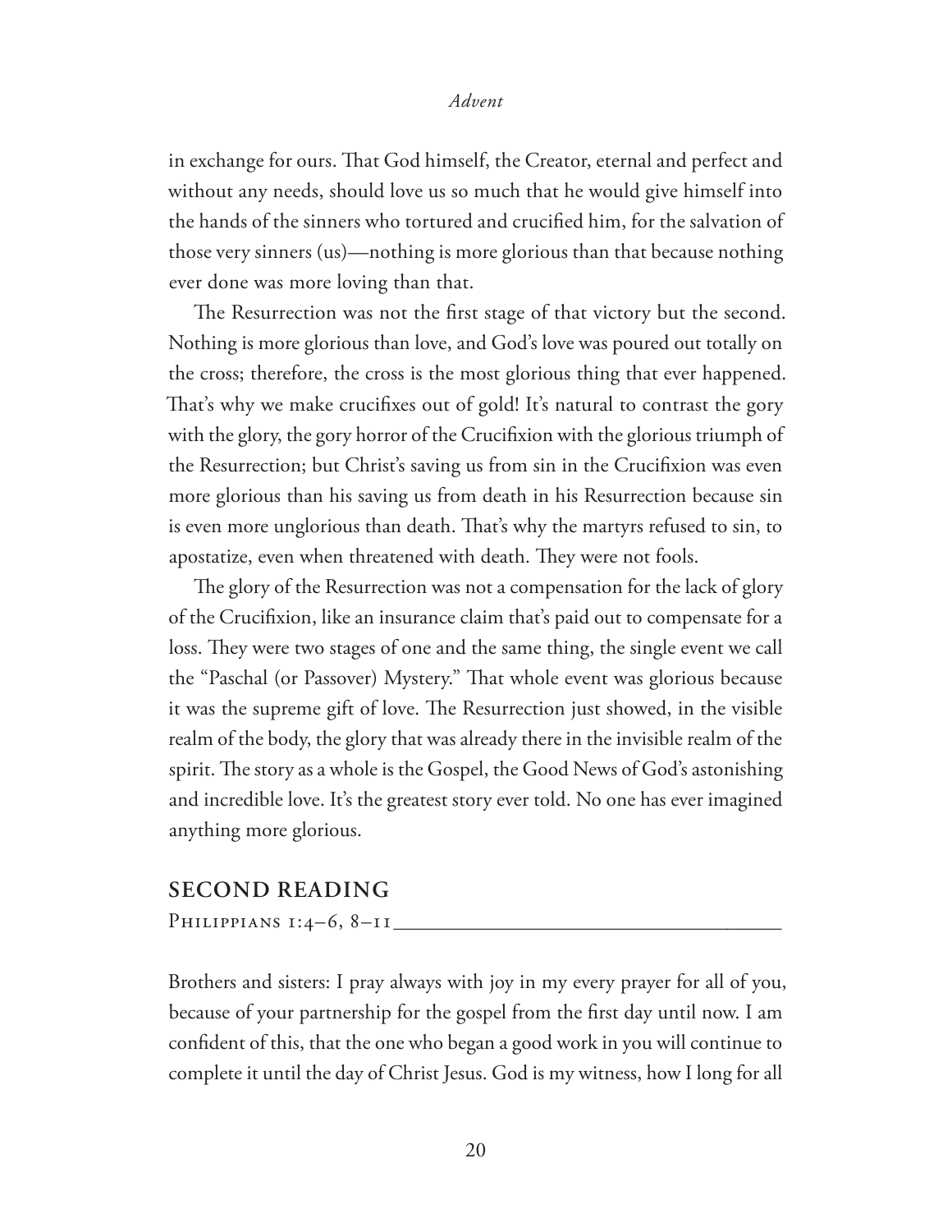in exchange for ours. That God himself, the Creator, eternal and perfect and without any needs, should love us so much that he would give himself into the hands of the sinners who tortured and crucified him, for the salvation of those very sinners (us)—nothing is more glorious than that because nothing ever done was more loving than that.

The Resurrection was not the first stage of that victory but the second. Nothing is more glorious than love, and God's love was poured out totally on the cross; therefore, the cross is the most glorious thing that ever happened. That's why we make crucifixes out of gold! It's natural to contrast the gory with the glory, the gory horror of the Crucifixion with the glorious triumph of the Resurrection; but Christ's saving us from sin in the Crucifixion was even more glorious than his saving us from death in his Resurrection because sin is even more unglorious than death. That's why the martyrs refused to sin, to apostatize, even when threatened with death. They were not fools.

The glory of the Resurrection was not a compensation for the lack of glory of the Crucifixion, like an insurance claim that's paid out to compensate for a loss. They were two stages of one and the same thing, the single event we call the "Paschal (or Passover) Mystery." That whole event was glorious because it was the supreme gift of love. The Resurrection just showed, in the visible realm of the body, the glory that was already there in the invisible realm of the spirit. The story as a whole is the Gospel, the Good News of God's astonishing and incredible love. It's the greatest story ever told. No one has ever imagined anything more glorious.

## SECOND READING

Philippians 1:4–6, 8–11

Brothers and sisters: I pray always with joy in my every prayer for all of you, because of your partnership for the gospel from the first day until now. I am confident of this, that the one who began a good work in you will continue to complete it until the day of Christ Jesus. God is my witness, how I long for all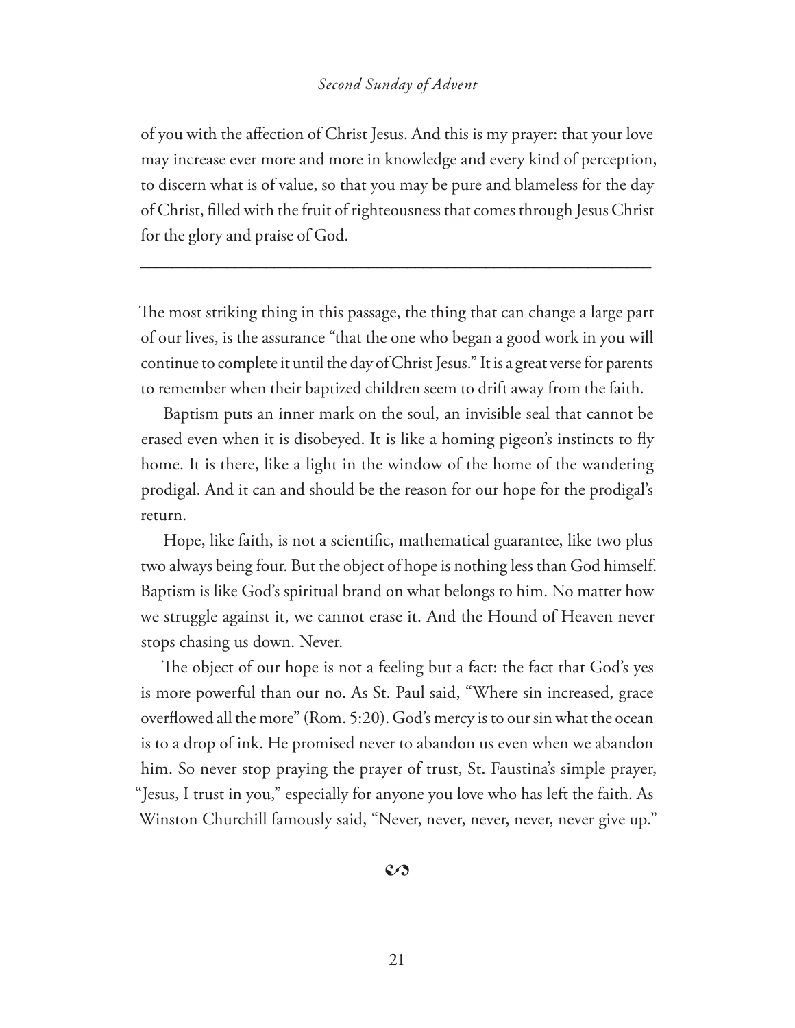of you with the affection of Christ Jesus. And this is my prayer: that your love may increase ever more and more in knowledge and every kind of perception, to discern what is of value, so that you may be pure and blameless for the day of Christ, filled with the fruit of righteousness that comes through Jesus Christ for the glory and praise of God.

---

The most striking thing in this passage, the thing that can change a large part of our lives, is the assurance "that the one who began a good work in you will continue to complete it until the day of Christ Jesus." It is a great verse for parents to remember when their baptized children seem to drift away from the faith.

Baptism puts an inner mark on the soul, an invisible seal that cannot be erased even when it is disobeyed. It is like a homing pigeon's instincts to fly home. It is there, like a light in the window of the home of the wandering prodigal. And it can and should be the reason for our hope for the prodigal's return.

Hope, like faith, is not a scientific, mathematical guarantee, like two plus two always being four. But the object of hope is nothing less than God himself. Baptism is like God's spiritual brand on what belongs to him. No matter how we struggle against it, we cannot erase it. And the Hound of Heaven never stops chasing us down. Never.

The object of our hope is not a feeling but a fact: the fact that God's yes is more powerful than our no. As St. Paul said, "Where sin increased, grace overflowed all the more" (Rom. 5:20). God's mercy is to our sin what the ocean is to a drop of ink. He promised never to abandon us even when we abandon him. So never stop praying the prayer of trust, St. Faustina's simple prayer, "Jesus, I trust in you," especially for anyone you love who has left the faith. As Winston Churchill famously said, "Never, never, never, never, never give up."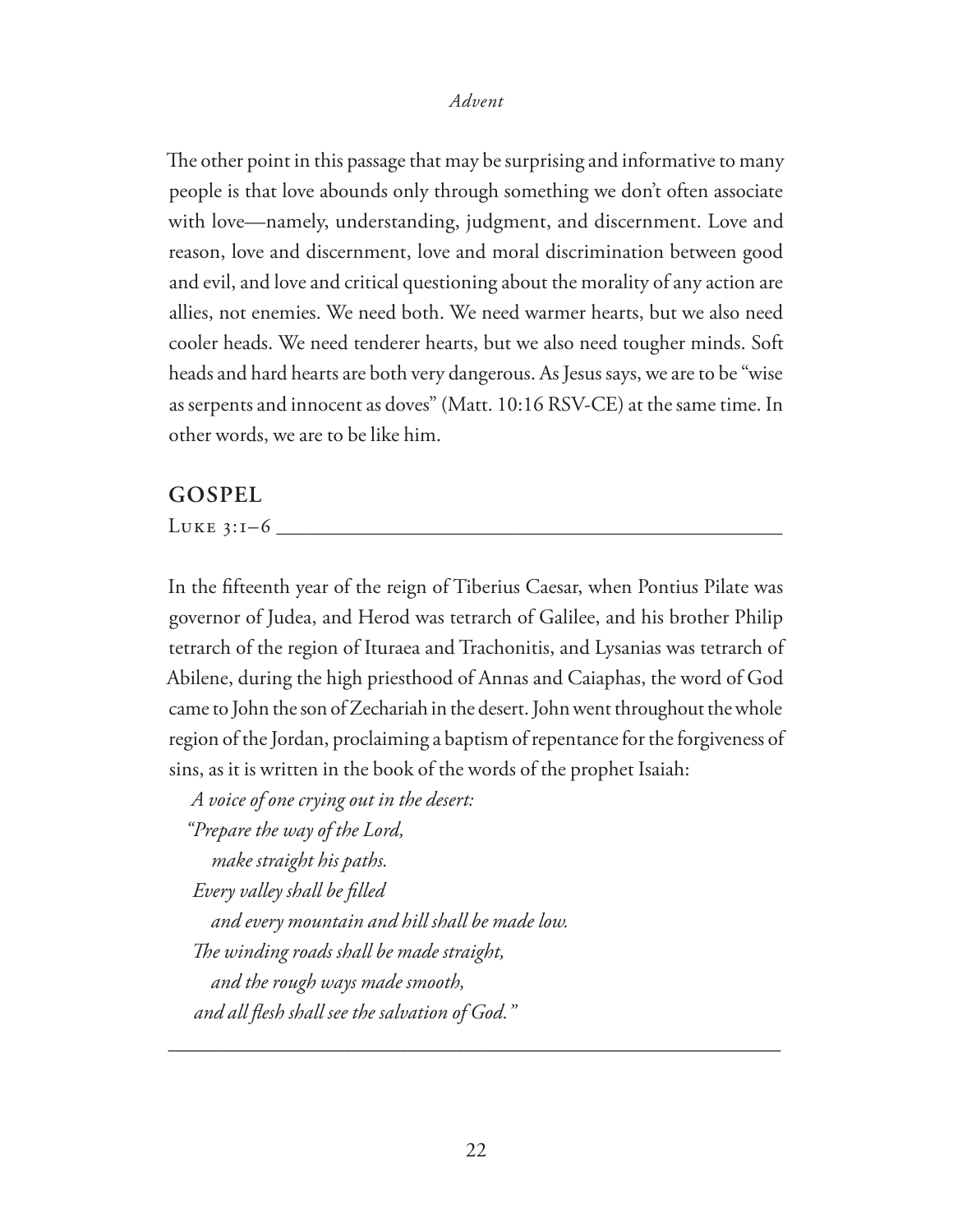The other point in this passage that may be surprising and informative to many people is that love abounds only through something we don't often associate with love—namely, understanding, judgment, and discernment. Love and reason, love and discernment, love and moral discrimination between good and evil, and love and critical questioning about the morality of any action are allies, not enemies. We need both. We need warmer hearts, but we also need cooler heads. We need tenderer hearts, but we also need tougher minds. Soft heads and hard hearts are both very dangerous. As Jesus says, we are to be "wise as serpents and innocent as doves" (Matt. 10:16 RSV-CE) at the same time. In other words, we are to be like him.

## GOSPEL

Luke 3:1–6

In the fifteenth year of the reign of Tiberius Caesar, when Pontius Pilate was governor of Judea, and Herod was tetrarch of Galilee, and his brother Philip tetrarch of the region of Ituraea and Trachonitis, and Lysanias was tetrarch of Abilene, during the high priesthood of Annas and Caiaphas, the word of God came to John the son of Zechariah in the desert. John went throughout the whole region of the Jordan, proclaiming a baptism of repentance for the forgiveness of sins, as it is written in the book of the words of the prophet Isaiah:

*A voice of one crying out in the desert:*
*"Prepare the way of the Lord,*
*make straight his paths.*
*Every valley shall be filled*
*and every mountain and hill shall be made low.*
*The winding roads shall be made straight,*
*and the rough ways made smooth,*
*and all flesh shall see the salvation of God."*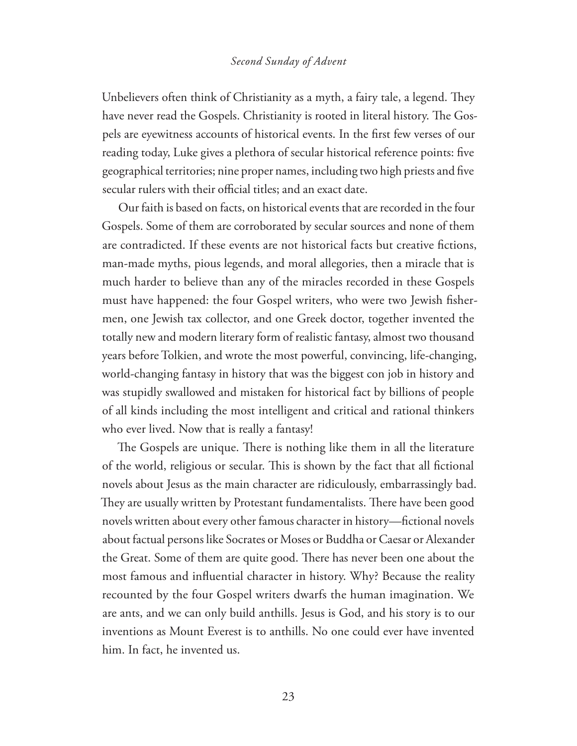Unbelievers often think of Christianity as a myth, a fairy tale, a legend. They have never read the Gospels. Christianity is rooted in literal history. The Gospels are eyewitness accounts of historical events. In the first few verses of our reading today, Luke gives a plethora of secular historical reference points: five geographical territories; nine proper names, including two high priests and five secular rulers with their official titles; and an exact date.

Our faith is based on facts, on historical events that are recorded in the four Gospels. Some of them are corroborated by secular sources and none of them are contradicted. If these events are not historical facts but creative fictions, man-made myths, pious legends, and moral allegories, then a miracle that is much harder to believe than any of the miracles recorded in these Gospels must have happened: the four Gospel writers, who were two Jewish fishermen, one Jewish tax collector, and one Greek doctor, together invented the totally new and modern literary form of realistic fantasy, almost two thousand years before Tolkien, and wrote the most powerful, convincing, life-changing, world-changing fantasy in history that was the biggest con job in history and was stupidly swallowed and mistaken for historical fact by billions of people of all kinds including the most intelligent and critical and rational thinkers who ever lived. Now that is really a fantasy!

The Gospels are unique. There is nothing like them in all the literature of the world, religious or secular. This is shown by the fact that all fictional novels about Jesus as the main character are ridiculously, embarrassingly bad. They are usually written by Protestant fundamentalists. There have been good novels written about every other famous character in history—fictional novels about factual persons like Socrates or Moses or Buddha or Caesar or Alexander the Great. Some of them are quite good. There has never been one about the most famous and influential character in history. Why? Because the reality recounted by the four Gospel writers dwarfs the human imagination. We are ants, and we can only build anthills. Jesus is God, and his story is to our inventions as Mount Everest is to anthills. No one could ever have invented him. In fact, he invented us.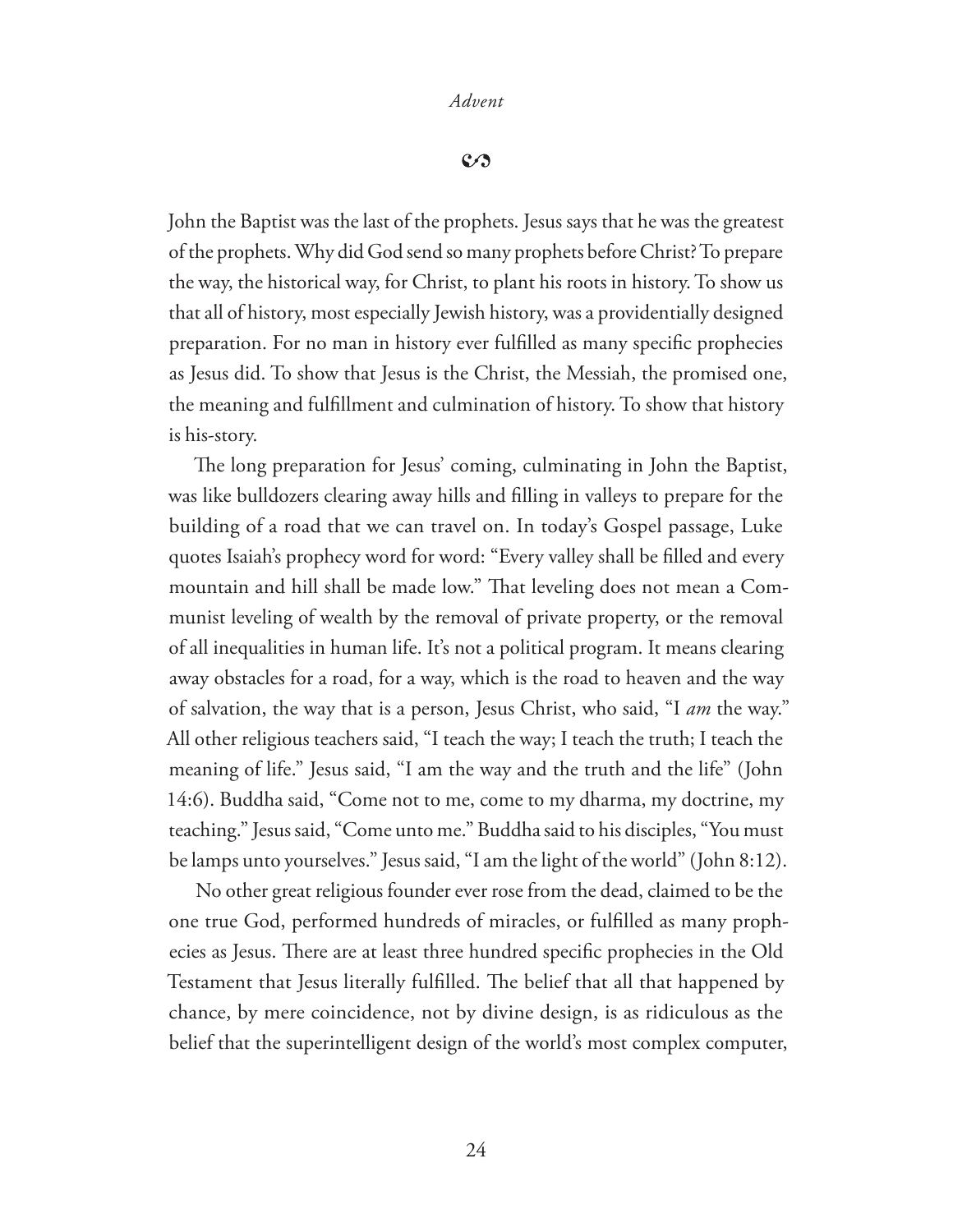John the Baptist was the last of the prophets. Jesus says that he was the greatest of the prophets. Why did God send so many prophets before Christ? To prepare the way, the historical way, for Christ, to plant his roots in history. To show us that all of history, most especially Jewish history, was a providentially designed preparation. For no man in history ever fulfilled as many specific prophecies as Jesus did. To show that Jesus is the Christ, the Messiah, the promised one, the meaning and fulfillment and culmination of history. To show that history is his-story.

The long preparation for Jesus' coming, culminating in John the Baptist, was like bulldozers clearing away hills and filling in valleys to prepare for the building of a road that we can travel on. In today's Gospel passage, Luke quotes Isaiah's prophecy word for word: "Every valley shall be filled and every mountain and hill shall be made low." That leveling does not mean a Communist leveling of wealth by the removal of private property, or the removal of all inequalities in human life. It's not a political program. It means clearing away obstacles for a road, for a way, which is the road to heaven and the way of salvation, the way that is a person, Jesus Christ, who said, "I *am* the way." All other religious teachers said, "I teach the way; I teach the truth; I teach the meaning of life." Jesus said, "I am the way and the truth and the life" (John 14:6). Buddha said, "Come not to me, come to my dharma, my doctrine, my teaching." Jesus said, "Come unto me." Buddha said to his disciples, "You must be lamps unto yourselves." Jesus said, "I am the light of the world" (John 8:12).

No other great religious founder ever rose from the dead, claimed to be the one true God, performed hundreds of miracles, or fulfilled as many prophecies as Jesus. There are at least three hundred specific prophecies in the Old Testament that Jesus literally fulfilled. The belief that all that happened by chance, by mere coincidence, not by divine design, is as ridiculous as the belief that the superintelligent design of the world's most complex computer,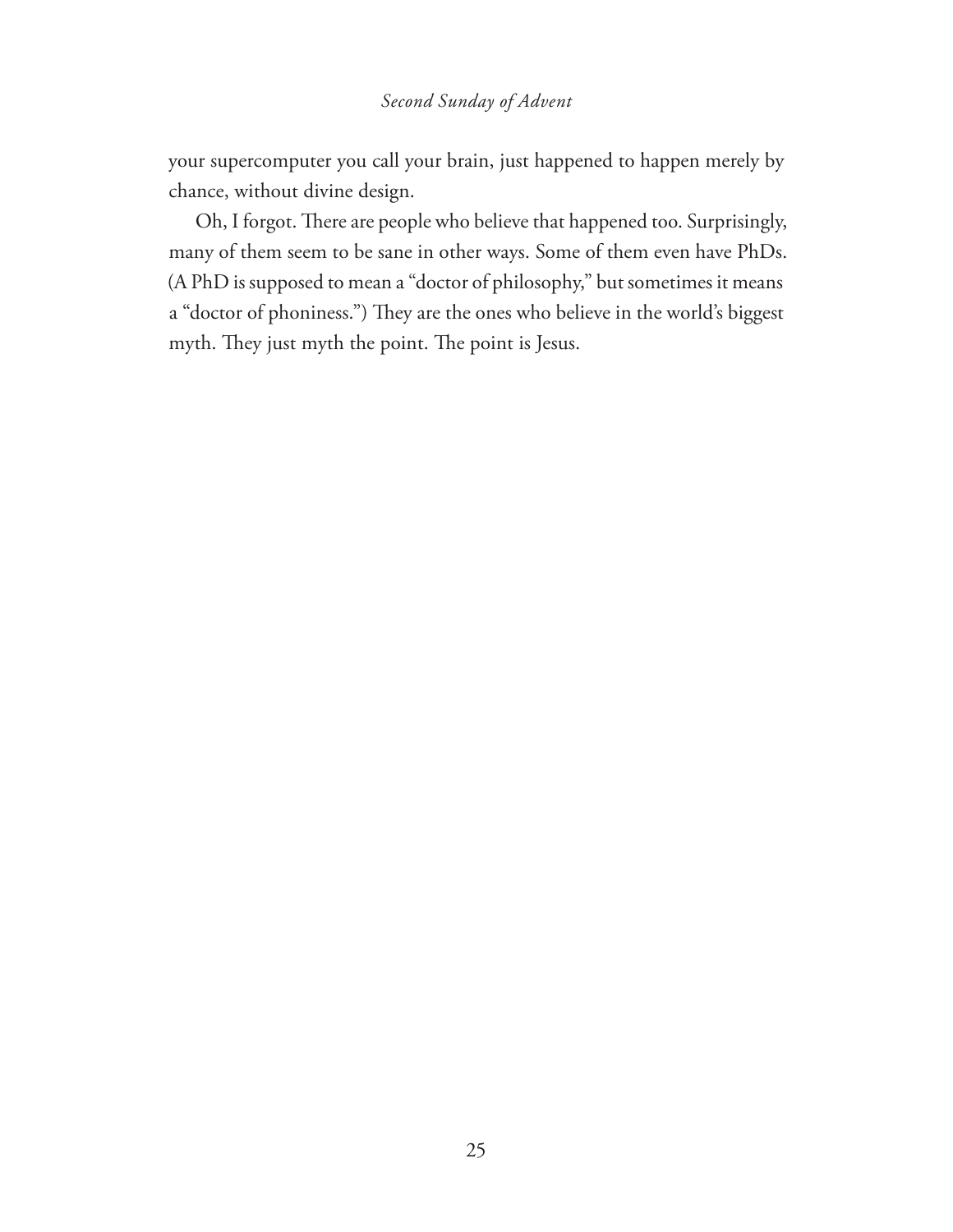your supercomputer you call your brain, just happened to happen merely by chance, without divine design.

Oh, I forgot. There are people who believe that happened too. Surprisingly, many of them seem to be sane in other ways. Some of them even have PhDs. (A PhD is supposed to mean a "doctor of philosophy," but sometimes it means a "doctor of phoniness.") They are the ones who believe in the world's biggest myth. They just myth the point. The point is Jesus.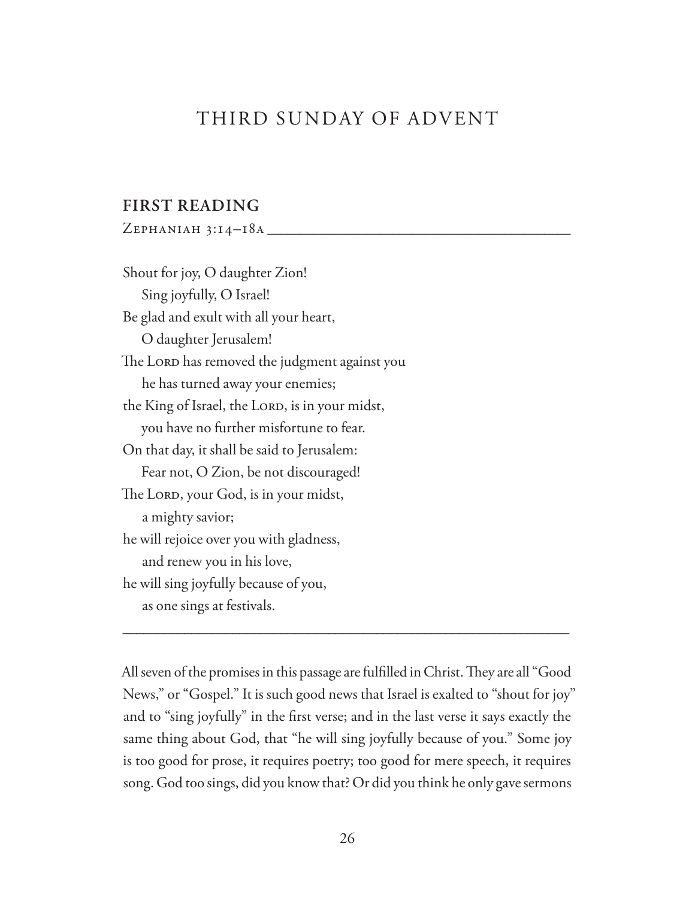# THIRD SUNDAY OF ADVENT

## FIRST READING

ZEPHANIAH 3:14–18A

Shout for joy, O daughter Zion!  
  Sing joyfully, O Israel!  
Be glad and exult with all your heart,  
  O daughter Jerusalem!  
The LORD has removed the judgment against you  
  he has turned away your enemies;  
the King of Israel, the LORD, is in your midst,  
  you have no further misfortune to fear.  
On that day, it shall be said to Jerusalem:  
  Fear not, O Zion, be not discouraged!  
The LORD, your God, is in your midst,  
  a mighty savior;  
he will rejoice over you with gladness,  
  and renew you in his love,  
he will sing joyfully because of you,  
  as one sings at festivals.

---

All seven of the promises in this passage are fulfilled in Christ. They are all "Good News," or "Gospel." It is such good news that Israel is exalted to "shout for joy" and to "sing joyfully" in the first verse; and in the last verse it says exactly the same thing about God, that "he will sing joyfully because of you." Some joy is too good for prose, it requires poetry; too good for mere speech, it requires song. God too sings, did you know that? Or did you think he only gave sermons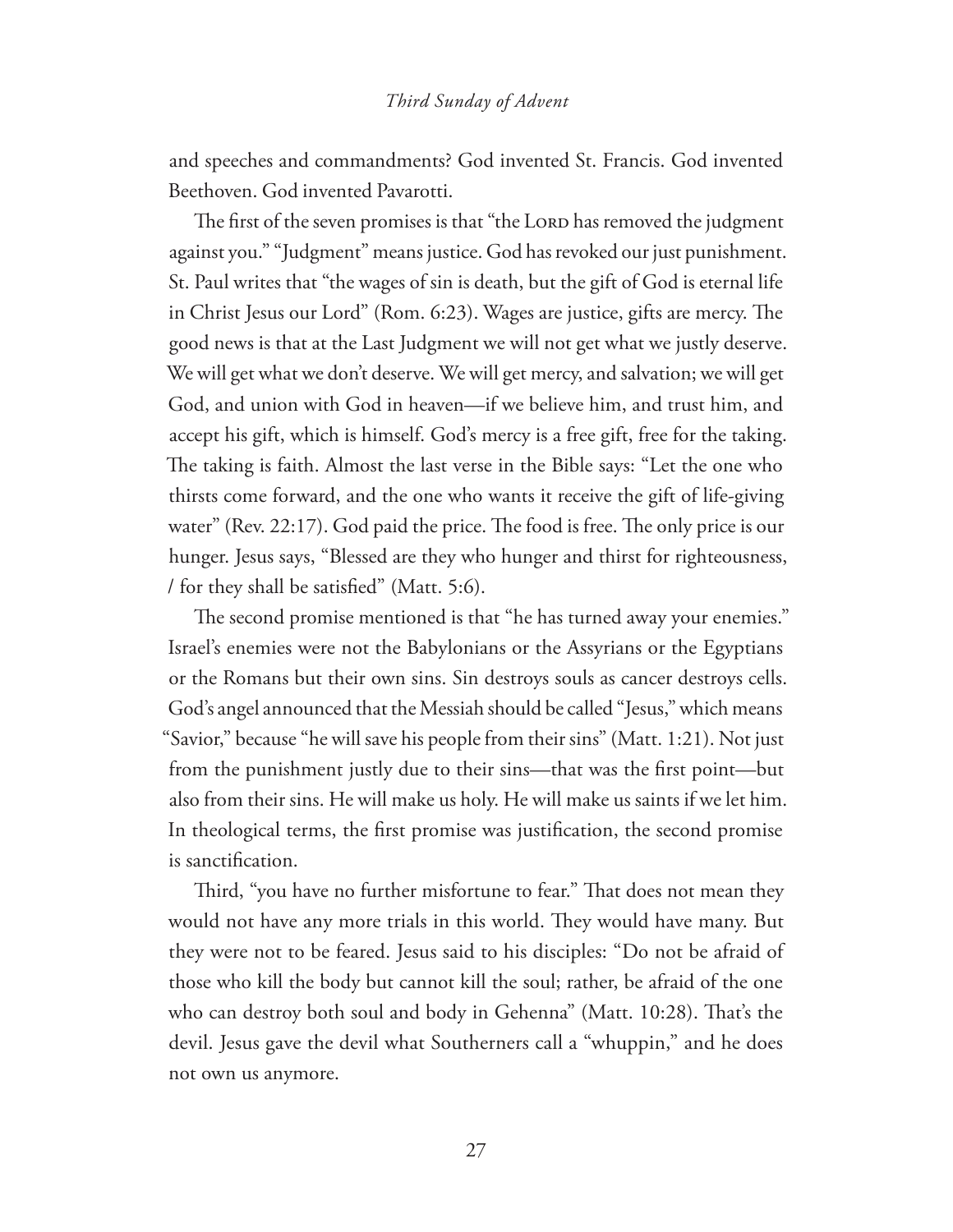and speeches and commandments? God invented St. Francis. God invented Beethoven. God invented Pavarotti.

The first of the seven promises is that "the Lord has removed the judgment against you." "Judgment" means justice. God has revoked our just punishment. St. Paul writes that "the wages of sin is death, but the gift of God is eternal life in Christ Jesus our Lord" (Rom. 6:23). Wages are justice, gifts are mercy. The good news is that at the Last Judgment we will not get what we justly deserve. We will get what we don't deserve. We will get mercy, and salvation; we will get God, and union with God in heaven—if we believe him, and trust him, and accept his gift, which is himself. God's mercy is a free gift, free for the taking. The taking is faith. Almost the last verse in the Bible says: "Let the one who thirsts come forward, and the one who wants it receive the gift of life-giving water" (Rev. 22:17). God paid the price. The food is free. The only price is our hunger. Jesus says, "Blessed are they who hunger and thirst for righteousness, / for they shall be satisfied" (Matt. 5:6).

The second promise mentioned is that "he has turned away your enemies." Israel's enemies were not the Babylonians or the Assyrians or the Egyptians or the Romans but their own sins. Sin destroys souls as cancer destroys cells. God's angel announced that the Messiah should be called "Jesus," which means "Savior," because "he will save his people from their sins" (Matt. 1:21). Not just from the punishment justly due to their sins—that was the first point—but also from their sins. He will make us holy. He will make us saints if we let him. In theological terms, the first promise was justification, the second promise is sanctification.

Third, "you have no further misfortune to fear." That does not mean they would not have any more trials in this world. They would have many. But they were not to be feared. Jesus said to his disciples: "Do not be afraid of those who kill the body but cannot kill the soul; rather, be afraid of the one who can destroy both soul and body in Gehenna" (Matt. 10:28). That's the devil. Jesus gave the devil what Southerners call a "whuppin," and he does not own us anymore.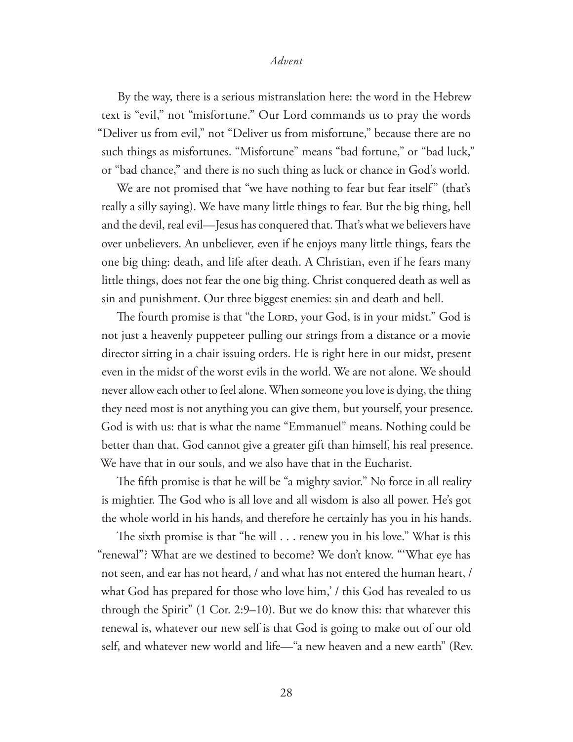By the way, there is a serious mistranslation here: the word in the Hebrew text is "evil," not "misfortune." Our Lord commands us to pray the words "Deliver us from evil," not "Deliver us from misfortune," because there are no such things as misfortunes. "Misfortune" means "bad fortune," or "bad luck," or "bad chance," and there is no such thing as luck or chance in God's world.

We are not promised that "we have nothing to fear but fear itself" (that's really a silly saying). We have many little things to fear. But the big thing, hell and the devil, real evil—Jesus has conquered that. That's what we believers have over unbelievers. An unbeliever, even if he enjoys many little things, fears the one big thing: death, and life after death. A Christian, even if he fears many little things, does not fear the one big thing. Christ conquered death as well as sin and punishment. Our three biggest enemies: sin and death and hell.

The fourth promise is that "the Lord, your God, is in your midst." God is not just a heavenly puppeteer pulling our strings from a distance or a movie director sitting in a chair issuing orders. He is right here in our midst, present even in the midst of the worst evils in the world. We are not alone. We should never allow each other to feel alone. When someone you love is dying, the thing they need most is not anything you can give them, but yourself, your presence. God is with us: that is what the name "Emmanuel" means. Nothing could be better than that. God cannot give a greater gift than himself, his real presence. We have that in our souls, and we also have that in the Eucharist.

The fifth promise is that he will be "a mighty savior." No force in all reality is mightier. The God who is all love and all wisdom is also all power. He's got the whole world in his hands, and therefore he certainly has you in his hands.

The sixth promise is that "he will . . . renew you in his love." What is this "renewal"? What are we destined to become? We don't know. "'What eye has not seen, and ear has not heard, / and what has not entered the human heart, / what God has prepared for those who love him,' / this God has revealed to us through the Spirit" (1 Cor. 2:9–10). But we do know this: that whatever this renewal is, whatever our new self is that God is going to make out of our old self, and whatever new world and life—"a new heaven and a new earth" (Rev.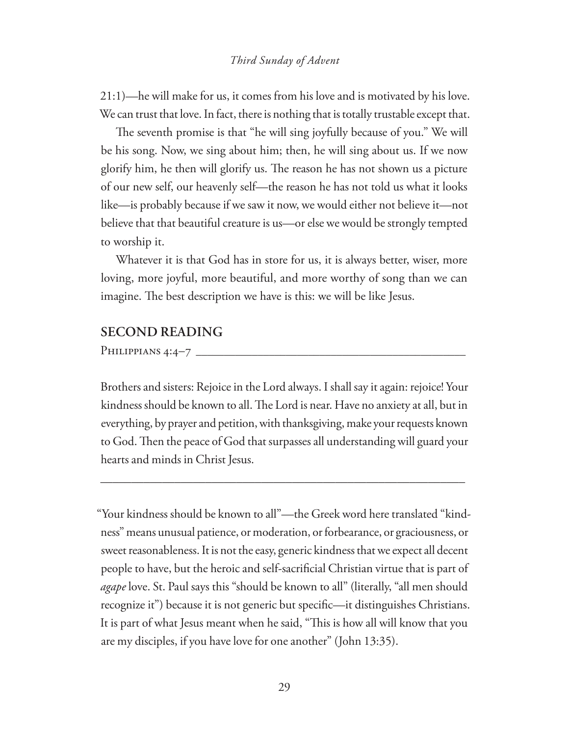21:1)—he will make for us, it comes from his love and is motivated by his love. We can trust that love. In fact, there is nothing that is totally trustable except that.

The seventh promise is that "he will sing joyfully because of you." We will be his song. Now, we sing about him; then, he will sing about us. If we now glorify him, he then will glorify us. The reason he has not shown us a picture of our new self, our heavenly self—the reason he has not told us what it looks like—is probably because if we saw it now, we would either not believe it—not believe that that beautiful creature is us—or else we would be strongly tempted to worship it.

Whatever it is that God has in store for us, it is always better, wiser, more loving, more joyful, more beautiful, and more worthy of song than we can imagine. The best description we have is this: we will be like Jesus.

## SECOND READING

Philippians 4:4–7

Brothers and sisters: Rejoice in the Lord always. I shall say it again: rejoice! Your kindness should be known to all. The Lord is near. Have no anxiety at all, but in everything, by prayer and petition, with thanksgiving, make your requests known to God. Then the peace of God that surpasses all understanding will guard your hearts and minds in Christ Jesus.

---

"Your kindness should be known to all"—the Greek word here translated "kindness" means unusual patience, or moderation, or forbearance, or graciousness, or sweet reasonableness. It is not the easy, generic kindness that we expect all decent people to have, but the heroic and self-sacrificial Christian virtue that is part of *agape* love. St. Paul says this "should be known to all" (literally, "all men should recognize it") because it is not generic but specific—it distinguishes Christians. It is part of what Jesus meant when he said, "This is how all will know that you are my disciples, if you have love for one another" (John 13:35).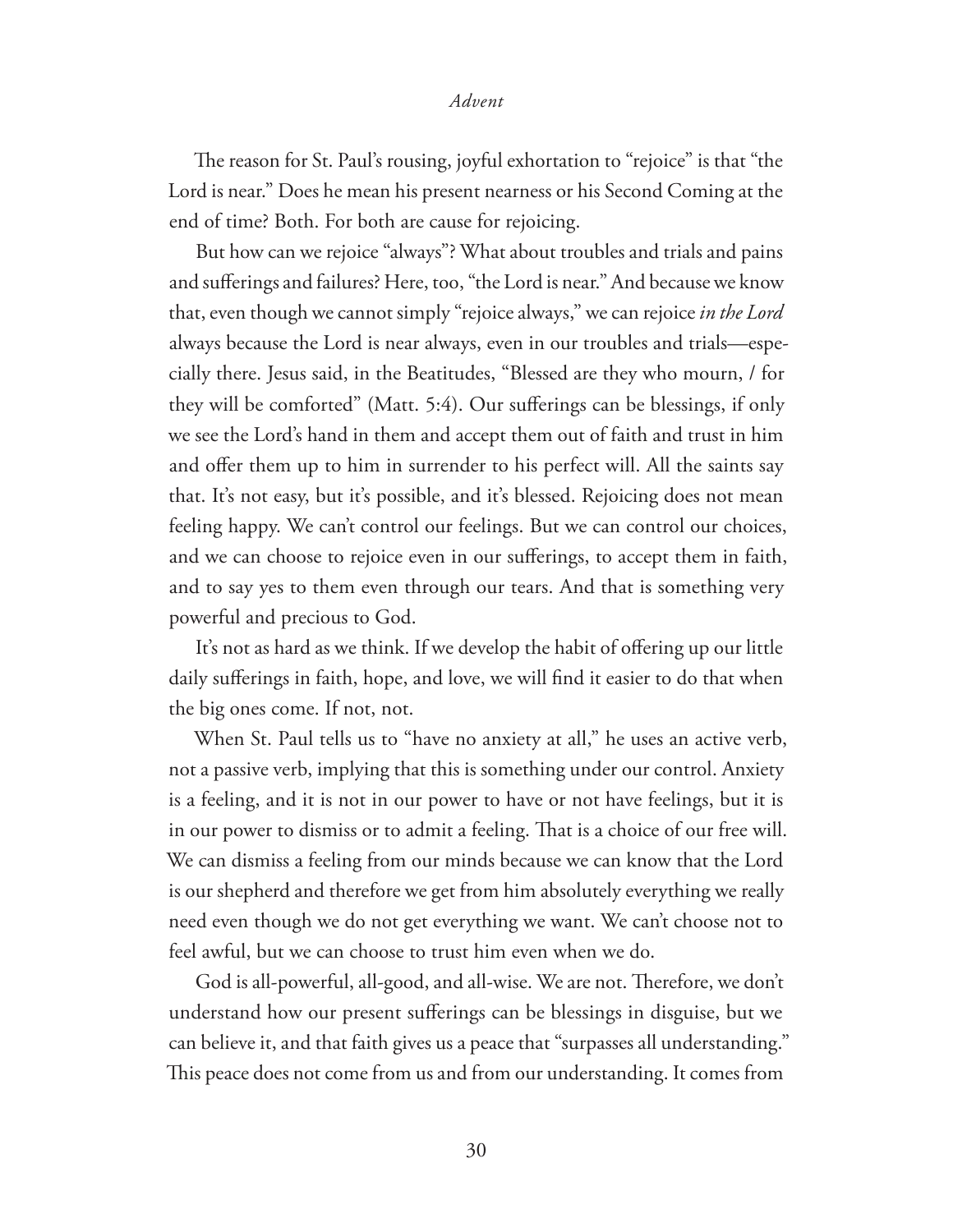The reason for St. Paul's rousing, joyful exhortation to "rejoice" is that "the Lord is near." Does he mean his present nearness or his Second Coming at the end of time? Both. For both are cause for rejoicing.

But how can we rejoice "always"? What about troubles and trials and pains and sufferings and failures? Here, too, "the Lord is near." And because we know that, even though we cannot simply "rejoice always," we can rejoice *in the Lord* always because the Lord is near always, even in our troubles and trials—especially there. Jesus said, in the Beatitudes, "Blessed are they who mourn, / for they will be comforted" (Matt. 5:4). Our sufferings can be blessings, if only we see the Lord's hand in them and accept them out of faith and trust in him and offer them up to him in surrender to his perfect will. All the saints say that. It's not easy, but it's possible, and it's blessed. Rejoicing does not mean feeling happy. We can't control our feelings. But we can control our choices, and we can choose to rejoice even in our sufferings, to accept them in faith, and to say yes to them even through our tears. And that is something very powerful and precious to God.

It's not as hard as we think. If we develop the habit of offering up our little daily sufferings in faith, hope, and love, we will find it easier to do that when the big ones come. If not, not.

When St. Paul tells us to "have no anxiety at all," he uses an active verb, not a passive verb, implying that this is something under our control. Anxiety is a feeling, and it is not in our power to have or not have feelings, but it is in our power to dismiss or to admit a feeling. That is a choice of our free will. We can dismiss a feeling from our minds because we can know that the Lord is our shepherd and therefore we get from him absolutely everything we really need even though we do not get everything we want. We can't choose not to feel awful, but we can choose to trust him even when we do.

God is all-powerful, all-good, and all-wise. We are not. Therefore, we don't understand how our present sufferings can be blessings in disguise, but we can believe it, and that faith gives us a peace that "surpasses all understanding." This peace does not come from us and from our understanding. It comes from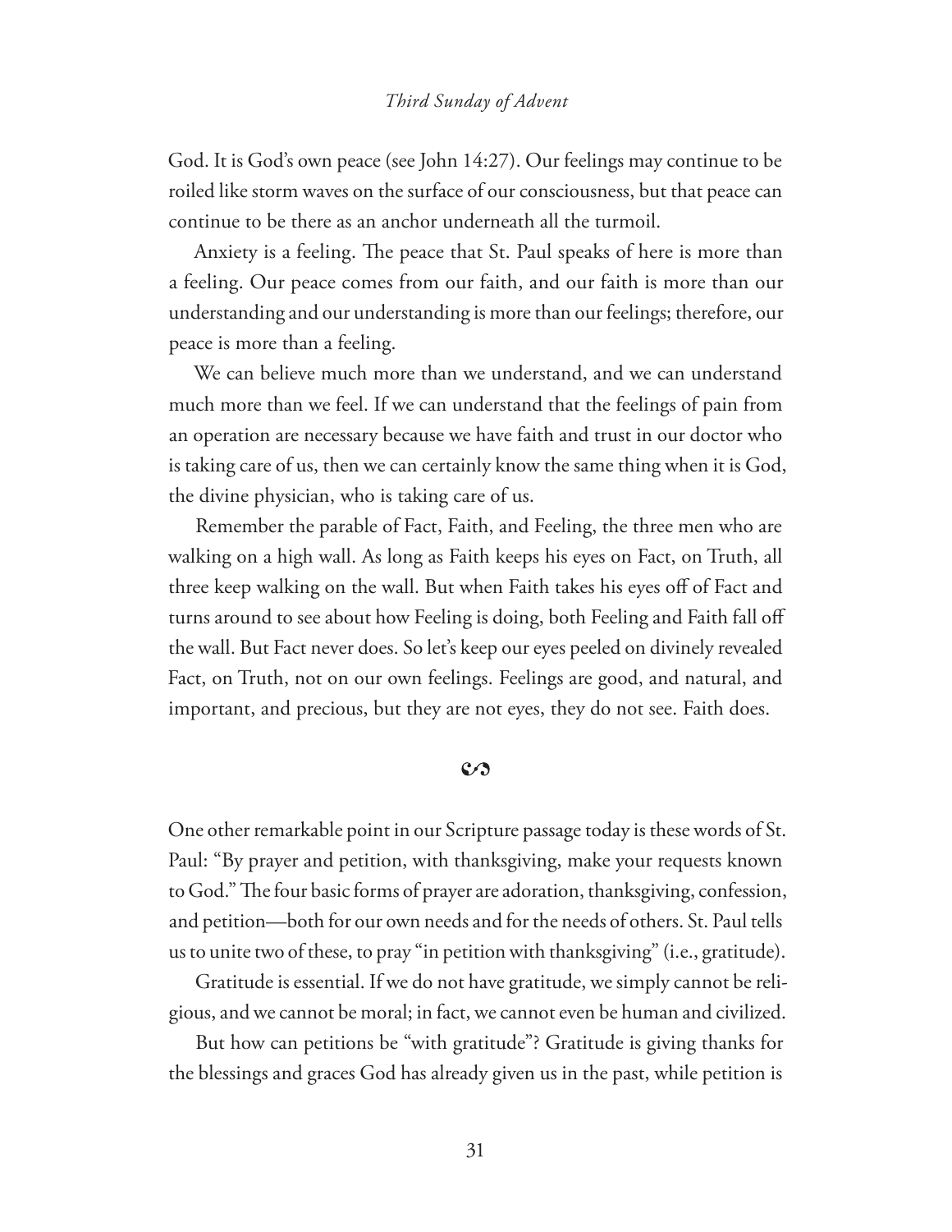God. It is God's own peace (see John 14:27). Our feelings may continue to be roiled like storm waves on the surface of our consciousness, but that peace can continue to be there as an anchor underneath all the turmoil.

Anxiety is a feeling. The peace that St. Paul speaks of here is more than a feeling. Our peace comes from our faith, and our faith is more than our understanding and our understanding is more than our feelings; therefore, our peace is more than a feeling.

We can believe much more than we understand, and we can understand much more than we feel. If we can understand that the feelings of pain from an operation are necessary because we have faith and trust in our doctor who is taking care of us, then we can certainly know the same thing when it is God, the divine physician, who is taking care of us.

Remember the parable of Fact, Faith, and Feeling, the three men who are walking on a high wall. As long as Faith keeps his eyes on Fact, on Truth, all three keep walking on the wall. But when Faith takes his eyes off of Fact and turns around to see about how Feeling is doing, both Feeling and Faith fall off the wall. But Fact never does. So let's keep our eyes peeled on divinely revealed Fact, on Truth, not on our own feelings. Feelings are good, and natural, and important, and precious, but they are not eyes, they do not see. Faith does.

∽

One other remarkable point in our Scripture passage today is these words of St. Paul: "By prayer and petition, with thanksgiving, make your requests known to God." The four basic forms of prayer are adoration, thanksgiving, confession, and petition—both for our own needs and for the needs of others. St. Paul tells us to unite two of these, to pray "in petition with thanksgiving" (i.e., gratitude).

Gratitude is essential. If we do not have gratitude, we simply cannot be religious, and we cannot be moral; in fact, we cannot even be human and civilized.

But how can petitions be "with gratitude"? Gratitude is giving thanks for the blessings and graces God has already given us in the past, while petition is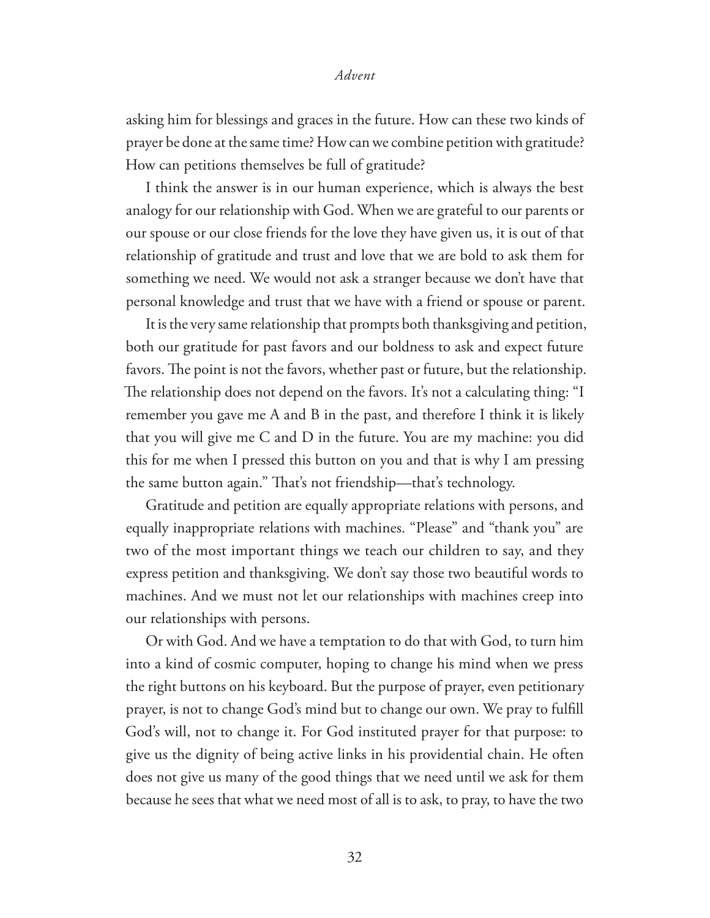asking him for blessings and graces in the future. How can these two kinds of prayer be done at the same time? How can we combine petition with gratitude? How can petitions themselves be full of gratitude?

I think the answer is in our human experience, which is always the best analogy for our relationship with God. When we are grateful to our parents or our spouse or our close friends for the love they have given us, it is out of that relationship of gratitude and trust and love that we are bold to ask them for something we need. We would not ask a stranger because we don't have that personal knowledge and trust that we have with a friend or spouse or parent.

It is the very same relationship that prompts both thanksgiving and petition, both our gratitude for past favors and our boldness to ask and expect future favors. The point is not the favors, whether past or future, but the relationship. The relationship does not depend on the favors. It's not a calculating thing: "I remember you gave me A and B in the past, and therefore I think it is likely that you will give me C and D in the future. You are my machine: you did this for me when I pressed this button on you and that is why I am pressing the same button again." That's not friendship—that's technology.

Gratitude and petition are equally appropriate relations with persons, and equally inappropriate relations with machines. "Please" and "thank you" are two of the most important things we teach our children to say, and they express petition and thanksgiving. We don't say those two beautiful words to machines. And we must not let our relationships with machines creep into our relationships with persons.

Or with God. And we have a temptation to do that with God, to turn him into a kind of cosmic computer, hoping to change his mind when we press the right buttons on his keyboard. But the purpose of prayer, even petitionary prayer, is not to change God's mind but to change our own. We pray to fulfill God's will, not to change it. For God instituted prayer for that purpose: to give us the dignity of being active links in his providential chain. He often does not give us many of the good things that we need until we ask for them because he sees that what we need most of all is to ask, to pray, to have the two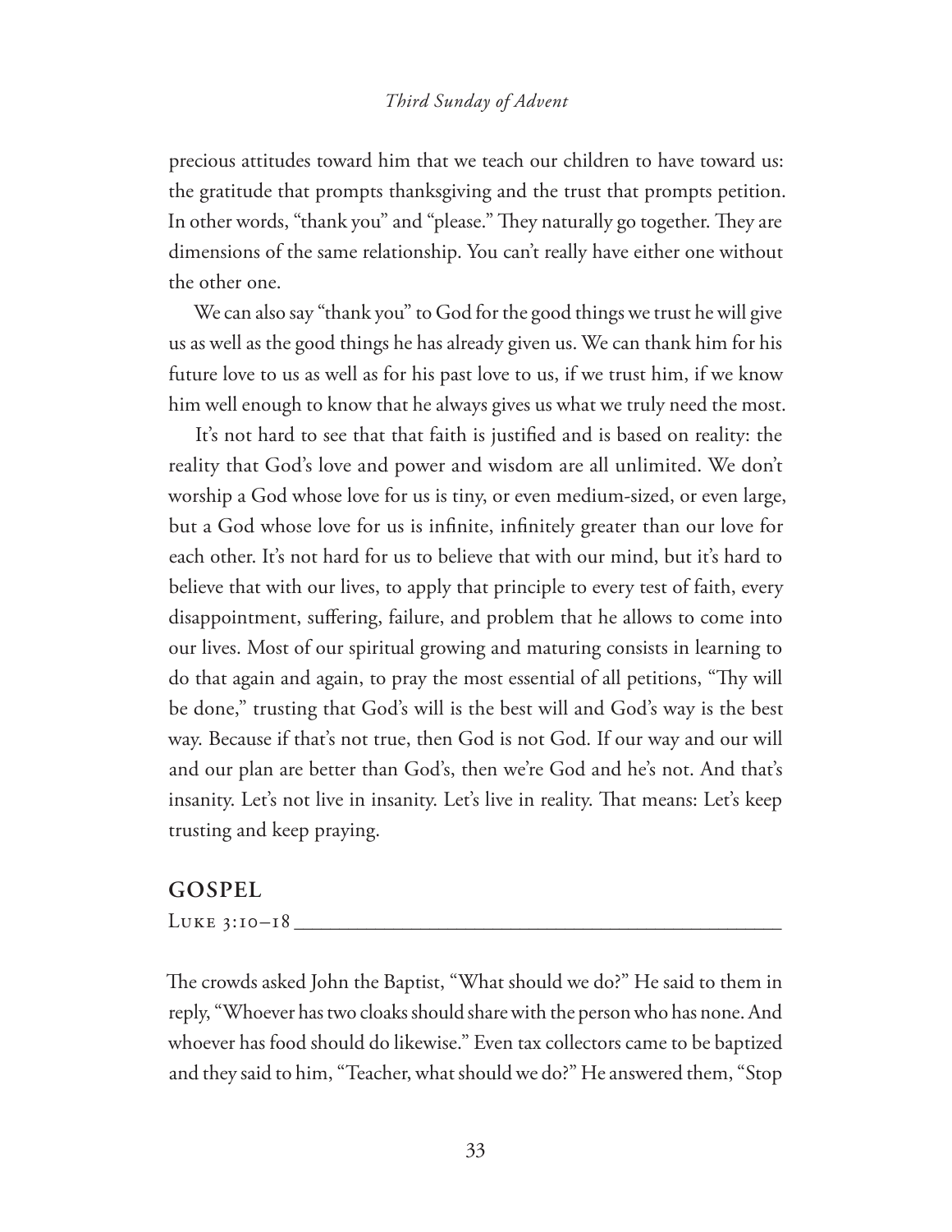precious attitudes toward him that we teach our children to have toward us: the gratitude that prompts thanksgiving and the trust that prompts petition. In other words, "thank you" and "please." They naturally go together. They are dimensions of the same relationship. You can't really have either one without the other one.

We can also say "thank you" to God for the good things we trust he will give us as well as the good things he has already given us. We can thank him for his future love to us as well as for his past love to us, if we trust him, if we know him well enough to know that he always gives us what we truly need the most.

It's not hard to see that that faith is justified and is based on reality: the reality that God's love and power and wisdom are all unlimited. We don't worship a God whose love for us is tiny, or even medium-sized, or even large, but a God whose love for us is infinite, infinitely greater than our love for each other. It's not hard for us to believe that with our mind, but it's hard to believe that with our lives, to apply that principle to every test of faith, every disappointment, suffering, failure, and problem that he allows to come into our lives. Most of our spiritual growing and maturing consists in learning to do that again and again, to pray the most essential of all petitions, "Thy will be done," trusting that God's will is the best will and God's way is the best way. Because if that's not true, then God is not God. If our way and our will and our plan are better than God's, then we're God and he's not. And that's insanity. Let's not live in insanity. Let's live in reality. That means: Let's keep trusting and keep praying.

## GOSPEL

Luke 3:10–18

The crowds asked John the Baptist, "What should we do?" He said to them in reply, "Whoever has two cloaks should share with the person who has none. And whoever has food should do likewise." Even tax collectors came to be baptized and they said to him, "Teacher, what should we do?" He answered them, "Stop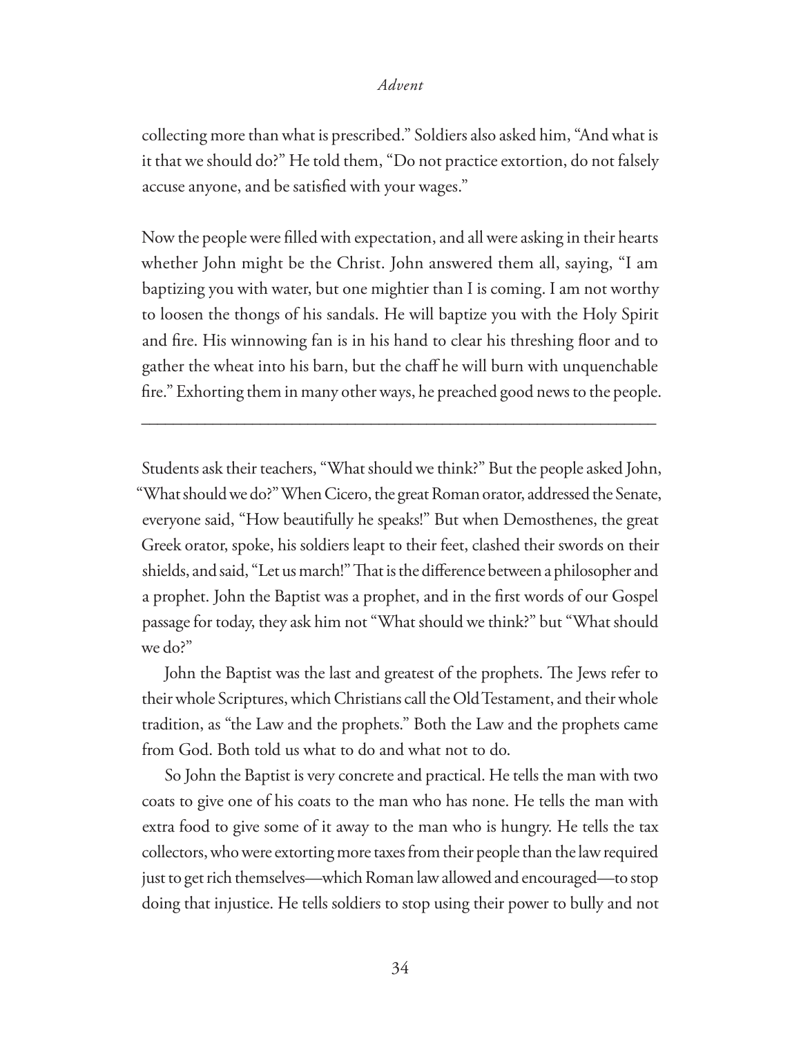collecting more than what is prescribed." Soldiers also asked him, "And what is it that we should do?" He told them, "Do not practice extortion, do not falsely accuse anyone, and be satisfied with your wages."

Now the people were filled with expectation, and all were asking in their hearts whether John might be the Christ. John answered them all, saying, "I am baptizing you with water, but one mightier than I is coming. I am not worthy to loosen the thongs of his sandals. He will baptize you with the Holy Spirit and fire. His winnowing fan is in his hand to clear his threshing floor and to gather the wheat into his barn, but the chaff he will burn with unquenchable fire." Exhorting them in many other ways, he preached good news to the people.

---

Students ask their teachers, "What should we think?" But the people asked John, "What should we do?" When Cicero, the great Roman orator, addressed the Senate, everyone said, "How beautifully he speaks!" But when Demosthenes, the great Greek orator, spoke, his soldiers leapt to their feet, clashed their swords on their shields, and said, "Let us march!" That is the difference between a philosopher and a prophet. John the Baptist was a prophet, and in the first words of our Gospel passage for today, they ask him not "What should we think?" but "What should we do?"

John the Baptist was the last and greatest of the prophets. The Jews refer to their whole Scriptures, which Christians call the Old Testament, and their whole tradition, as "the Law and the prophets." Both the Law and the prophets came from God. Both told us what to do and what not to do.

So John the Baptist is very concrete and practical. He tells the man with two coats to give one of his coats to the man who has none. He tells the man with extra food to give some of it away to the man who is hungry. He tells the tax collectors, who were extorting more taxes from their people than the law required just to get rich themselves—which Roman law allowed and encouraged—to stop doing that injustice. He tells soldiers to stop using their power to bully and not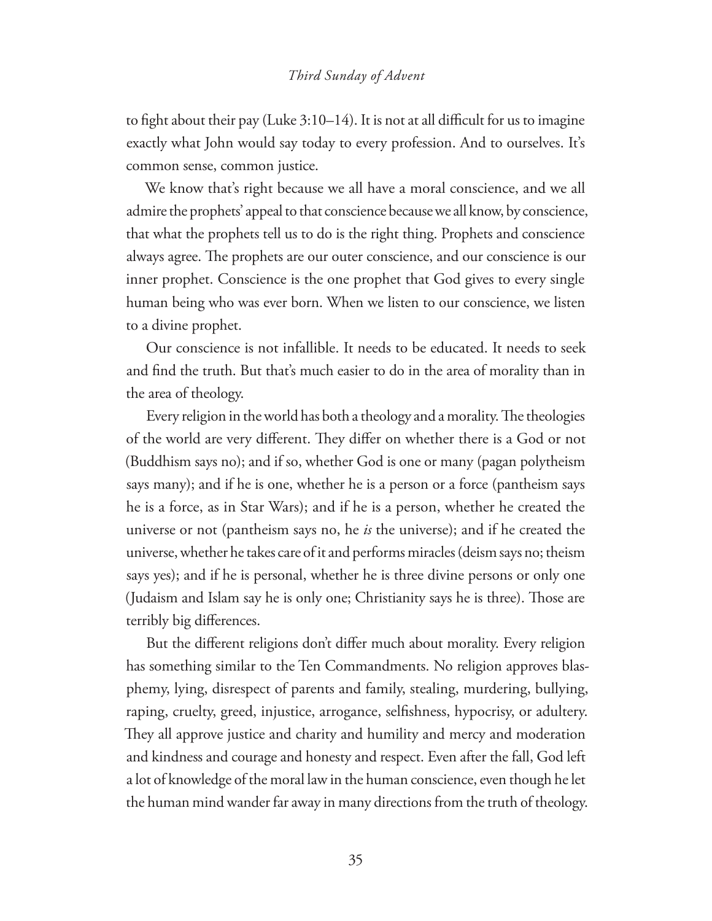to fight about their pay (Luke 3:10–14). It is not at all difficult for us to imagine exactly what John would say today to every profession. And to ourselves. It's common sense, common justice.

We know that's right because we all have a moral conscience, and we all admire the prophets' appeal to that conscience because we all know, by conscience, that what the prophets tell us to do is the right thing. Prophets and conscience always agree. The prophets are our outer conscience, and our conscience is our inner prophet. Conscience is the one prophet that God gives to every single human being who was ever born. When we listen to our conscience, we listen to a divine prophet.

Our conscience is not infallible. It needs to be educated. It needs to seek and find the truth. But that's much easier to do in the area of morality than in the area of theology.

Every religion in the world has both a theology and a morality. The theologies of the world are very different. They differ on whether there is a God or not (Buddhism says no); and if so, whether God is one or many (pagan polytheism says many); and if he is one, whether he is a person or a force (pantheism says he is a force, as in Star Wars); and if he is a person, whether he created the universe or not (pantheism says no, he *is* the universe); and if he created the universe, whether he takes care of it and performs miracles (deism says no; theism says yes); and if he is personal, whether he is three divine persons or only one (Judaism and Islam say he is only one; Christianity says he is three). Those are terribly big differences.

But the different religions don't differ much about morality. Every religion has something similar to the Ten Commandments. No religion approves blasphemy, lying, disrespect of parents and family, stealing, murdering, bullying, raping, cruelty, greed, injustice, arrogance, selfishness, hypocrisy, or adultery. They all approve justice and charity and humility and mercy and moderation and kindness and courage and honesty and respect. Even after the fall, God left a lot of knowledge of the moral law in the human conscience, even though he let the human mind wander far away in many directions from the truth of theology.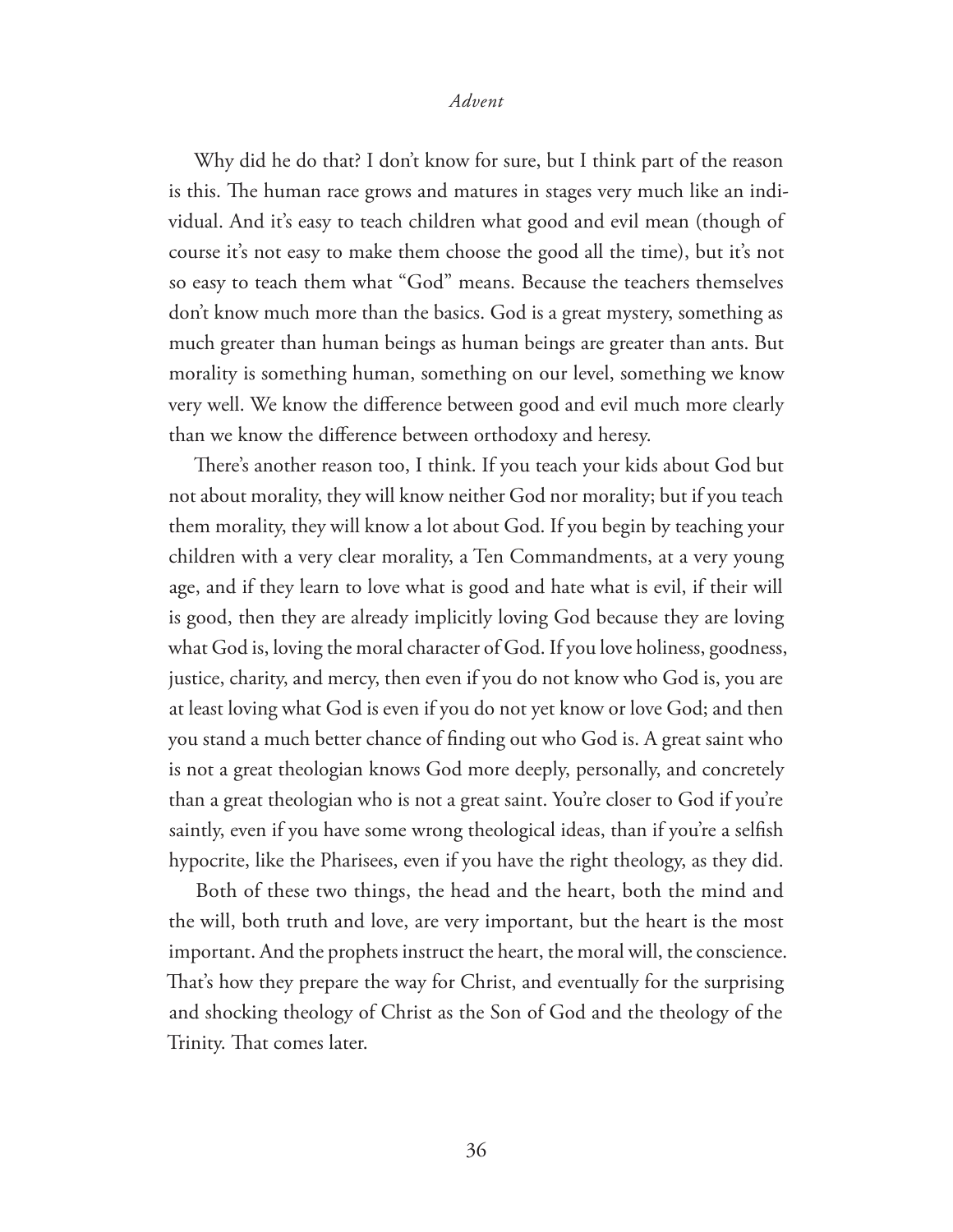Why did he do that? I don't know for sure, but I think part of the reason is this. The human race grows and matures in stages very much like an individual. And it's easy to teach children what good and evil mean (though of course it's not easy to make them choose the good all the time), but it's not so easy to teach them what "God" means. Because the teachers themselves don't know much more than the basics. God is a great mystery, something as much greater than human beings as human beings are greater than ants. But morality is something human, something on our level, something we know very well. We know the difference between good and evil much more clearly than we know the difference between orthodoxy and heresy.

There's another reason too, I think. If you teach your kids about God but not about morality, they will know neither God nor morality; but if you teach them morality, they will know a lot about God. If you begin by teaching your children with a very clear morality, a Ten Commandments, at a very young age, and if they learn to love what is good and hate what is evil, if their will is good, then they are already implicitly loving God because they are loving what God is, loving the moral character of God. If you love holiness, goodness, justice, charity, and mercy, then even if you do not know who God is, you are at least loving what God is even if you do not yet know or love God; and then you stand a much better chance of finding out who God is. A great saint who is not a great theologian knows God more deeply, personally, and concretely than a great theologian who is not a great saint. You're closer to God if you're saintly, even if you have some wrong theological ideas, than if you're a selfish hypocrite, like the Pharisees, even if you have the right theology, as they did.

Both of these two things, the head and the heart, both the mind and the will, both truth and love, are very important, but the heart is the most important. And the prophets instruct the heart, the moral will, the conscience. That's how they prepare the way for Christ, and eventually for the surprising and shocking theology of Christ as the Son of God and the theology of the Trinity. That comes later.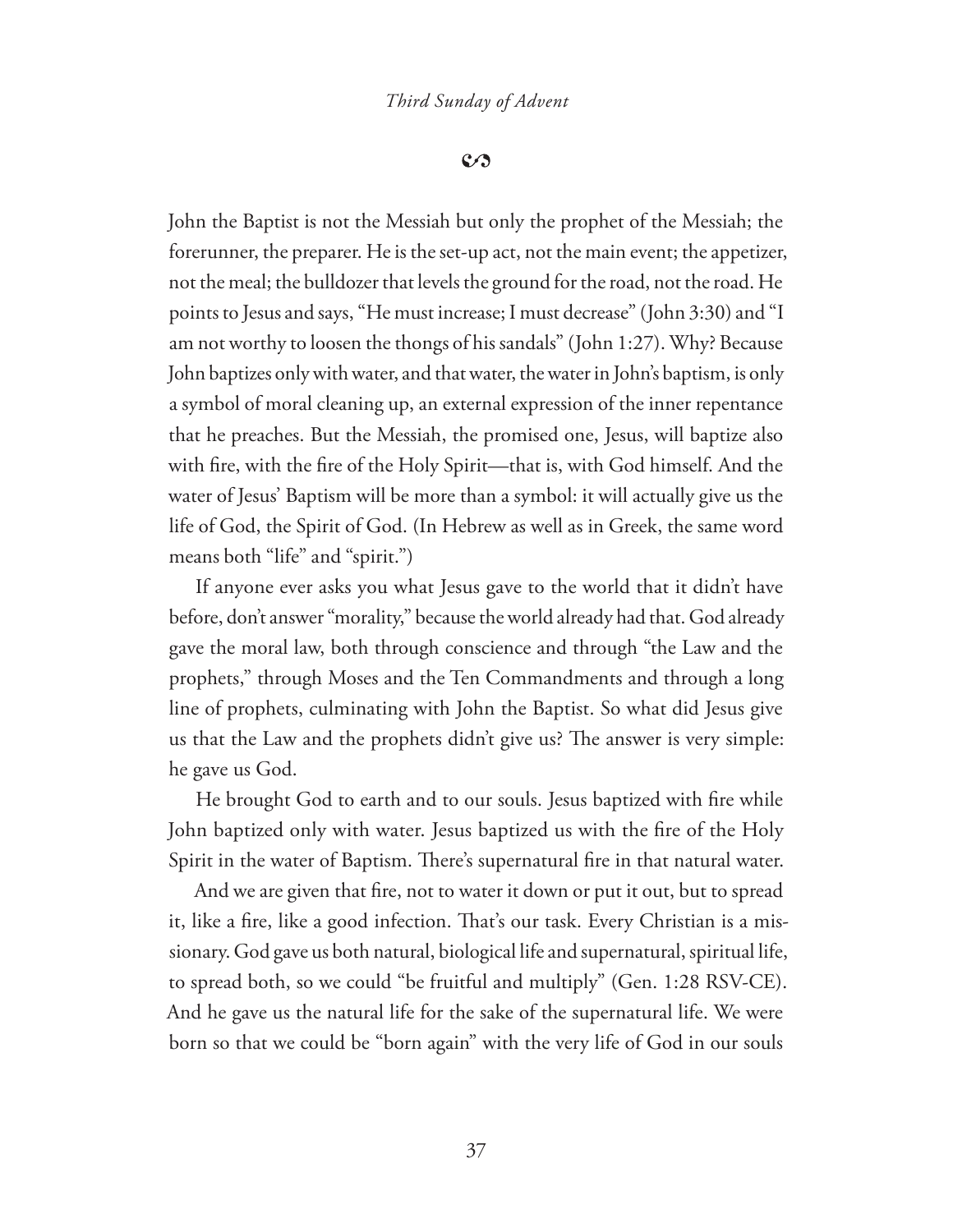John the Baptist is not the Messiah but only the prophet of the Messiah; the forerunner, the preparer. He is the set-up act, not the main event; the appetizer, not the meal; the bulldozer that levels the ground for the road, not the road. He points to Jesus and says, "He must increase; I must decrease" (John 3:30) and "I am not worthy to loosen the thongs of his sandals" (John 1:27). Why? Because John baptizes only with water, and that water, the water in John's baptism, is only a symbol of moral cleaning up, an external expression of the inner repentance that he preaches. But the Messiah, the promised one, Jesus, will baptize also with fire, with the fire of the Holy Spirit—that is, with God himself. And the water of Jesus' Baptism will be more than a symbol: it will actually give us the life of God, the Spirit of God. (In Hebrew as well as in Greek, the same word means both "life" and "spirit.")

If anyone ever asks you what Jesus gave to the world that it didn't have before, don't answer "morality," because the world already had that. God already gave the moral law, both through conscience and through "the Law and the prophets," through Moses and the Ten Commandments and through a long line of prophets, culminating with John the Baptist. So what did Jesus give us that the Law and the prophets didn't give us? The answer is very simple: he gave us God.

He brought God to earth and to our souls. Jesus baptized with fire while John baptized only with water. Jesus baptized us with the fire of the Holy Spirit in the water of Baptism. There's supernatural fire in that natural water.

And we are given that fire, not to water it down or put it out, but to spread it, like a fire, like a good infection. That's our task. Every Christian is a missionary. God gave us both natural, biological life and supernatural, spiritual life, to spread both, so we could "be fruitful and multiply" (Gen. 1:28 RSV-CE). And he gave us the natural life for the sake of the supernatural life. We were born so that we could be "born again" with the very life of God in our souls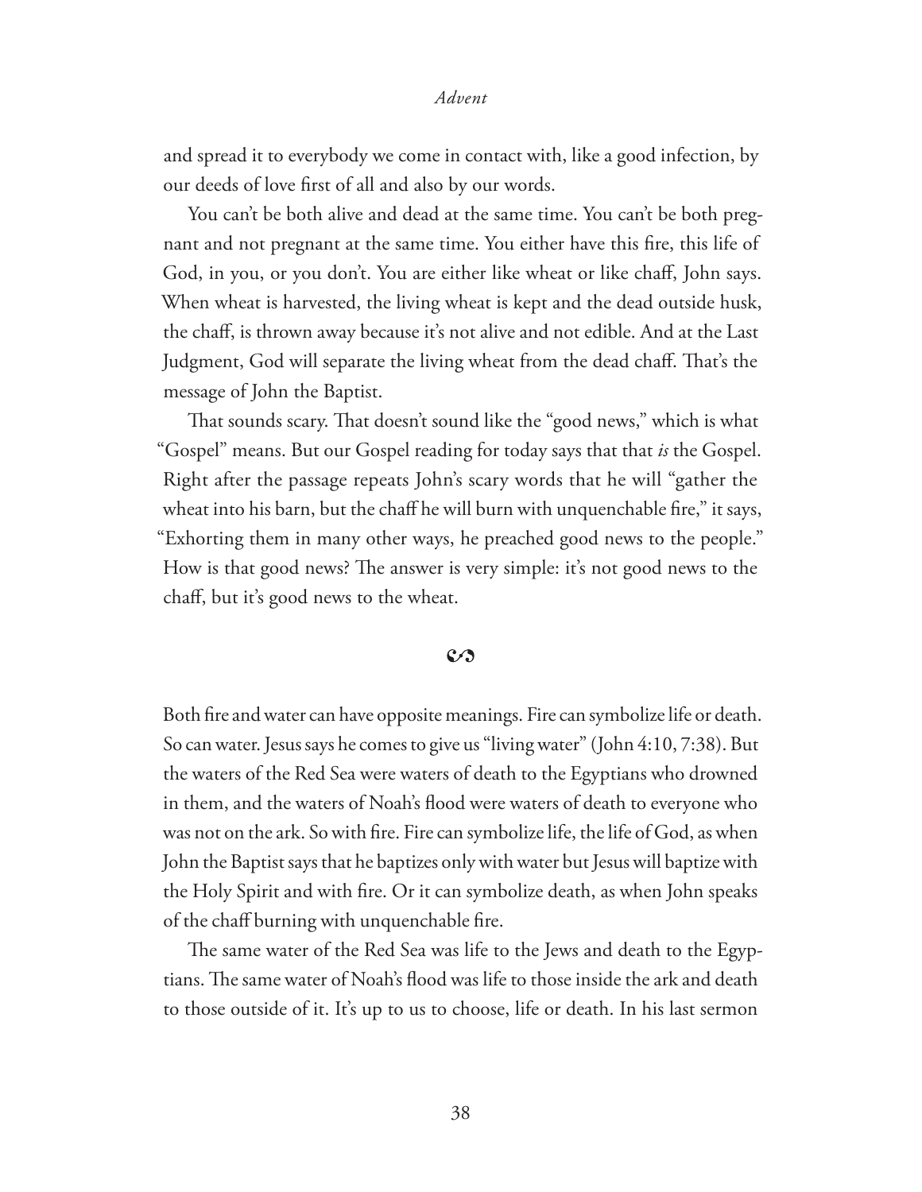and spread it to everybody we come in contact with, like a good infection, by our deeds of love first of all and also by our words.

You can't be both alive and dead at the same time. You can't be both pregnant and not pregnant at the same time. You either have this fire, this life of God, in you, or you don't. You are either like wheat or like chaff, John says. When wheat is harvested, the living wheat is kept and the dead outside husk, the chaff, is thrown away because it's not alive and not edible. And at the Last Judgment, God will separate the living wheat from the dead chaff. That's the message of John the Baptist.

That sounds scary. That doesn't sound like the "good news," which is what "Gospel" means. But our Gospel reading for today says that that *is* the Gospel. Right after the passage repeats John's scary words that he will "gather the wheat into his barn, but the chaff he will burn with unquenchable fire," it says, "Exhorting them in many other ways, he preached good news to the people." How is that good news? The answer is very simple: it's not good news to the chaff, but it's good news to the wheat.

∽

Both fire and water can have opposite meanings. Fire can symbolize life or death. So can water. Jesus says he comes to give us "living water" (John 4:10, 7:38). But the waters of the Red Sea were waters of death to the Egyptians who drowned in them, and the waters of Noah's flood were waters of death to everyone who was not on the ark. So with fire. Fire can symbolize life, the life of God, as when John the Baptist says that he baptizes only with water but Jesus will baptize with the Holy Spirit and with fire. Or it can symbolize death, as when John speaks of the chaff burning with unquenchable fire.

The same water of the Red Sea was life to the Jews and death to the Egyptians. The same water of Noah's flood was life to those inside the ark and death to those outside of it. It's up to us to choose, life or death. In his last sermon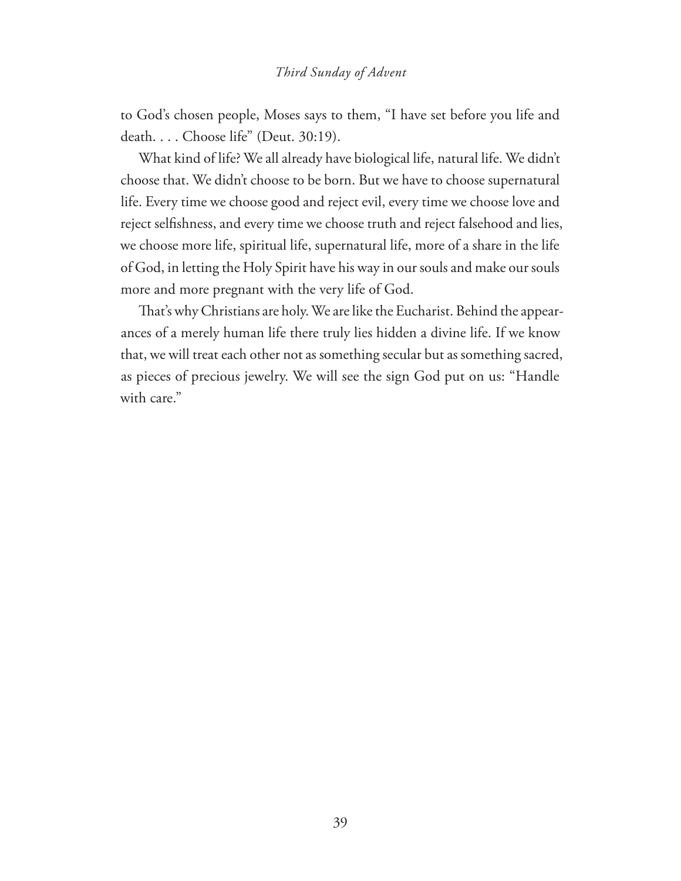to God's chosen people, Moses says to them, "I have set before you life and death. . . . Choose life" (Deut. 30:19).

What kind of life? We all already have biological life, natural life. We didn't choose that. We didn't choose to be born. But we have to choose supernatural life. Every time we choose good and reject evil, every time we choose love and reject selfishness, and every time we choose truth and reject falsehood and lies, we choose more life, spiritual life, supernatural life, more of a share in the life of God, in letting the Holy Spirit have his way in our souls and make our souls more and more pregnant with the very life of God.

That's why Christians are holy. We are like the Eucharist. Behind the appearances of a merely human life there truly lies hidden a divine life. If we know that, we will treat each other not as something secular but as something sacred, as pieces of precious jewelry. We will see the sign God put on us: "Handle with care."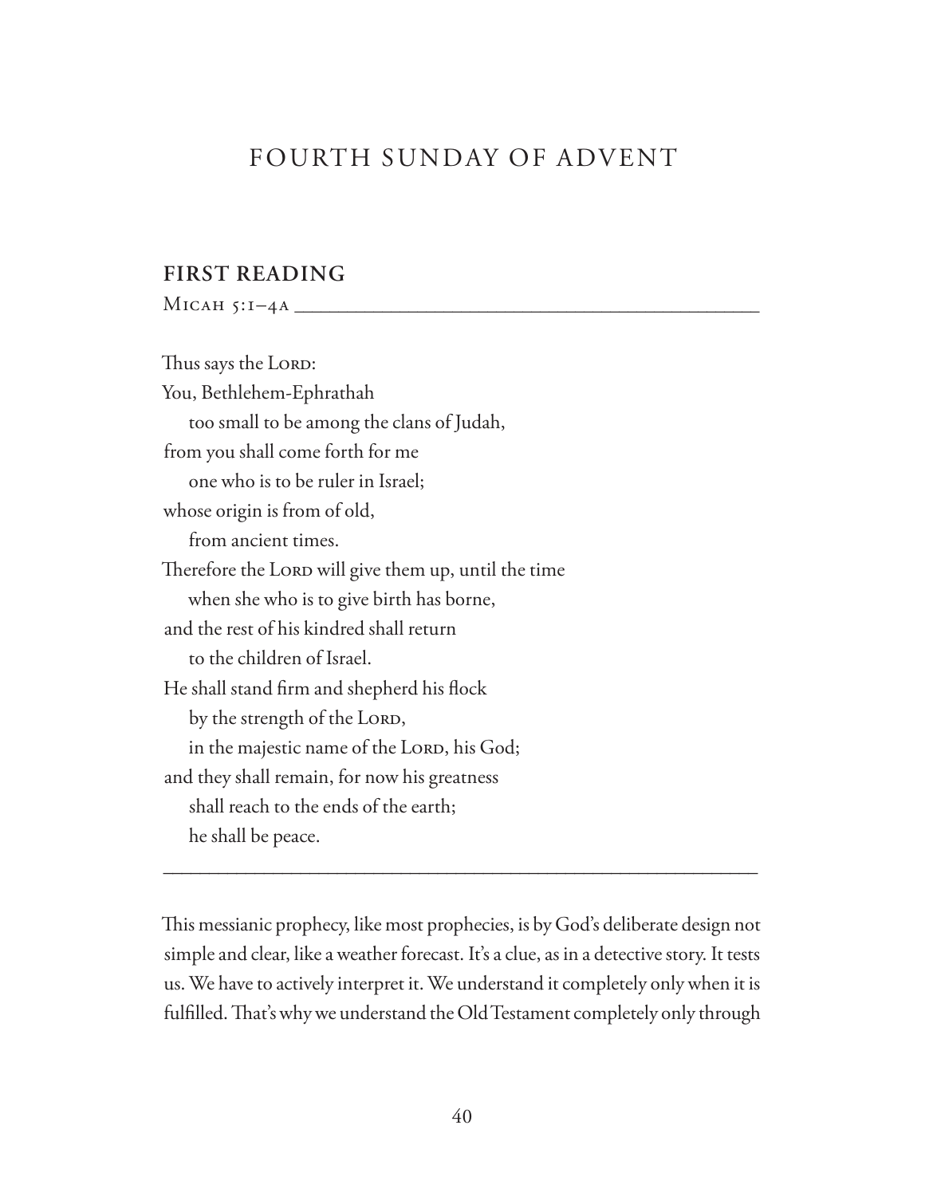# FOURTH SUNDAY OF ADVENT

## FIRST READING

MICAH 5:1–4A

Thus says the LORD:
You, Bethlehem-Ephrathah
  too small to be among the clans of Judah,
from you shall come forth for me
  one who is to be ruler in Israel;
whose origin is from of old,
  from ancient times.
Therefore the LORD will give them up, until the time
  when she who is to give birth has borne,
and the rest of his kindred shall return
  to the children of Israel.
He shall stand firm and shepherd his flock
  by the strength of the LORD,
  in the majestic name of the LORD, his God;
and they shall remain, for now his greatness
  shall reach to the ends of the earth;
  he shall be peace.

---

This messianic prophecy, like most prophecies, is by God's deliberate design not simple and clear, like a weather forecast. It's a clue, as in a detective story. It tests us. We have to actively interpret it. We understand it completely only when it is fulfilled. That's why we understand the Old Testament completely only through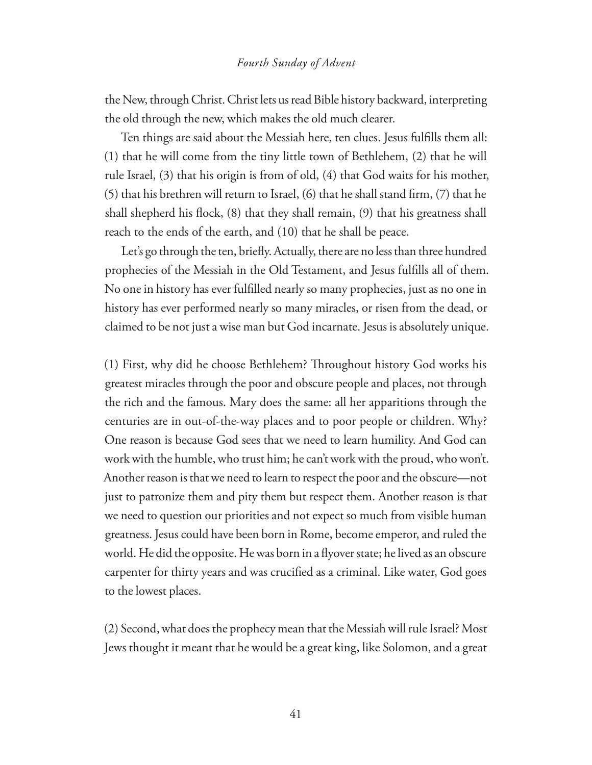the New, through Christ. Christ lets us read Bible history backward, interpreting the old through the new, which makes the old much clearer.

Ten things are said about the Messiah here, ten clues. Jesus fulfills them all: (1) that he will come from the tiny little town of Bethlehem, (2) that he will rule Israel, (3) that his origin is from of old, (4) that God waits for his mother, (5) that his brethren will return to Israel, (6) that he shall stand firm, (7) that he shall shepherd his flock, (8) that they shall remain, (9) that his greatness shall reach to the ends of the earth, and (10) that he shall be peace.

Let's go through the ten, briefly. Actually, there are no less than three hundred prophecies of the Messiah in the Old Testament, and Jesus fulfills all of them. No one in history has ever fulfilled nearly so many prophecies, just as no one in history has ever performed nearly so many miracles, or risen from the dead, or claimed to be not just a wise man but God incarnate. Jesus is absolutely unique.

(1) First, why did he choose Bethlehem? Throughout history God works his greatest miracles through the poor and obscure people and places, not through the rich and the famous. Mary does the same: all her apparitions through the centuries are in out-of-the-way places and to poor people or children. Why? One reason is because God sees that we need to learn humility. And God can work with the humble, who trust him; he can't work with the proud, who won't. Another reason is that we need to learn to respect the poor and the obscure—not just to patronize them and pity them but respect them. Another reason is that we need to question our priorities and not expect so much from visible human greatness. Jesus could have been born in Rome, become emperor, and ruled the world. He did the opposite. He was born in a flyover state; he lived as an obscure carpenter for thirty years and was crucified as a criminal. Like water, God goes to the lowest places.

(2) Second, what does the prophecy mean that the Messiah will rule Israel? Most Jews thought it meant that he would be a great king, like Solomon, and a great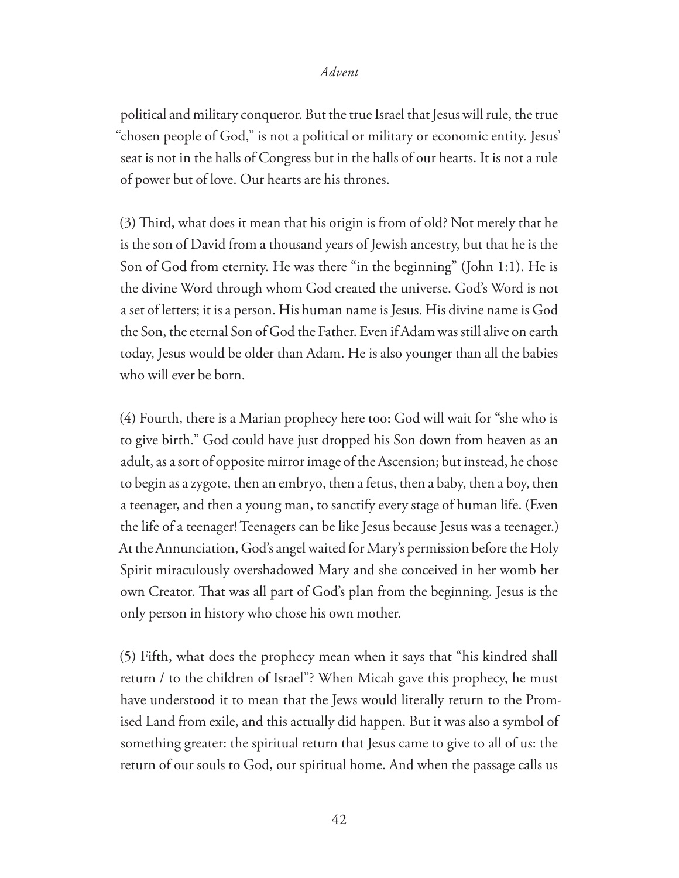political and military conqueror. But the true Israel that Jesus will rule, the true "chosen people of God," is not a political or military or economic entity. Jesus' seat is not in the halls of Congress but in the halls of our hearts. It is not a rule of power but of love. Our hearts are his thrones.

(3) Third, what does it mean that his origin is from of old? Not merely that he is the son of David from a thousand years of Jewish ancestry, but that he is the Son of God from eternity. He was there "in the beginning" (John 1:1). He is the divine Word through whom God created the universe. God's Word is not a set of letters; it is a person. His human name is Jesus. His divine name is God the Son, the eternal Son of God the Father. Even if Adam was still alive on earth today, Jesus would be older than Adam. He is also younger than all the babies who will ever be born.

(4) Fourth, there is a Marian prophecy here too: God will wait for "she who is to give birth." God could have just dropped his Son down from heaven as an adult, as a sort of opposite mirror image of the Ascension; but instead, he chose to begin as a zygote, then an embryo, then a fetus, then a baby, then a boy, then a teenager, and then a young man, to sanctify every stage of human life. (Even the life of a teenager! Teenagers can be like Jesus because Jesus was a teenager.) At the Annunciation, God's angel waited for Mary's permission before the Holy Spirit miraculously overshadowed Mary and she conceived in her womb her own Creator. That was all part of God's plan from the beginning. Jesus is the only person in history who chose his own mother.

(5) Fifth, what does the prophecy mean when it says that "his kindred shall return / to the children of Israel"? When Micah gave this prophecy, he must have understood it to mean that the Jews would literally return to the Promised Land from exile, and this actually did happen. But it was also a symbol of something greater: the spiritual return that Jesus came to give to all of us: the return of our souls to God, our spiritual home. And when the passage calls us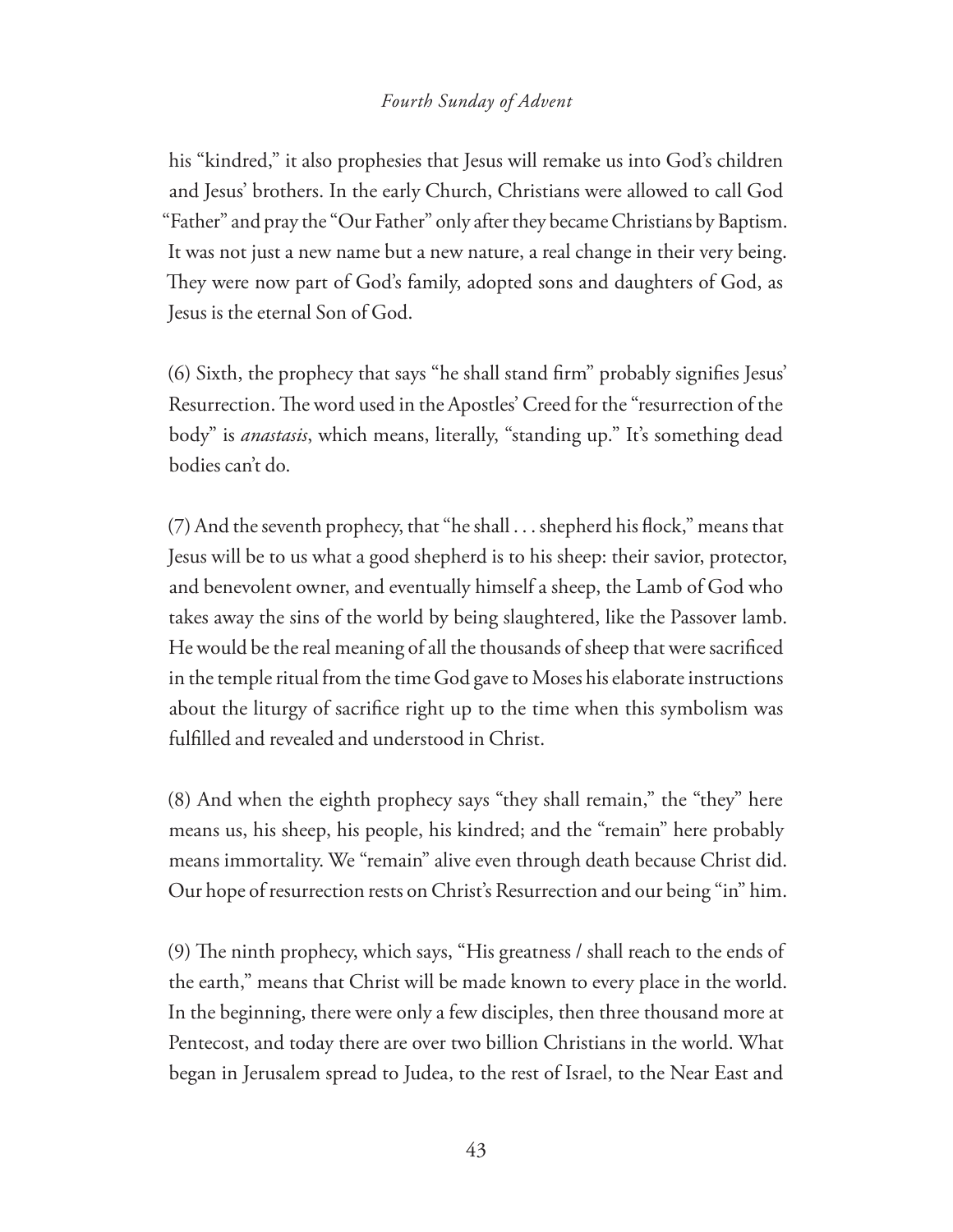his "kindred," it also prophesies that Jesus will remake us into God's children and Jesus' brothers. In the early Church, Christians were allowed to call God "Father" and pray the "Our Father" only after they became Christians by Baptism. It was not just a new name but a new nature, a real change in their very being. They were now part of God's family, adopted sons and daughters of God, as Jesus is the eternal Son of God.

(6) Sixth, the prophecy that says "he shall stand firm" probably signifies Jesus' Resurrection. The word used in the Apostles' Creed for the "resurrection of the body" is *anastasis*, which means, literally, "standing up." It's something dead bodies can't do.

(7) And the seventh prophecy, that "he shall . . . shepherd his flock," means that Jesus will be to us what a good shepherd is to his sheep: their savior, protector, and benevolent owner, and eventually himself a sheep, the Lamb of God who takes away the sins of the world by being slaughtered, like the Passover lamb. He would be the real meaning of all the thousands of sheep that were sacrificed in the temple ritual from the time God gave to Moses his elaborate instructions about the liturgy of sacrifice right up to the time when this symbolism was fulfilled and revealed and understood in Christ.

(8) And when the eighth prophecy says "they shall remain," the "they" here means us, his sheep, his people, his kindred; and the "remain" here probably means immortality. We "remain" alive even through death because Christ did. Our hope of resurrection rests on Christ's Resurrection and our being "in" him.

(9) The ninth prophecy, which says, "His greatness / shall reach to the ends of the earth," means that Christ will be made known to every place in the world. In the beginning, there were only a few disciples, then three thousand more at Pentecost, and today there are over two billion Christians in the world. What began in Jerusalem spread to Judea, to the rest of Israel, to the Near East and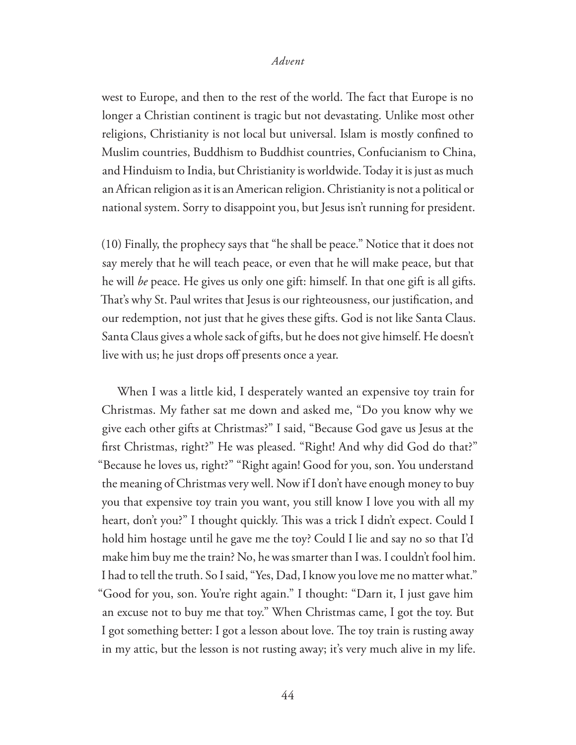west to Europe, and then to the rest of the world. The fact that Europe is no longer a Christian continent is tragic but not devastating. Unlike most other religions, Christianity is not local but universal. Islam is mostly confined to Muslim countries, Buddhism to Buddhist countries, Confucianism to China, and Hinduism to India, but Christianity is worldwide. Today it is just as much an African religion as it is an American religion. Christianity is not a political or national system. Sorry to disappoint you, but Jesus isn't running for president.

(10) Finally, the prophecy says that "he shall be peace." Notice that it does not say merely that he will teach peace, or even that he will make peace, but that he will *be* peace. He gives us only one gift: himself. In that one gift is all gifts. That's why St. Paul writes that Jesus is our righteousness, our justification, and our redemption, not just that he gives these gifts. God is not like Santa Claus. Santa Claus gives a whole sack of gifts, but he does not give himself. He doesn't live with us; he just drops off presents once a year.

When I was a little kid, I desperately wanted an expensive toy train for Christmas. My father sat me down and asked me, "Do you know why we give each other gifts at Christmas?" I said, "Because God gave us Jesus at the first Christmas, right?" He was pleased. "Right! And why did God do that?" "Because he loves us, right?" "Right again! Good for you, son. You understand the meaning of Christmas very well. Now if I don't have enough money to buy you that expensive toy train you want, you still know I love you with all my heart, don't you?" I thought quickly. This was a trick I didn't expect. Could I hold him hostage until he gave me the toy? Could I lie and say no so that I'd make him buy me the train? No, he was smarter than I was. I couldn't fool him. I had to tell the truth. So I said, "Yes, Dad, I know you love me no matter what." "Good for you, son. You're right again." I thought: "Darn it, I just gave him an excuse not to buy me that toy." When Christmas came, I got the toy. But I got something better: I got a lesson about love. The toy train is rusting away in my attic, but the lesson is not rusting away; it's very much alive in my life.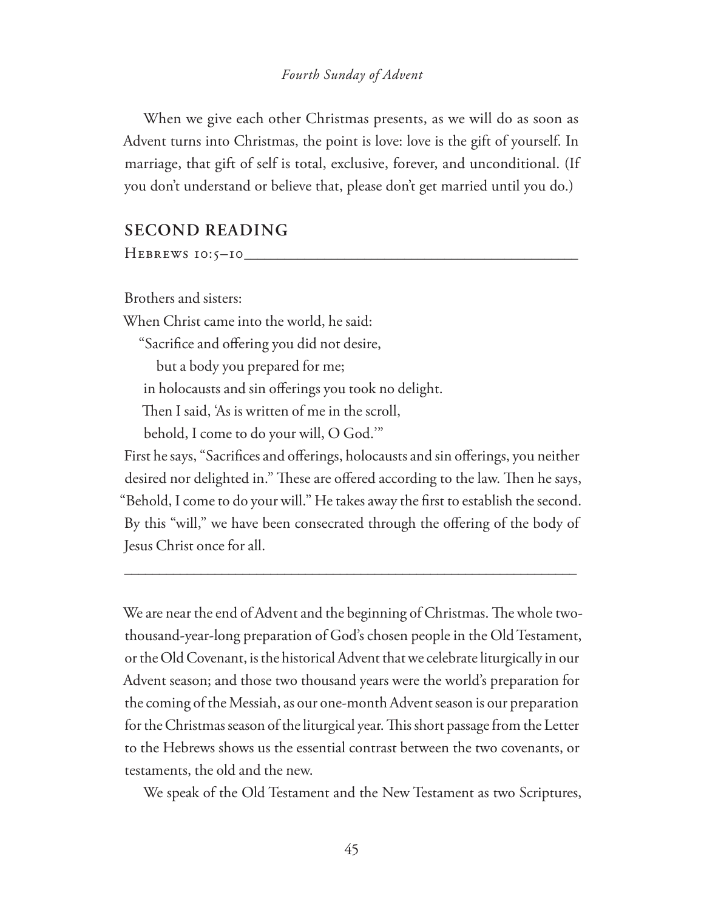When we give each other Christmas presents, as we will do as soon as Advent turns into Christmas, the point is love: love is the gift of yourself. In marriage, that gift of self is total, exclusive, forever, and unconditional. (If you don't understand or believe that, please don't get married until you do.)

## SECOND READING

Hebrews 10:5–10

Brothers and sisters:
When Christ came into the world, he said:
"Sacrifice and offering you did not desire,
but a body you prepared for me;
in holocausts and sin offerings you took no delight.
Then I said, 'As is written of me in the scroll,
behold, I come to do your will, O God.'"
First he says, "Sacrifices and offerings, holocausts and sin offerings, you neither desired nor delighted in." These are offered according to the law. Then he says, "Behold, I come to do your will." He takes away the first to establish the second. By this "will," we have been consecrated through the offering of the body of Jesus Christ once for all.

---

We are near the end of Advent and the beginning of Christmas. The whole two-thousand-year-long preparation of God's chosen people in the Old Testament, or the Old Covenant, is the historical Advent that we celebrate liturgically in our Advent season; and those two thousand years were the world's preparation for the coming of the Messiah, as our one-month Advent season is our preparation for the Christmas season of the liturgical year. This short passage from the Letter to the Hebrews shows us the essential contrast between the two covenants, or testaments, the old and the new.

We speak of the Old Testament and the New Testament as two Scriptures,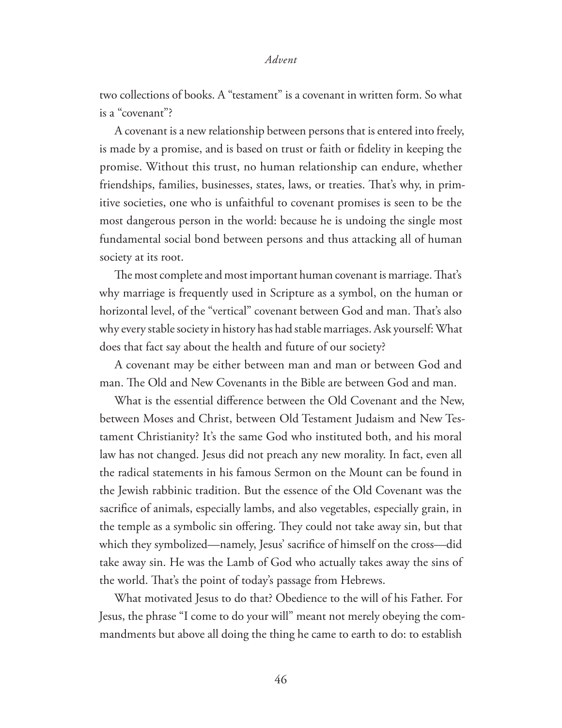two collections of books. A "testament" is a covenant in written form. So what is a "covenant"?

A covenant is a new relationship between persons that is entered into freely, is made by a promise, and is based on trust or faith or fidelity in keeping the promise. Without this trust, no human relationship can endure, whether friendships, families, businesses, states, laws, or treaties. That's why, in primitive societies, one who is unfaithful to covenant promises is seen to be the most dangerous person in the world: because he is undoing the single most fundamental social bond between persons and thus attacking all of human society at its root.

The most complete and most important human covenant is marriage. That's why marriage is frequently used in Scripture as a symbol, on the human or horizontal level, of the "vertical" covenant between God and man. That's also why every stable society in history has had stable marriages. Ask yourself: What does that fact say about the health and future of our society?

A covenant may be either between man and man or between God and man. The Old and New Covenants in the Bible are between God and man.

What is the essential difference between the Old Covenant and the New, between Moses and Christ, between Old Testament Judaism and New Testament Christianity? It's the same God who instituted both, and his moral law has not changed. Jesus did not preach any new morality. In fact, even all the radical statements in his famous Sermon on the Mount can be found in the Jewish rabbinic tradition. But the essence of the Old Covenant was the sacrifice of animals, especially lambs, and also vegetables, especially grain, in the temple as a symbolic sin offering. They could not take away sin, but that which they symbolized—namely, Jesus' sacrifice of himself on the cross—did take away sin. He was the Lamb of God who actually takes away the sins of the world. That's the point of today's passage from Hebrews.

What motivated Jesus to do that? Obedience to the will of his Father. For Jesus, the phrase "I come to do your will" meant not merely obeying the commandments but above all doing the thing he came to earth to do: to establish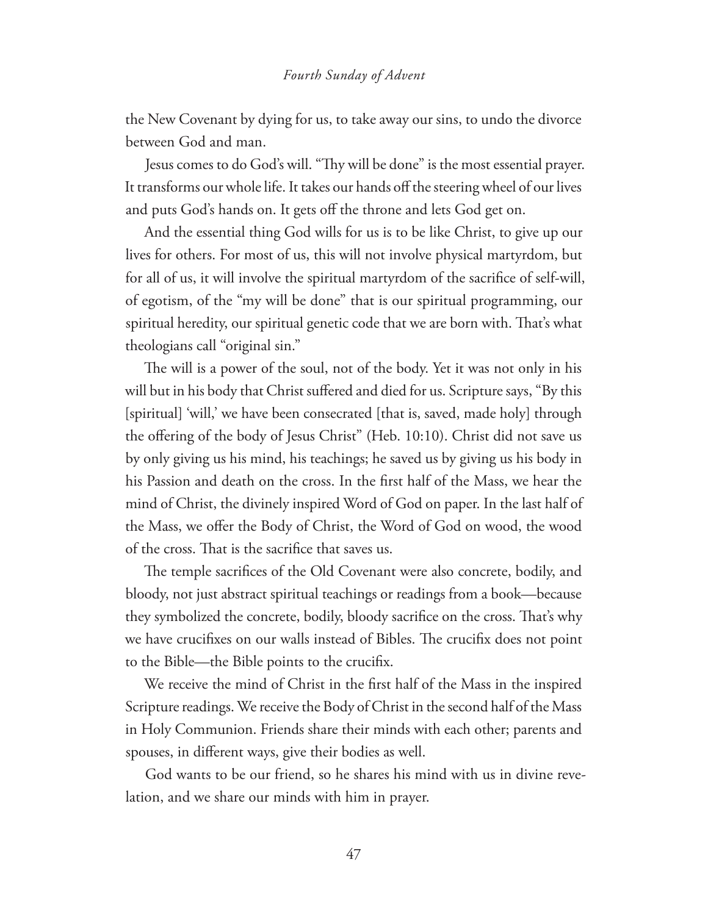the New Covenant by dying for us, to take away our sins, to undo the divorce between God and man.

Jesus comes to do God's will. "Thy will be done" is the most essential prayer. It transforms our whole life. It takes our hands off the steering wheel of our lives and puts God's hands on. It gets off the throne and lets God get on.

And the essential thing God wills for us is to be like Christ, to give up our lives for others. For most of us, this will not involve physical martyrdom, but for all of us, it will involve the spiritual martyrdom of the sacrifice of self-will, of egotism, of the "my will be done" that is our spiritual programming, our spiritual heredity, our spiritual genetic code that we are born with. That's what theologians call "original sin."

The will is a power of the soul, not of the body. Yet it was not only in his will but in his body that Christ suffered and died for us. Scripture says, "By this [spiritual] 'will,' we have been consecrated [that is, saved, made holy] through the offering of the body of Jesus Christ" (Heb. 10:10). Christ did not save us by only giving us his mind, his teachings; he saved us by giving us his body in his Passion and death on the cross. In the first half of the Mass, we hear the mind of Christ, the divinely inspired Word of God on paper. In the last half of the Mass, we offer the Body of Christ, the Word of God on wood, the wood of the cross. That is the sacrifice that saves us.

The temple sacrifices of the Old Covenant were also concrete, bodily, and bloody, not just abstract spiritual teachings or readings from a book—because they symbolized the concrete, bodily, bloody sacrifice on the cross. That's why we have crucifixes on our walls instead of Bibles. The crucifix does not point to the Bible—the Bible points to the crucifix.

We receive the mind of Christ in the first half of the Mass in the inspired Scripture readings. We receive the Body of Christ in the second half of the Mass in Holy Communion. Friends share their minds with each other; parents and spouses, in different ways, give their bodies as well.

God wants to be our friend, so he shares his mind with us in divine revelation, and we share our minds with him in prayer.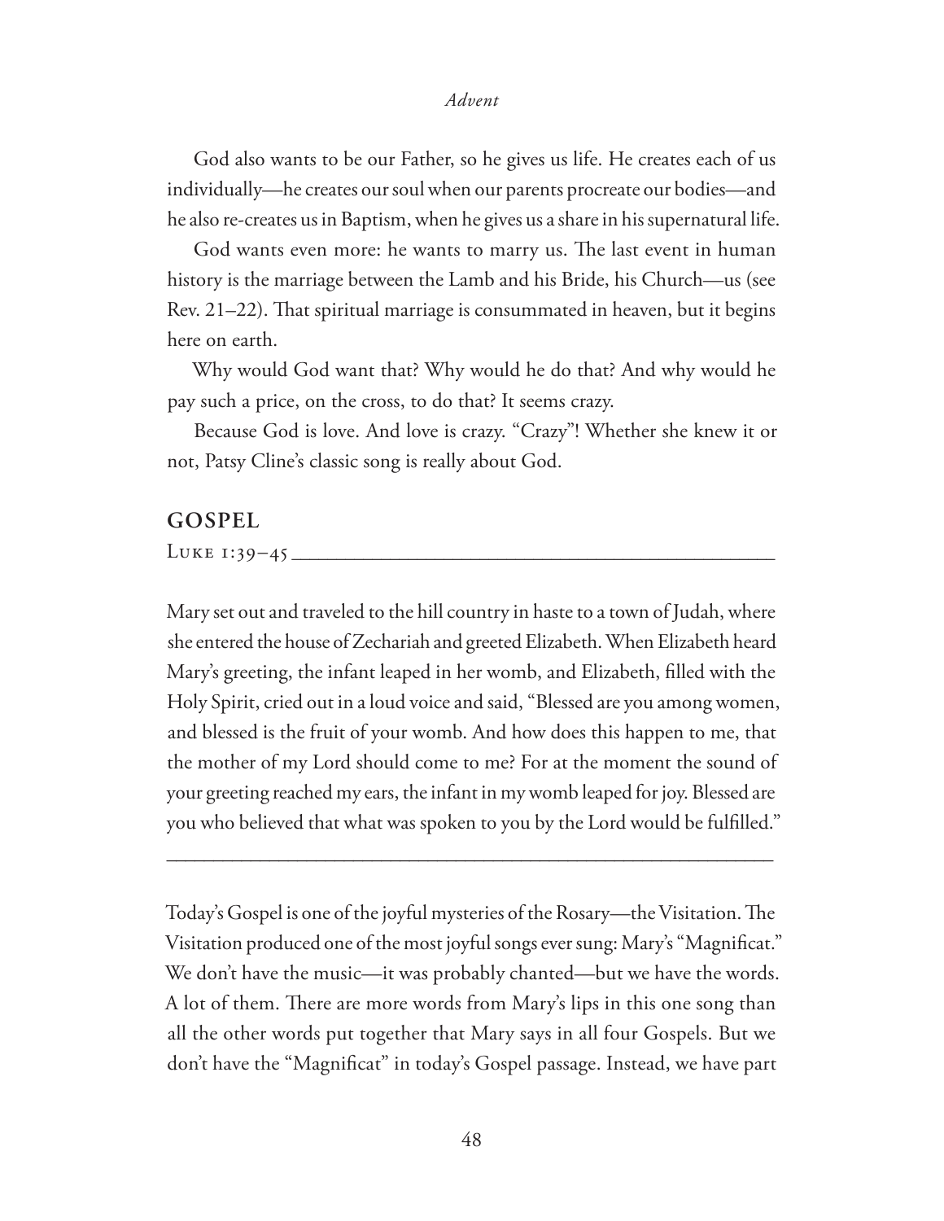God also wants to be our Father, so he gives us life. He creates each of us individually—he creates our soul when our parents procreate our bodies—and he also re-creates us in Baptism, when he gives us a share in his supernatural life.

God wants even more: he wants to marry us. The last event in human history is the marriage between the Lamb and his Bride, his Church—us (see Rev. 21–22). That spiritual marriage is consummated in heaven, but it begins here on earth.

Why would God want that? Why would he do that? And why would he pay such a price, on the cross, to do that? It seems crazy.

Because God is love. And love is crazy. "Crazy"! Whether she knew it or not, Patsy Cline's classic song is really about God.

## GOSPEL

Luke 1:39–45

Mary set out and traveled to the hill country in haste to a town of Judah, where she entered the house of Zechariah and greeted Elizabeth. When Elizabeth heard Mary's greeting, the infant leaped in her womb, and Elizabeth, filled with the Holy Spirit, cried out in a loud voice and said, "Blessed are you among women, and blessed is the fruit of your womb. And how does this happen to me, that the mother of my Lord should come to me? For at the moment the sound of your greeting reached my ears, the infant in my womb leaped for joy. Blessed are you who believed that what was spoken to you by the Lord would be fulfilled."

---

Today's Gospel is one of the joyful mysteries of the Rosary—the Visitation. The Visitation produced one of the most joyful songs ever sung: Mary's "Magnificat." We don't have the music—it was probably chanted—but we have the words. A lot of them. There are more words from Mary's lips in this one song than all the other words put together that Mary says in all four Gospels. But we don't have the "Magnificat" in today's Gospel passage. Instead, we have part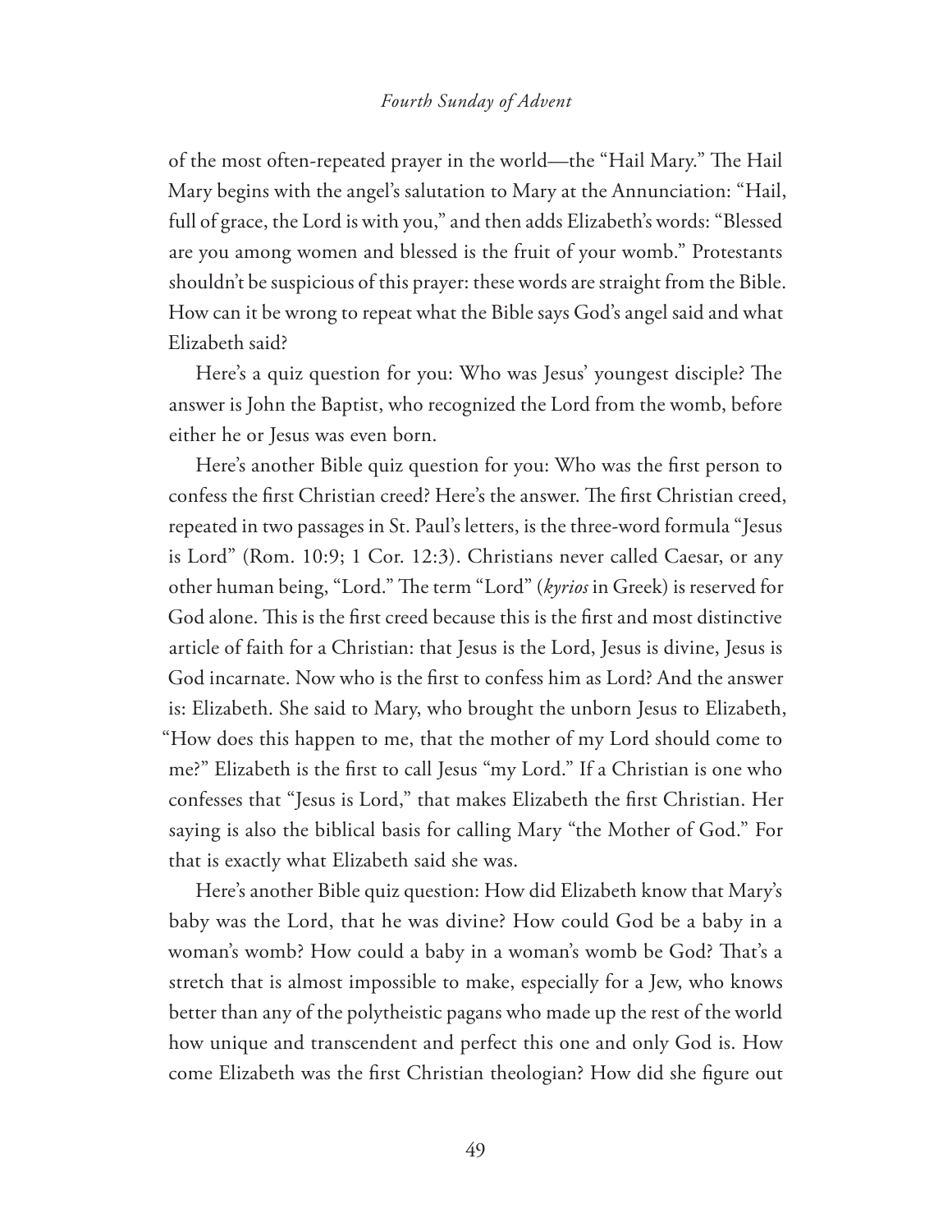of the most often-repeated prayer in the world—the "Hail Mary." The Hail Mary begins with the angel's salutation to Mary at the Annunciation: "Hail, full of grace, the Lord is with you," and then adds Elizabeth's words: "Blessed are you among women and blessed is the fruit of your womb." Protestants shouldn't be suspicious of this prayer: these words are straight from the Bible. How can it be wrong to repeat what the Bible says God's angel said and what Elizabeth said?

Here's a quiz question for you: Who was Jesus' youngest disciple? The answer is John the Baptist, who recognized the Lord from the womb, before either he or Jesus was even born.

Here's another Bible quiz question for you: Who was the first person to confess the first Christian creed? Here's the answer. The first Christian creed, repeated in two passages in St. Paul's letters, is the three-word formula "Jesus is Lord" (Rom. 10:9; 1 Cor. 12:3). Christians never called Caesar, or any other human being, "Lord." The term "Lord" (*kyrios* in Greek) is reserved for God alone. This is the first creed because this is the first and most distinctive article of faith for a Christian: that Jesus is the Lord, Jesus is divine, Jesus is God incarnate. Now who is the first to confess him as Lord? And the answer is: Elizabeth. She said to Mary, who brought the unborn Jesus to Elizabeth, "How does this happen to me, that the mother of my Lord should come to me?" Elizabeth is the first to call Jesus "my Lord." If a Christian is one who confesses that "Jesus is Lord," that makes Elizabeth the first Christian. Her saying is also the biblical basis for calling Mary "the Mother of God." For that is exactly what Elizabeth said she was.

Here's another Bible quiz question: How did Elizabeth know that Mary's baby was the Lord, that he was divine? How could God be a baby in a woman's womb? How could a baby in a woman's womb be God? That's a stretch that is almost impossible to make, especially for a Jew, who knows better than any of the polytheistic pagans who made up the rest of the world how unique and transcendent and perfect this one and only God is. How come Elizabeth was the first Christian theologian? How did she figure out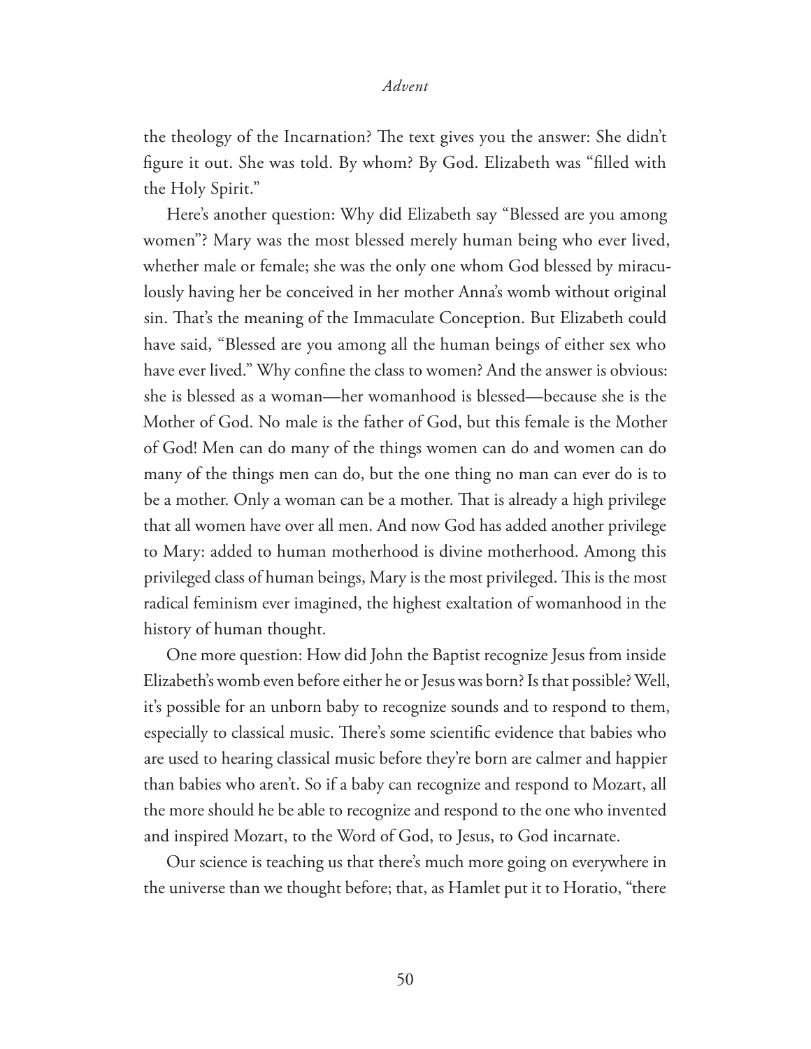the theology of the Incarnation? The text gives you the answer: She didn't figure it out. She was told. By whom? By God. Elizabeth was "filled with the Holy Spirit."

Here's another question: Why did Elizabeth say "Blessed are you among women"? Mary was the most blessed merely human being who ever lived, whether male or female; she was the only one whom God blessed by miraculously having her be conceived in her mother Anna's womb without original sin. That's the meaning of the Immaculate Conception. But Elizabeth could have said, "Blessed are you among all the human beings of either sex who have ever lived." Why confine the class to women? And the answer is obvious: she is blessed as a woman—her womanhood is blessed—because she is the Mother of God. No male is the father of God, but this female is the Mother of God! Men can do many of the things women can do and women can do many of the things men can do, but the one thing no man can ever do is to be a mother. Only a woman can be a mother. That is already a high privilege that all women have over all men. And now God has added another privilege to Mary: added to human motherhood is divine motherhood. Among this privileged class of human beings, Mary is the most privileged. This is the most radical feminism ever imagined, the highest exaltation of womanhood in the history of human thought.

One more question: How did John the Baptist recognize Jesus from inside Elizabeth's womb even before either he or Jesus was born? Is that possible? Well, it's possible for an unborn baby to recognize sounds and to respond to them, especially to classical music. There's some scientific evidence that babies who are used to hearing classical music before they're born are calmer and happier than babies who aren't. So if a baby can recognize and respond to Mozart, all the more should he be able to recognize and respond to the one who invented and inspired Mozart, to the Word of God, to Jesus, to God incarnate.

Our science is teaching us that there's much more going on everywhere in the universe than we thought before; that, as Hamlet put it to Horatio, "there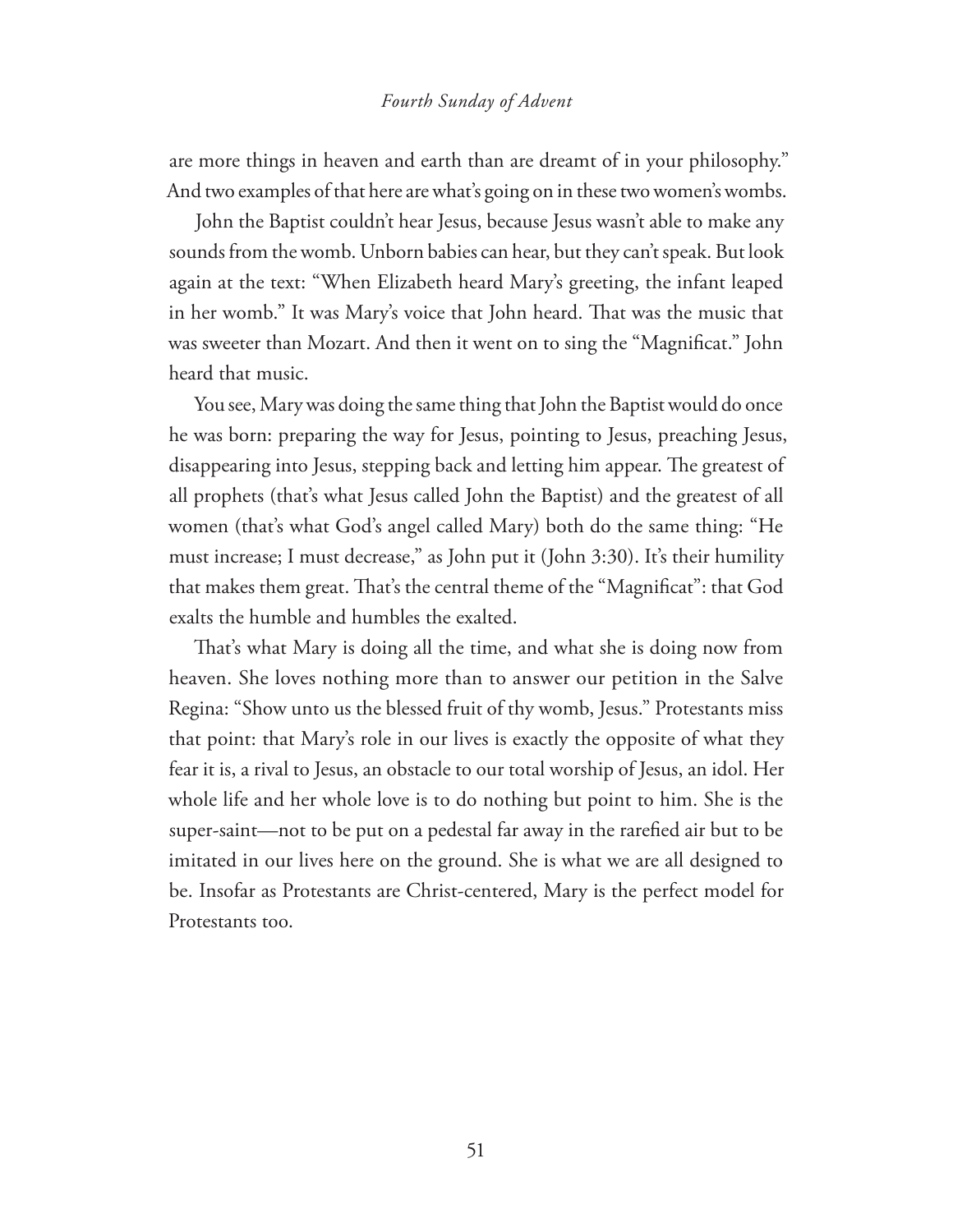are more things in heaven and earth than are dreamt of in your philosophy." And two examples of that here are what's going on in these two women's wombs.

John the Baptist couldn't hear Jesus, because Jesus wasn't able to make any sounds from the womb. Unborn babies can hear, but they can't speak. But look again at the text: "When Elizabeth heard Mary's greeting, the infant leaped in her womb." It was Mary's voice that John heard. That was the music that was sweeter than Mozart. And then it went on to sing the "Magnificat." John heard that music.

You see, Mary was doing the same thing that John the Baptist would do once he was born: preparing the way for Jesus, pointing to Jesus, preaching Jesus, disappearing into Jesus, stepping back and letting him appear. The greatest of all prophets (that's what Jesus called John the Baptist) and the greatest of all women (that's what God's angel called Mary) both do the same thing: "He must increase; I must decrease," as John put it (John 3:30). It's their humility that makes them great. That's the central theme of the "Magnificat": that God exalts the humble and humbles the exalted.

That's what Mary is doing all the time, and what she is doing now from heaven. She loves nothing more than to answer our petition in the Salve Regina: "Show unto us the blessed fruit of thy womb, Jesus." Protestants miss that point: that Mary's role in our lives is exactly the opposite of what they fear it is, a rival to Jesus, an obstacle to our total worship of Jesus, an idol. Her whole life and her whole love is to do nothing but point to him. She is the super-saint—not to be put on a pedestal far away in the rarefied air but to be imitated in our lives here on the ground. She is what we are all designed to be. Insofar as Protestants are Christ-centered, Mary is the perfect model for Protestants too.